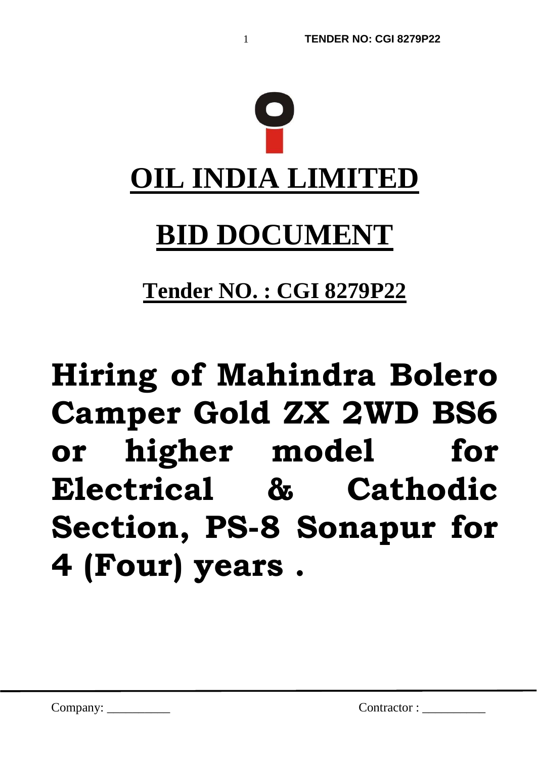# OIL INDIA LIMITED

# BID DOCUMENT

## Tender NO. : CGI 8279P22

# Hiring of Mahindra Bolero Camper Gold ZX 2WD BS6 or higher model for Electrical & Cathodic Section, PS-8 Sonapur for 4 (Four) years .

Company: __________ Contractor : __________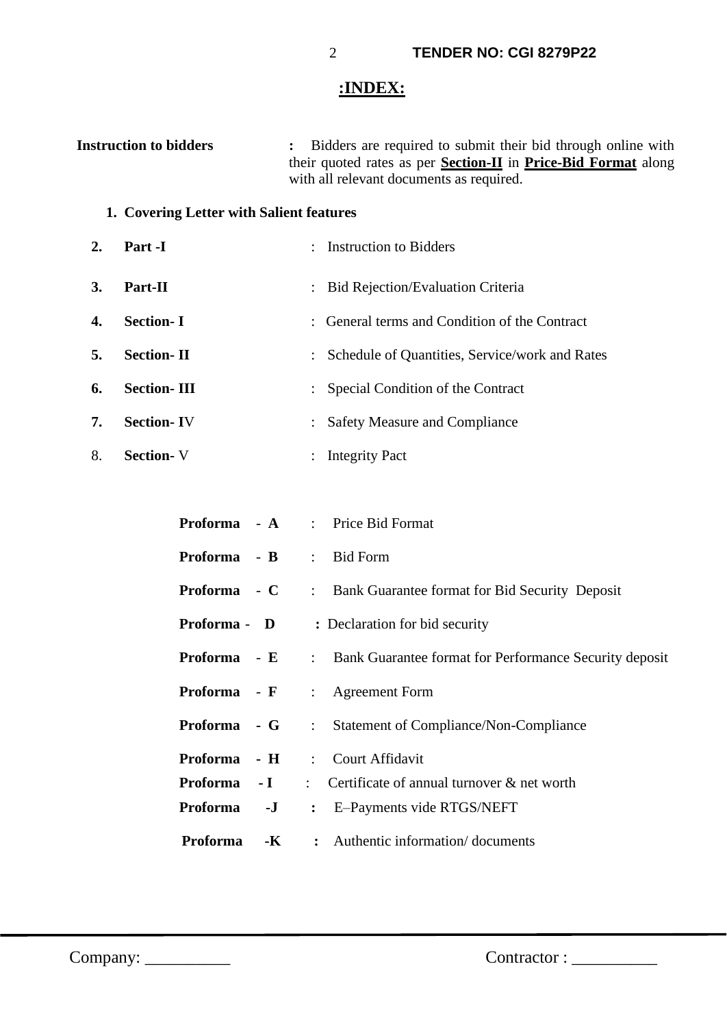## :INDEX:

**Instruction to bidders** : Bidders are required to submit their bid through online with their quoted rates as per **Section-II** in **Price-Bid Format** along with all relevant documents as required.

1. **Covering Letter with Salient features**

| | | |
|---|---|---|
| **2.** | **Part -I** | : Instruction to Bidders |
| **3.** | **Part-II** | : Bid Rejection/Evaluation Criteria |
| **4.** | **Section- I** | : General terms and Condition of the Contract |
| **5.** | **Section- II** | : Schedule of Quantities, Service/work and Rates |
| **6.** | **Section- III** | : Special Condition of the Contract |
| **7.** | **Section- I**V | : Safety Measure and Compliance |
| 8. | **Section-** V | : Integrity Pact |

| | |
|---|---|
| **Proforma - A** | : Price Bid Format |
| **Proforma - B** | : Bid Form |
| **Proforma - C** | : Bank Guarantee format for Bid Security Deposit |
| **Proforma - D** | **:** Declaration for bid security |
| **Proforma - E** | : Bank Guarantee format for Performance Security deposit |
| **Proforma - F** | : Agreement Form |
| **Proforma - G** | : Statement of Compliance/Non-Compliance |
| **Proforma - H** | : Court Affidavit |
| **Proforma - I** | : Certificate of annual turnover & net worth |
| **Proforma -J** | **:** E–Payments vide RTGS/NEFT |
| **Proforma -K** | **:** Authentic information/ documents |

Company: __________ Contractor : __________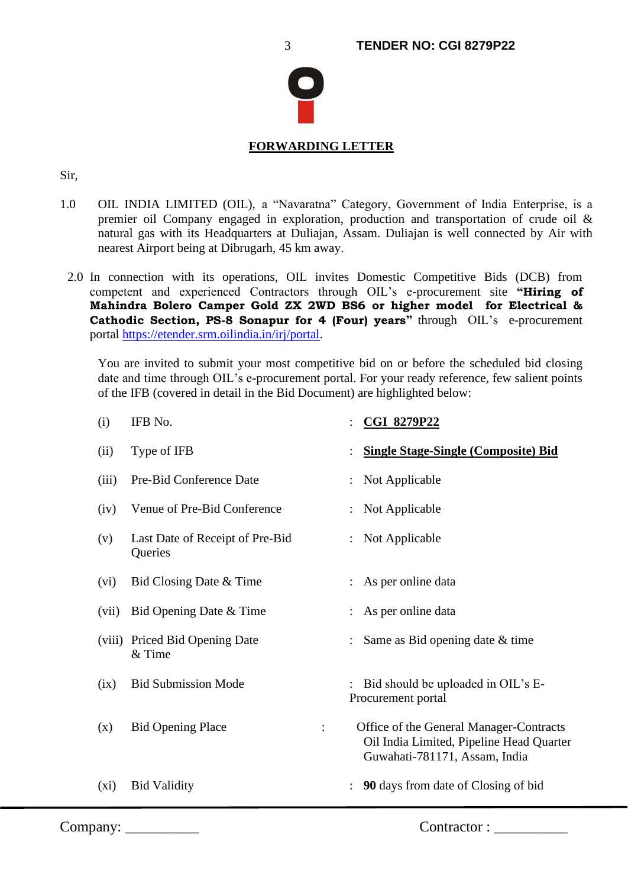## FORWARDING LETTER

Sir,

1.0 OIL INDIA LIMITED (OIL), a "Navaratna" Category, Government of India Enterprise, is a premier oil Company engaged in exploration, production and transportation of crude oil & natural gas with its Headquarters at Duliajan, Assam. Duliajan is well connected by Air with nearest Airport being at Dibrugarh, 45 km away.

2.0 In connection with its operations, OIL invites Domestic Competitive Bids (DCB) from competent and experienced Contractors through OIL's e-procurement site **"Hiring of Mahindra Bolero Camper Gold ZX 2WD BS6 or higher model for Electrical & Cathodic Section, PS-8 Sonapur for 4 (Four) years"** through OIL's e-procurement portal https://etender.srm.oilindia.in/irj/portal.

You are invited to submit your most competitive bid on or before the scheduled bid closing date and time through OIL's e-procurement portal. For your ready reference, few salient points of the IFB (covered in detail in the Bid Document) are highlighted below:

| | | | |
|---|---|---|---|
| (i) | IFB No. | : | **CGI 8279P22** |
| (ii) | Type of IFB | : | **Single Stage-Single (Composite) Bid** |
| (iii) | Pre-Bid Conference Date | : | Not Applicable |
| (iv) | Venue of Pre-Bid Conference | : | Not Applicable |
| (v) | Last Date of Receipt of Pre-Bid Queries | : | Not Applicable |
| (vi) | Bid Closing Date & Time | : | As per online data |
| (vii) | Bid Opening Date & Time | : | As per online data |
| (viii) | Priced Bid Opening Date & Time | : | Same as Bid opening date & time |
| (ix) | Bid Submission Mode | : | Bid should be uploaded in OIL's E-Procurement portal |
| (x) | Bid Opening Place | : | Office of the General Manager-Contracts Oil India Limited, Pipeline Head Quarter Guwahati-781171, Assam, India |
| (xi) | Bid Validity | : | **90** days from date of Closing of bid |

Company: __________ Contractor : __________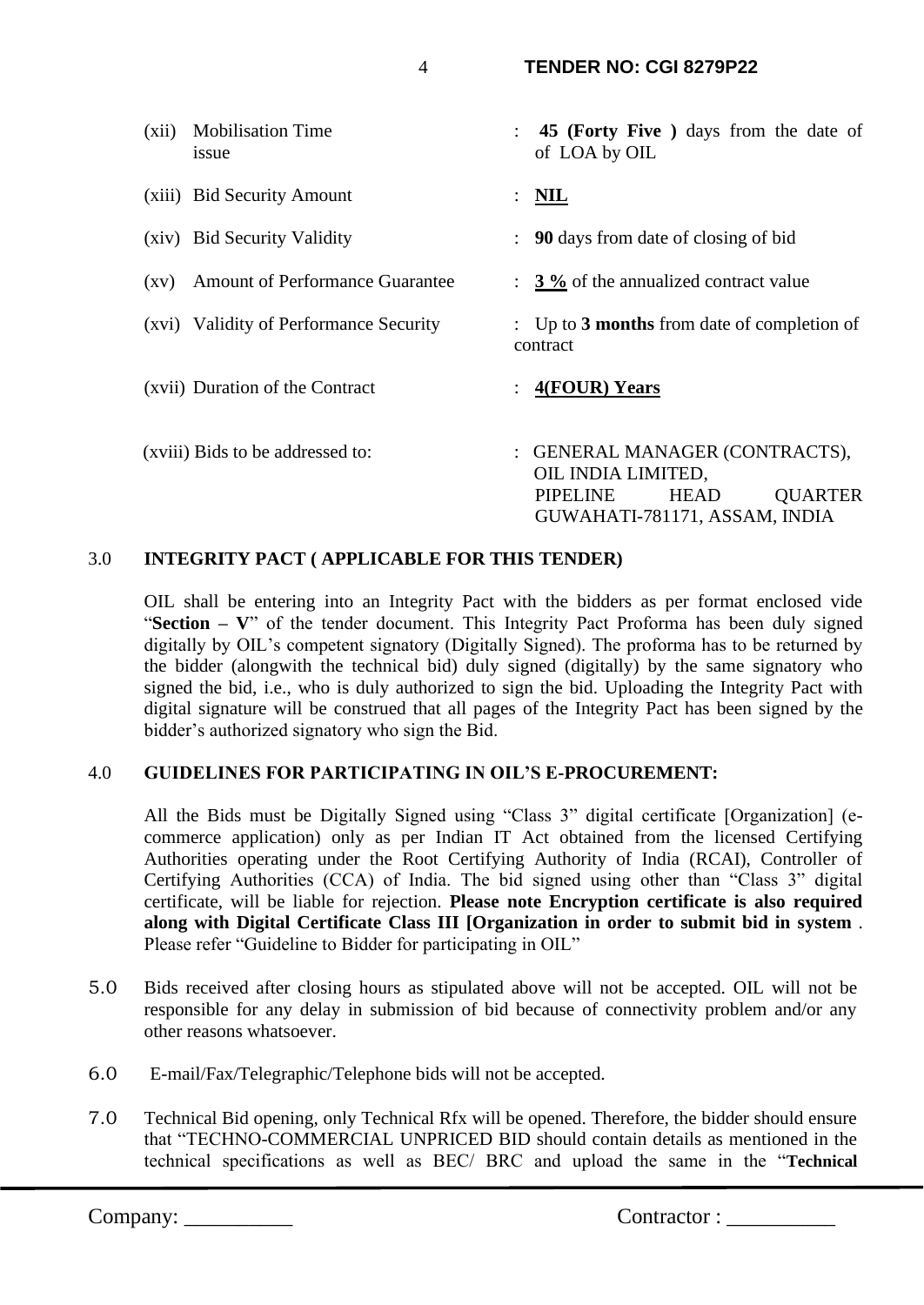| | | |
|---|---|---|
| (xii) | Mobilisation Time | : **45 (Forty Five )** days from the date of issue of LOA by OIL |
| (xiii) | Bid Security Amount | : **NIL** |
| (xiv) | Bid Security Validity | : **90** days from date of closing of bid |
| (xv) | Amount of Performance Guarantee | : **3 %** of the annualized contract value |
| (xvi) | Validity of Performance Security | : Up to **3 months** from date of completion of contract |
| (xvii) | Duration of the Contract | : **4(FOUR) Years** |
| (xviii) | Bids to be addressed to: | : GENERAL MANAGER (CONTRACTS), OIL INDIA LIMITED, PIPELINE HEAD QUARTER GUWAHATI-781171, ASSAM, INDIA |

**3.0 INTEGRITY PACT ( APPLICABLE FOR THIS TENDER)**

OIL shall be entering into an Integrity Pact with the bidders as per format enclosed vide "**Section – V**" of the tender document. This Integrity Pact Proforma has been duly signed digitally by OIL's competent signatory (Digitally Signed). The proforma has to be returned by the bidder (alongwith the technical bid) duly signed (digitally) by the same signatory who signed the bid, i.e., who is duly authorized to sign the bid. Uploading the Integrity Pact with digital signature will be construed that all pages of the Integrity Pact has been signed by the bidder's authorized signatory who sign the Bid.

**4.0 GUIDELINES FOR PARTICIPATING IN OIL'S E-PROCUREMENT:**

All the Bids must be Digitally Signed using "Class 3" digital certificate [Organization] (e-commerce application) only as per Indian IT Act obtained from the licensed Certifying Authorities operating under the Root Certifying Authority of India (RCAI), Controller of Certifying Authorities (CCA) of India. The bid signed using other than "Class 3" digital certificate, will be liable for rejection. **Please note Encryption certificate is also required along with Digital Certificate Class III [Organization in order to submit bid in system** . Please refer "Guideline to Bidder for participating in OIL"

5.0 Bids received after closing hours as stipulated above will not be accepted. OIL will not be responsible for any delay in submission of bid because of connectivity problem and/or any other reasons whatsoever.

6.0 E-mail/Fax/Telegraphic/Telephone bids will not be accepted.

7.0 Technical Bid opening, only Technical Rfx will be opened. Therefore, the bidder should ensure that "TECHNO-COMMERCIAL UNPRICED BID should contain details as mentioned in the technical specifications as well as BEC/ BRC and upload the same in the "**Technical**

Company: __________ Contractor : __________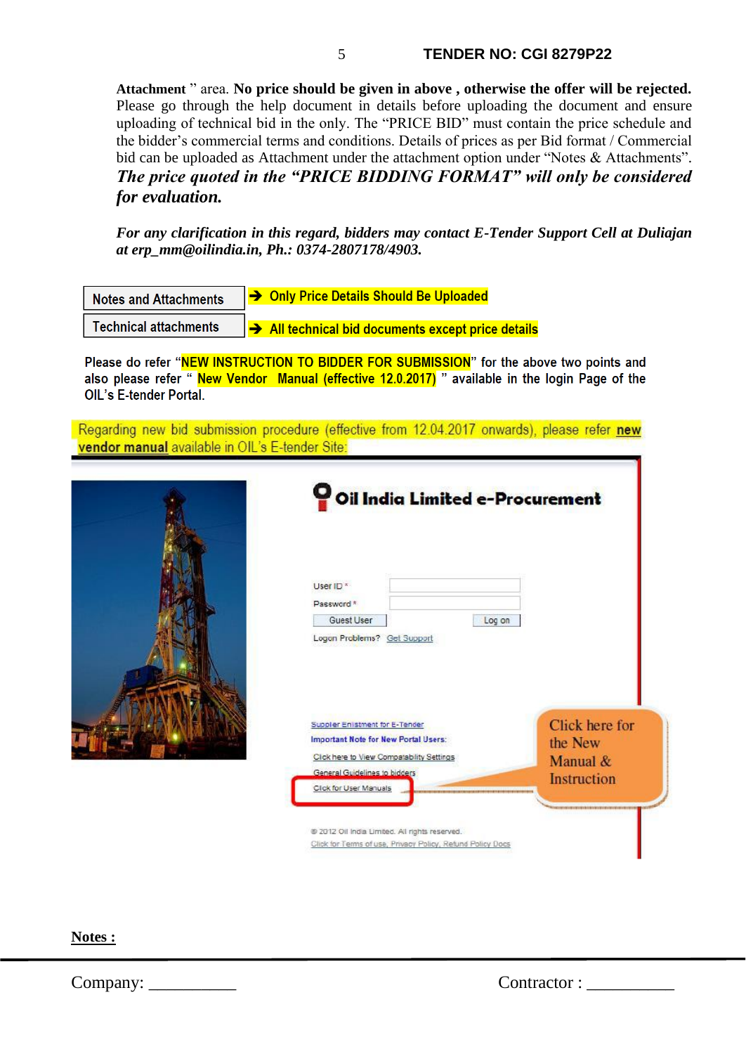**Attachment** " area. **No price should be given in above , otherwise the offer will be rejected.** Please go through the help document in details before uploading the document and ensure uploading of technical bid in the only. The "PRICE BID" must contain the price schedule and the bidder's commercial terms and conditions. Details of prices as per Bid format / Commercial bid can be uploaded as Attachment under the attachment option under "Notes & Attachments".
***The price quoted in the "PRICE BIDDING FORMAT" will only be considered for evaluation.***

***For any clarification in this regard, bidders may contact E-Tender Support Cell at Duliajan at erp_mm@oilindia.in, Ph.: 0374-2807178/4903.***

| Notes and Attachments | ➔ Only Price Details Should Be Uploaded |
|---|---|
| Technical attachments | ➔ All technical bid documents except price details |

Please do refer "NEW INSTRUCTION TO BIDDER FOR SUBMISSION" for the above two points and also please refer " New Vendor Manual (effective 12.0.2017) " available in the login Page of the OIL's E-tender Portal.

Regarding new bid submission procedure (effective from 12.04.2017 onwards), please refer **new vendor manual** available in OIL's E-tender Site:

**Notes :**

Company: __________ Contractor : __________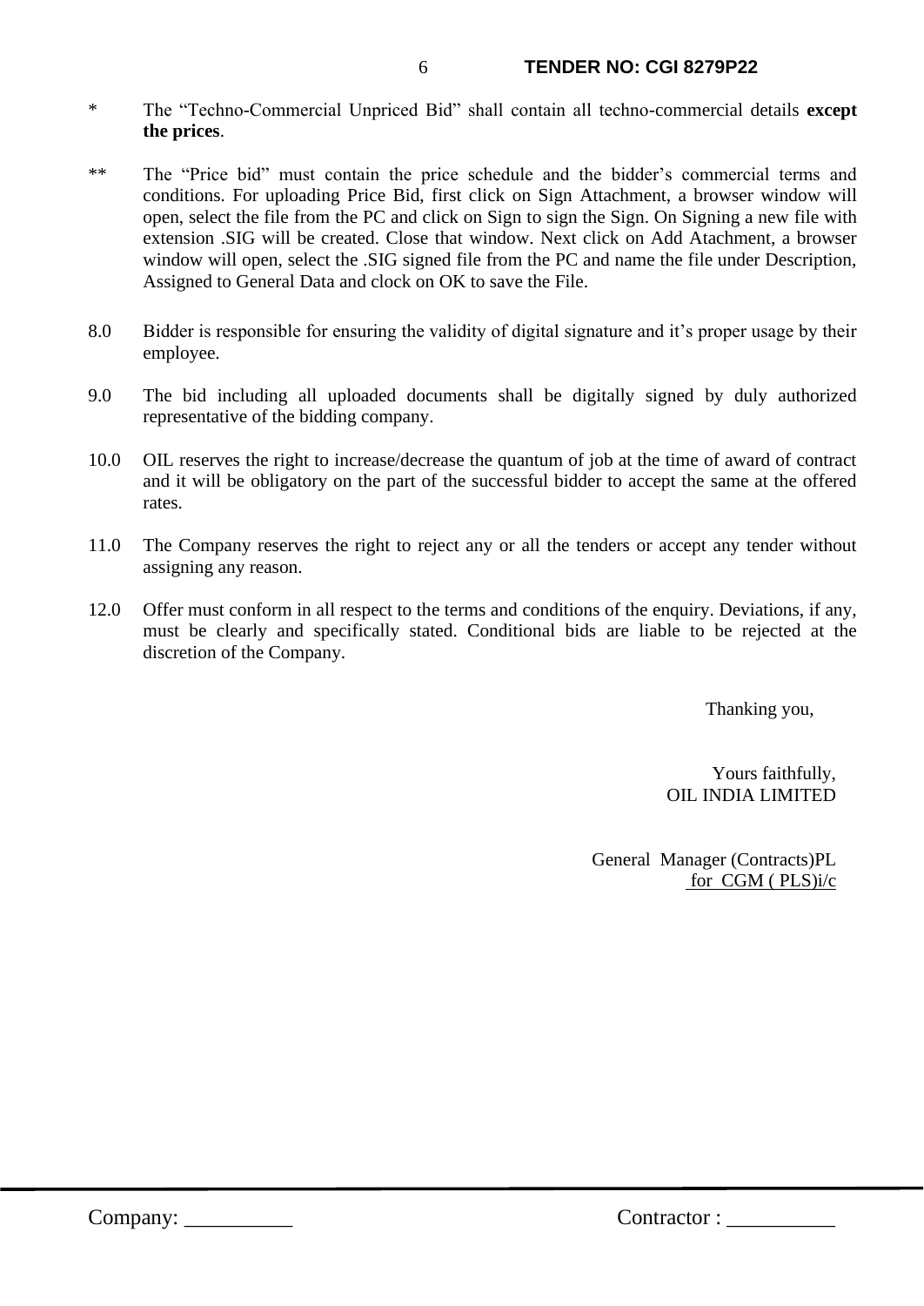\* The "Techno-Commercial Unpriced Bid" shall contain all techno-commercial details **except the prices**.

\*\* The "Price bid" must contain the price schedule and the bidder's commercial terms and conditions. For uploading Price Bid, first click on Sign Attachment, a browser window will open, select the file from the PC and click on Sign to sign the Sign. On Signing a new file with extension .SIG will be created. Close that window. Next click on Add Atachment, a browser window will open, select the .SIG signed file from the PC and name the file under Description, Assigned to General Data and clock on OK to save the File.

8.0 Bidder is responsible for ensuring the validity of digital signature and it's proper usage by their employee.

9.0 The bid including all uploaded documents shall be digitally signed by duly authorized representative of the bidding company.

10.0 OIL reserves the right to increase/decrease the quantum of job at the time of award of contract and it will be obligatory on the part of the successful bidder to accept the same at the offered rates.

11.0 The Company reserves the right to reject any or all the tenders or accept any tender without assigning any reason.

12.0 Offer must conform in all respect to the terms and conditions of the enquiry. Deviations, if any, must be clearly and specifically stated. Conditional bids are liable to be rejected at the discretion of the Company.

Thanking you,

Yours faithfully,
OIL INDIA LIMITED

General Manager (Contracts)PL
for CGM ( PLS)i/c

Company: __________ Contractor : __________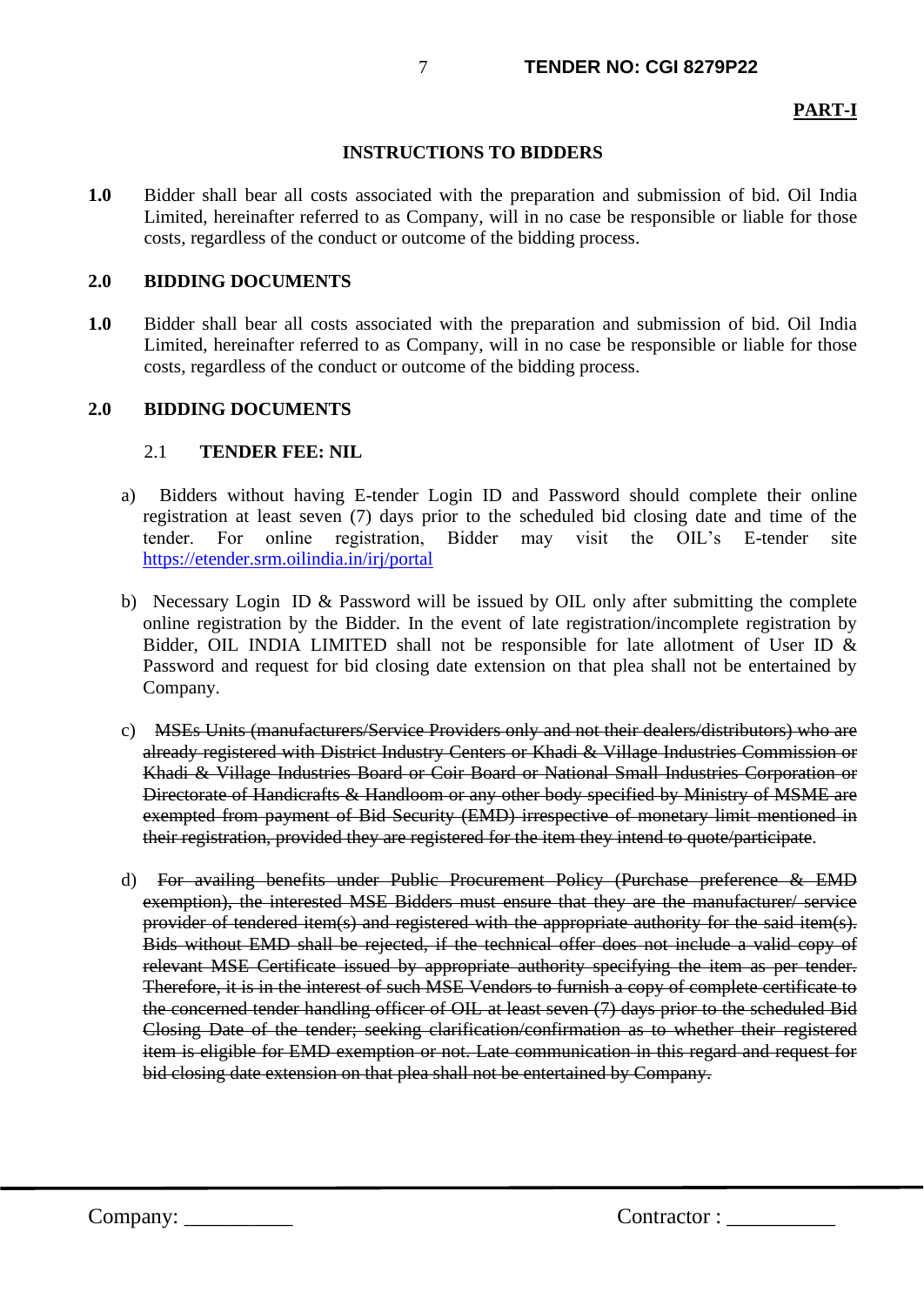**PART-I**

## INSTRUCTIONS TO BIDDERS

**1.0** Bidder shall bear all costs associated with the preparation and submission of bid. Oil India Limited, hereinafter referred to as Company, will in no case be responsible or liable for those costs, regardless of the conduct or outcome of the bidding process.

**2.0 BIDDING DOCUMENTS**

**1.0** Bidder shall bear all costs associated with the preparation and submission of bid. Oil India Limited, hereinafter referred to as Company, will in no case be responsible or liable for those costs, regardless of the conduct or outcome of the bidding process.

**2.0 BIDDING DOCUMENTS**

2.1 **TENDER FEE: NIL**

a) Bidders without having E-tender Login ID and Password should complete their online registration at least seven (7) days prior to the scheduled bid closing date and time of the tender. For online registration, Bidder may visit the OIL's E-tender site https://etender.srm.oilindia.in/irj/portal

b) Necessary Login ID & Password will be issued by OIL only after submitting the complete online registration by the Bidder. In the event of late registration/incomplete registration by Bidder, OIL INDIA LIMITED shall not be responsible for late allotment of User ID & Password and request for bid closing date extension on that plea shall not be entertained by Company.

c) ~~MSEs Units (manufacturers/Service Providers only and not their dealers/distributors) who are already registered with District Industry Centers or Khadi & Village Industries Commission or Khadi & Village Industries Board or Coir Board or National Small Industries Corporation or Directorate of Handicrafts & Handloom or any other body specified by Ministry of MSME are exempted from payment of Bid Security (EMD) irrespective of monetary limit mentioned in their registration, provided they are registered for the item they intend to quote/participate~~.

d) ~~For availing benefits under Public Procurement Policy (Purchase preference & EMD exemption), the interested MSE Bidders must ensure that they are the manufacturer/ service provider of tendered item(s) and registered with the appropriate authority for the said item(s). Bids without EMD shall be rejected, if the technical offer does not include a valid copy of relevant MSE Certificate issued by appropriate authority specifying the item as per tender. Therefore, it is in the interest of such MSE Vendors to furnish a copy of complete certificate to the concerned tender handling officer of OIL at least seven (7) days prior to the scheduled Bid Closing Date of the tender; seeking clarification/confirmation as to whether their registered item is eligible for EMD exemption or not. Late communication in this regard and request for bid closing date extension on that plea shall not be entertained by Company.~~

Company: __________ Contractor : __________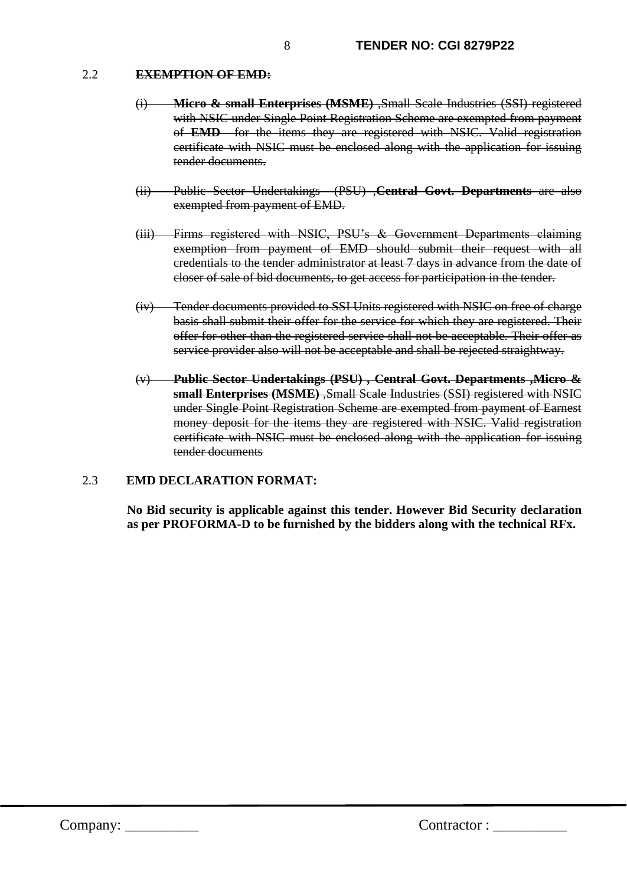2.2 ~~**EXEMPTION OF EMD:**~~

~~(i) **Micro & small Enterprises (MSME)** ,Small Scale Industries (SSI) registered with NSIC under Single Point Registration Scheme are exempted from payment of **EMD** for the items they are registered with NSIC. Valid registration certificate with NSIC must be enclosed along with the application for issuing tender documents.~~

~~(ii) Public Sector Undertakings (PSU) ,**Central Govt. Departments** are also exempted from payment of EMD.~~

~~(iii) Firms registered with NSIC, PSU's & Government Departments claiming exemption from payment of EMD should submit their request with all credentials to the tender administrator at least 7 days in advance from the date of closer of sale of bid documents, to get access for participation in the tender.~~

~~(iv) Tender documents provided to SSI Units registered with NSIC on free of charge basis shall submit their offer for the service for which they are registered. Their offer for other than the registered service shall not be acceptable. Their offer as service provider also will not be acceptable and shall be rejected straightway.~~

~~(v) **Public Sector Undertakings (PSU) , Central Govt. Departments ,Micro & small Enterprises (MSME)** ,Small Scale Industries (SSI) registered with NSIC under Single Point Registration Scheme are exempted from payment of Earnest money deposit for the items they are registered with NSIC. Valid registration certificate with NSIC must be enclosed along with the application for issuing tender documents~~

2.3 **EMD DECLARATION FORMAT:**

**No Bid security is applicable against this tender. However Bid Security declaration as per PROFORMA-D to be furnished by the bidders along with the technical RFx.**

Company: __________ Contractor : __________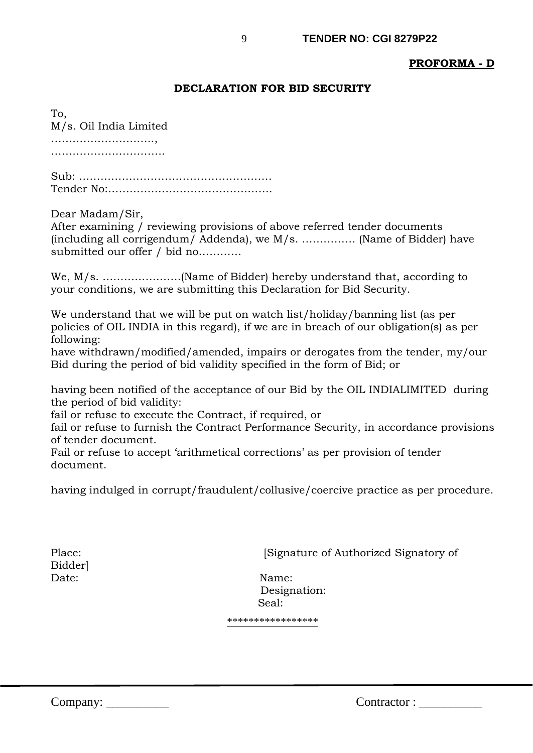**PROFORMA - D**

**DECLARATION FOR BID SECURITY**

To,
M/s. Oil India Limited
…………………………,
…………………………….

Sub: ………………………………………………
Tender No:………………………………………

Dear Madam/Sir,
After examining / reviewing provisions of above referred tender documents (including all corrigendum/ Addenda), we M/s. …………… (Name of Bidder) have submitted our offer / bid no…………

We, M/s. ………………….(Name of Bidder) hereby understand that, according to your conditions, we are submitting this Declaration for Bid Security.

We understand that we will be put on watch list/holiday/banning list (as per policies of OIL INDIA in this regard), if we are in breach of our obligation(s) as per following:
have withdrawn/modified/amended, impairs or derogates from the tender, my/our Bid during the period of bid validity specified in the form of Bid; or

having been notified of the acceptance of our Bid by the OIL INDIALIMITED during the period of bid validity:
fail or refuse to execute the Contract, if required, or
fail or refuse to furnish the Contract Performance Security, in accordance provisions of tender document.
Fail or refuse to accept 'arithmetical corrections' as per provision of tender document.

having indulged in corrupt/fraudulent/collusive/coercive practice as per procedure.

Place: [Signature of Authorized Signatory of Bidder]
Date: Name:
Designation:
Seal:

*****************

Company: __________ Contractor : __________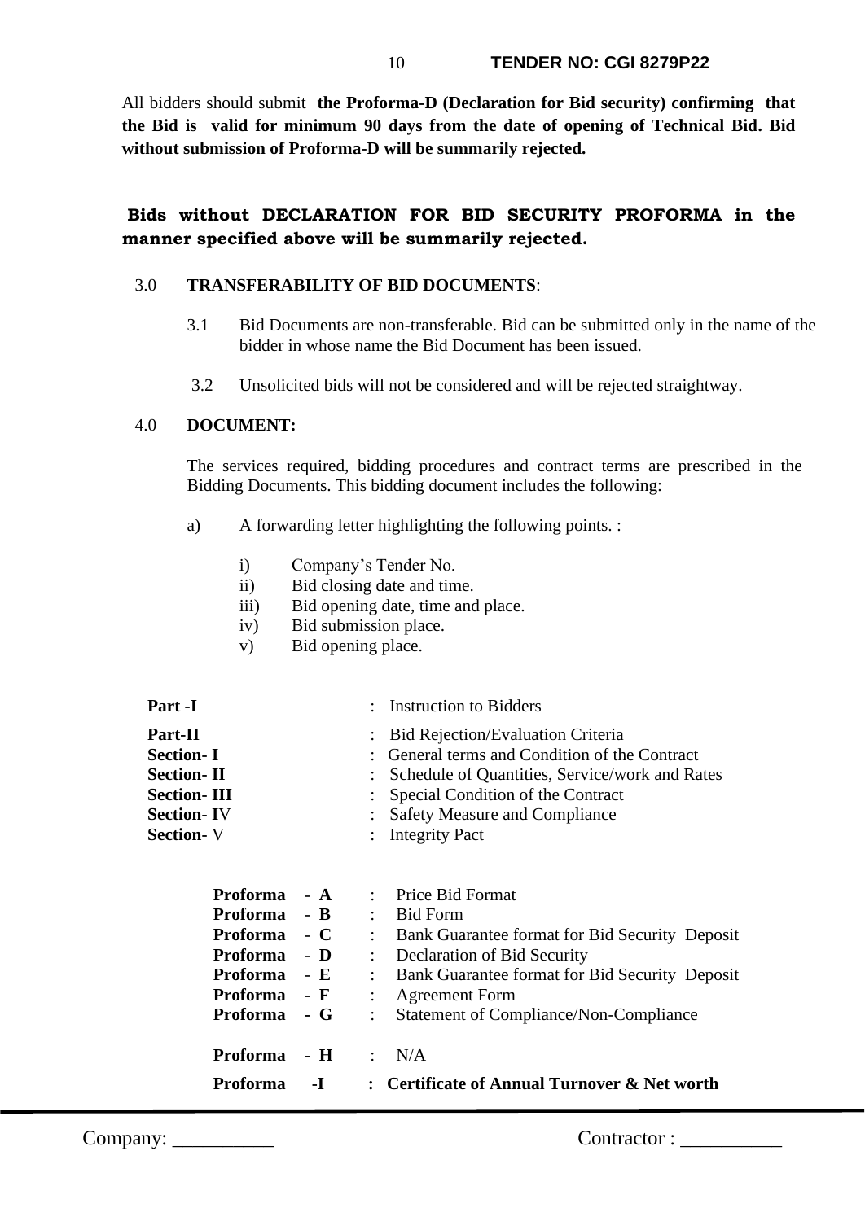All bidders should submit **the Proforma-D (Declaration for Bid security) confirming that the Bid is valid for minimum 90 days from the date of opening of Technical Bid. Bid without submission of Proforma-D will be summarily rejected.**

**Bids without DECLARATION FOR BID SECURITY PROFORMA in the manner specified above will be summarily rejected.**

3.0 **TRANSFERABILITY OF BID DOCUMENTS**:

3.1 Bid Documents are non-transferable. Bid can be submitted only in the name of the bidder in whose name the Bid Document has been issued.

3.2 Unsolicited bids will not be considered and will be rejected straightway.

4.0 **DOCUMENT:**

The services required, bidding procedures and contract terms are prescribed in the Bidding Documents. This bidding document includes the following:

a) A forwarding letter highlighting the following points. :

i) Company's Tender No.
ii) Bid closing date and time.
iii) Bid opening date, time and place.
iv) Bid submission place.
v) Bid opening place.

**Part -I** : Instruction to Bidders

**Part-II** : Bid Rejection/Evaluation Criteria
**Section- I** : General terms and Condition of the Contract
**Section- II** : Schedule of Quantities, Service/work and Rates
**Section- III** : Special Condition of the Contract
**Section- IV** : Safety Measure and Compliance
**Section- V** : Integrity Pact

**Proforma - A** : Price Bid Format
**Proforma - B** : Bid Form
**Proforma - C** : Bank Guarantee format for Bid Security Deposit
**Proforma - D** : Declaration of Bid Security
**Proforma - E** : Bank Guarantee format for Bid Security Deposit
**Proforma - F** : Agreement Form
**Proforma - G** : Statement of Compliance/Non-Compliance

**Proforma - H** : N/A

**Proforma -I : Certificate of Annual Turnover & Net worth**

Company: __________ Contractor : __________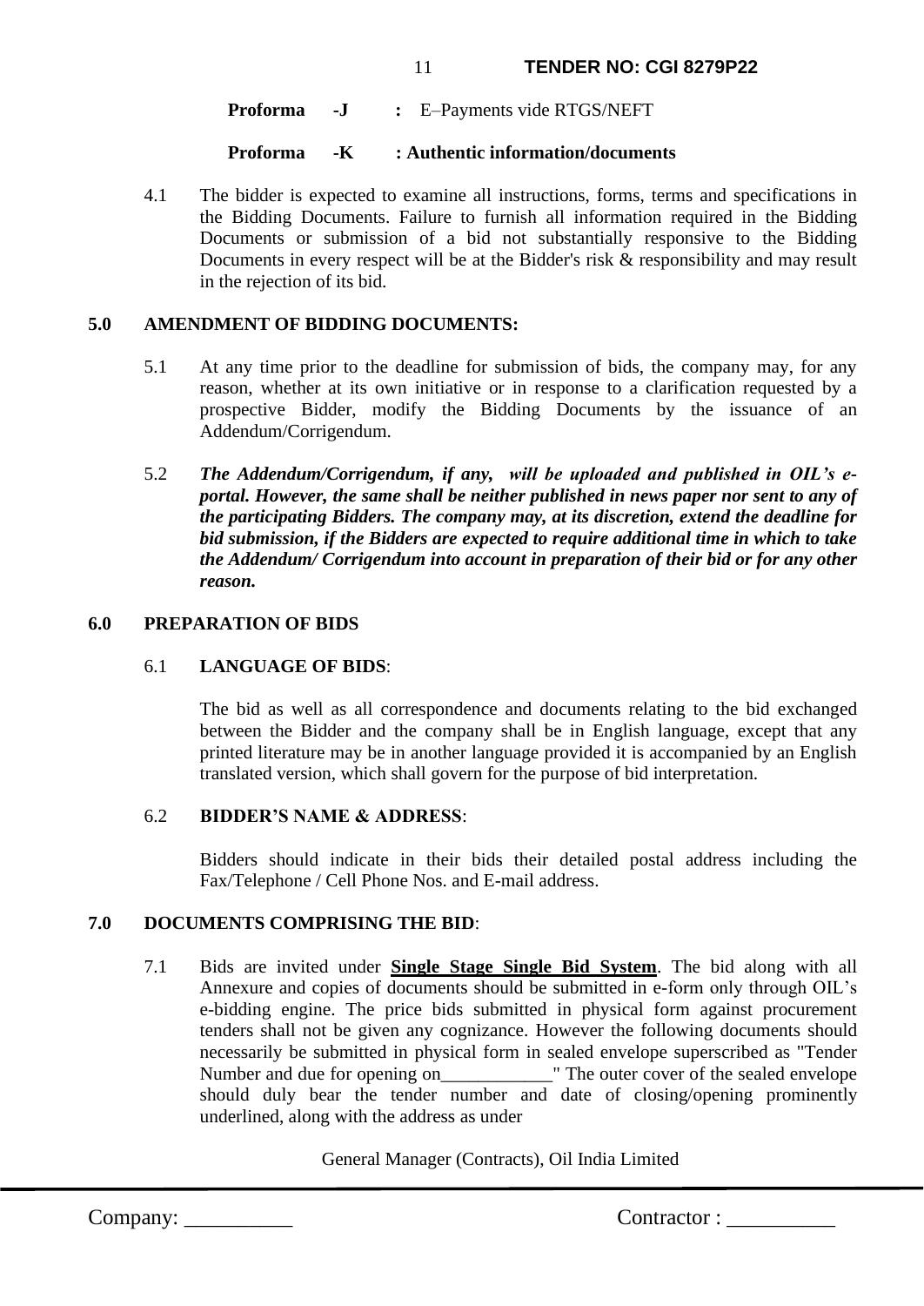**Proforma -J** : E–Payments vide RTGS/NEFT

**Proforma -K : Authentic information/documents**

4.1 The bidder is expected to examine all instructions, forms, terms and specifications in the Bidding Documents. Failure to furnish all information required in the Bidding Documents or submission of a bid not substantially responsive to the Bidding Documents in every respect will be at the Bidder's risk & responsibility and may result in the rejection of its bid.

**5.0 AMENDMENT OF BIDDING DOCUMENTS:**

5.1 At any time prior to the deadline for submission of bids, the company may, for any reason, whether at its own initiative or in response to a clarification requested by a prospective Bidder, modify the Bidding Documents by the issuance of an Addendum/Corrigendum.

5.2 ***The Addendum/Corrigendum, if any, will be uploaded and published in OIL's e-portal. However, the same shall be neither published in news paper nor sent to any of the participating Bidders. The company may, at its discretion, extend the deadline for bid submission, if the Bidders are expected to require additional time in which to take the Addendum/ Corrigendum into account in preparation of their bid or for any other reason.***

**6.0 PREPARATION OF BIDS**

6.1 **LANGUAGE OF BIDS**:

The bid as well as all correspondence and documents relating to the bid exchanged between the Bidder and the company shall be in English language, except that any printed literature may be in another language provided it is accompanied by an English translated version, which shall govern for the purpose of bid interpretation.

6.2 **BIDDER'S NAME & ADDRESS**:

Bidders should indicate in their bids their detailed postal address including the Fax/Telephone / Cell Phone Nos. and E-mail address.

**7.0 DOCUMENTS COMPRISING THE BID**:

7.1 Bids are invited under **Single Stage Single Bid System**. The bid along with all Annexure and copies of documents should be submitted in e-form only through OIL's e-bidding engine. The price bids submitted in physical form against procurement tenders shall not be given any cognizance. However the following documents should necessarily be submitted in physical form in sealed envelope superscribed as "Tender Number and due for opening on____________" The outer cover of the sealed envelope should duly bear the tender number and date of closing/opening prominently underlined, along with the address as under

General Manager (Contracts), Oil India Limited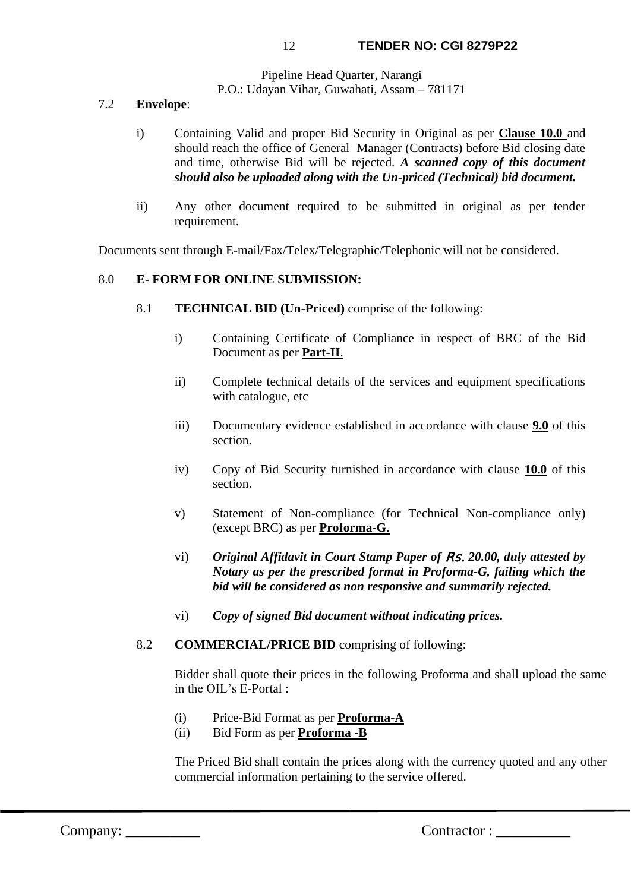Pipeline Head Quarter, Narangi
P.O.: Udayan Vihar, Guwahati, Assam – 781171

7.2 **Envelope**:

i) Containing Valid and proper Bid Security in Original as per **Clause 10.0** and should reach the office of General Manager (Contracts) before Bid closing date and time, otherwise Bid will be rejected. ***A scanned copy of this document should also be uploaded along with the Un-priced (Technical) bid document.***

ii) Any other document required to be submitted in original as per tender requirement.

Documents sent through E-mail/Fax/Telex/Telegraphic/Telephonic will not be considered.

8.0 **E- FORM FOR ONLINE SUBMISSION:**

8.1 **TECHNICAL BID (Un-Priced)** comprise of the following:

i) Containing Certificate of Compliance in respect of BRC of the Bid Document as per **Part-II**.

ii) Complete technical details of the services and equipment specifications with catalogue, etc

iii) Documentary evidence established in accordance with clause **9.0** of this section.

iv) Copy of Bid Security furnished in accordance with clause **10.0** of this section.

v) Statement of Non-compliance (for Technical Non-compliance only) (except BRC) as per **Proforma-G**.

vi) ***Original Affidavit in Court Stamp Paper of Rs. 20.00, duly attested by Notary as per the prescribed format in Proforma-G, failing which the bid will be considered as non responsive and summarily rejected.***

vi) ***Copy of signed Bid document without indicating prices.***

8.2 **COMMERCIAL/PRICE BID** comprising of following:

Bidder shall quote their prices in the following Proforma and shall upload the same in the OIL's E-Portal :

(i) Price-Bid Format as per **Proforma-A**
(ii) Bid Form as per **Proforma -B**

The Priced Bid shall contain the prices along with the currency quoted and any other commercial information pertaining to the service offered.

Company: __________ Contractor : __________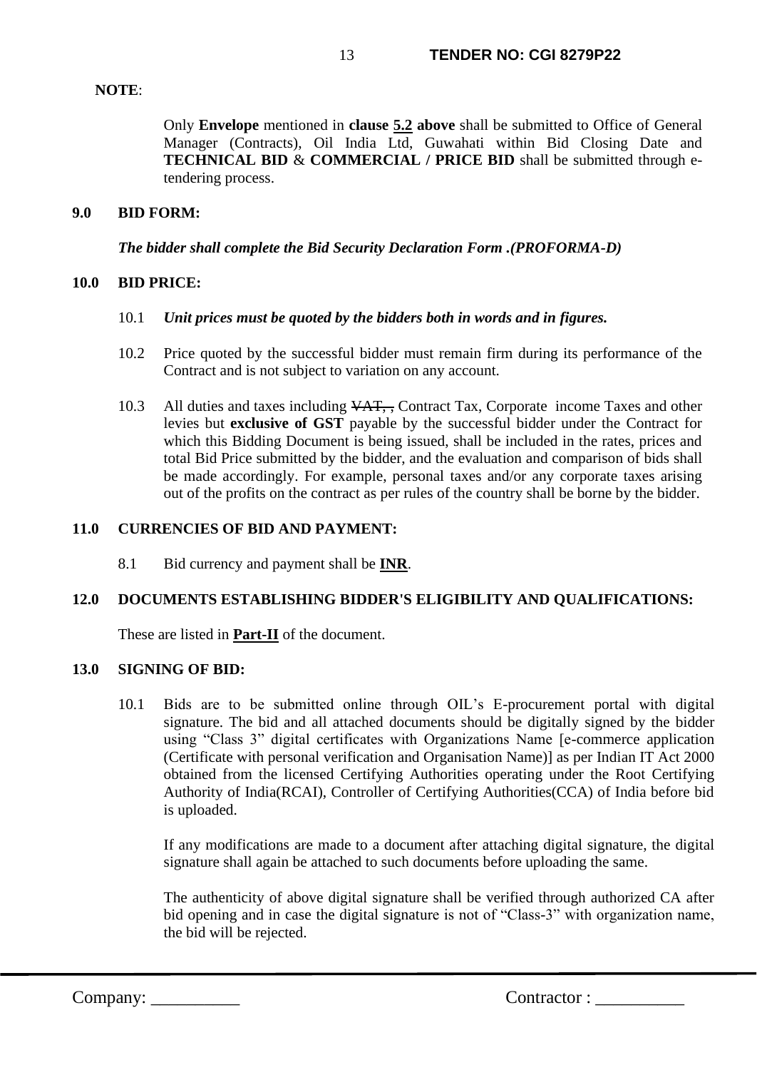**NOTE**:

Only **Envelope** mentioned in **clause 5.2 above** shall be submitted to Office of General Manager (Contracts), Oil India Ltd, Guwahati within Bid Closing Date and **TECHNICAL BID** & **COMMERCIAL / PRICE BID** shall be submitted through e-tendering process.

**9.0 BID FORM:**

***The bidder shall complete the Bid Security Declaration Form .(PROFORMA-D)***

**10.0 BID PRICE:**

10.1 ***Unit prices must be quoted by the bidders both in words and in figures.***

10.2 Price quoted by the successful bidder must remain firm during its performance of the Contract and is not subject to variation on any account.

10.3 All duties and taxes including ~~VAT, ,~~ Contract Tax, Corporate income Taxes and other levies but **exclusive of GST** payable by the successful bidder under the Contract for which this Bidding Document is being issued, shall be included in the rates, prices and total Bid Price submitted by the bidder, and the evaluation and comparison of bids shall be made accordingly. For example, personal taxes and/or any corporate taxes arising out of the profits on the contract as per rules of the country shall be borne by the bidder.

**11.0 CURRENCIES OF BID AND PAYMENT:**

8.1 Bid currency and payment shall be **INR**.

**12.0 DOCUMENTS ESTABLISHING BIDDER'S ELIGIBILITY AND QUALIFICATIONS:**

These are listed in **Part-II** of the document.

**13.0 SIGNING OF BID:**

10.1 Bids are to be submitted online through OIL's E-procurement portal with digital signature. The bid and all attached documents should be digitally signed by the bidder using "Class 3" digital certificates with Organizations Name [e-commerce application (Certificate with personal verification and Organisation Name)] as per Indian IT Act 2000 obtained from the licensed Certifying Authorities operating under the Root Certifying Authority of India(RCAI), Controller of Certifying Authorities(CCA) of India before bid is uploaded.

If any modifications are made to a document after attaching digital signature, the digital signature shall again be attached to such documents before uploading the same.

The authenticity of above digital signature shall be verified through authorized CA after bid opening and in case the digital signature is not of "Class-3" with organization name, the bid will be rejected.

Company: __________ Contractor : __________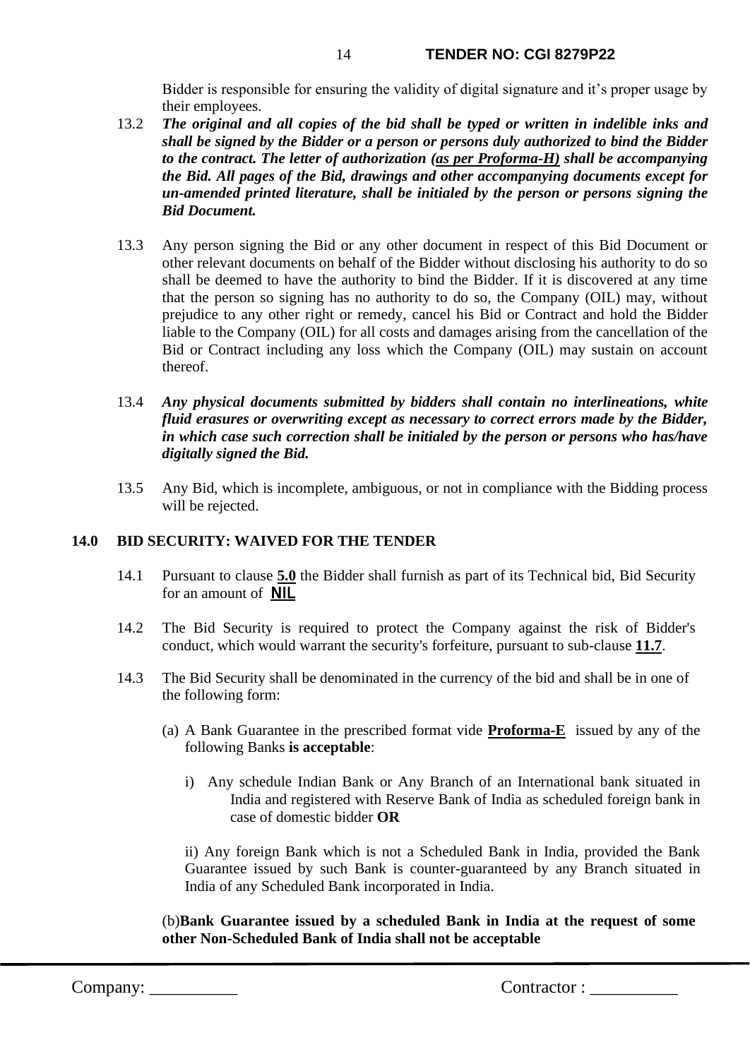Bidder is responsible for ensuring the validity of digital signature and it's proper usage by their employees.

13.2 ***The original and all copies of the bid shall be typed or written in indelible inks and shall be signed by the Bidder or a person or persons duly authorized to bind the Bidder to the contract. The letter of authorization (<u>as per Proforma-H</u>) shall be accompanying the Bid. All pages of the Bid, drawings and other accompanying documents except for un-amended printed literature, shall be initialed by the person or persons signing the Bid Document.***

13.3 Any person signing the Bid or any other document in respect of this Bid Document or other relevant documents on behalf of the Bidder without disclosing his authority to do so shall be deemed to have the authority to bind the Bidder. If it is discovered at any time that the person so signing has no authority to do so, the Company (OIL) may, without prejudice to any other right or remedy, cancel his Bid or Contract and hold the Bidder liable to the Company (OIL) for all costs and damages arising from the cancellation of the Bid or Contract including any loss which the Company (OIL) may sustain on account thereof.

13.4 ***Any physical documents submitted by bidders shall contain no interlineations, white fluid erasures or overwriting except as necessary to correct errors made by the Bidder, in which case such correction shall be initialed by the person or persons who has/have digitally signed the Bid.***

13.5 Any Bid, which is incomplete, ambiguous, or not in compliance with the Bidding process will be rejected.

**14.0 BID SECURITY: WAIVED FOR THE TENDER**

14.1 Pursuant to clause **<u>5.0</u>** the Bidder shall furnish as part of its Technical bid, Bid Security for an amount of **<u>NIL</u>**

14.2 The Bid Security is required to protect the Company against the risk of Bidder's conduct, which would warrant the security's forfeiture, pursuant to sub-clause **<u>11.7</u>**.

14.3 The Bid Security shall be denominated in the currency of the bid and shall be in one of the following form:

(a) A Bank Guarantee in the prescribed format vide **<u>Proforma-E</u>** issued by any of the following Banks **is acceptable**:

i) Any schedule Indian Bank or Any Branch of an International bank situated in India and registered with Reserve Bank of India as scheduled foreign bank in case of domestic bidder **OR**

ii) Any foreign Bank which is not a Scheduled Bank in India, provided the Bank Guarantee issued by such Bank is counter-guaranteed by any Branch situated in India of any Scheduled Bank incorporated in India.

(b)**Bank Guarantee issued by a scheduled Bank in India at the request of some other Non-Scheduled Bank of India shall not be acceptable**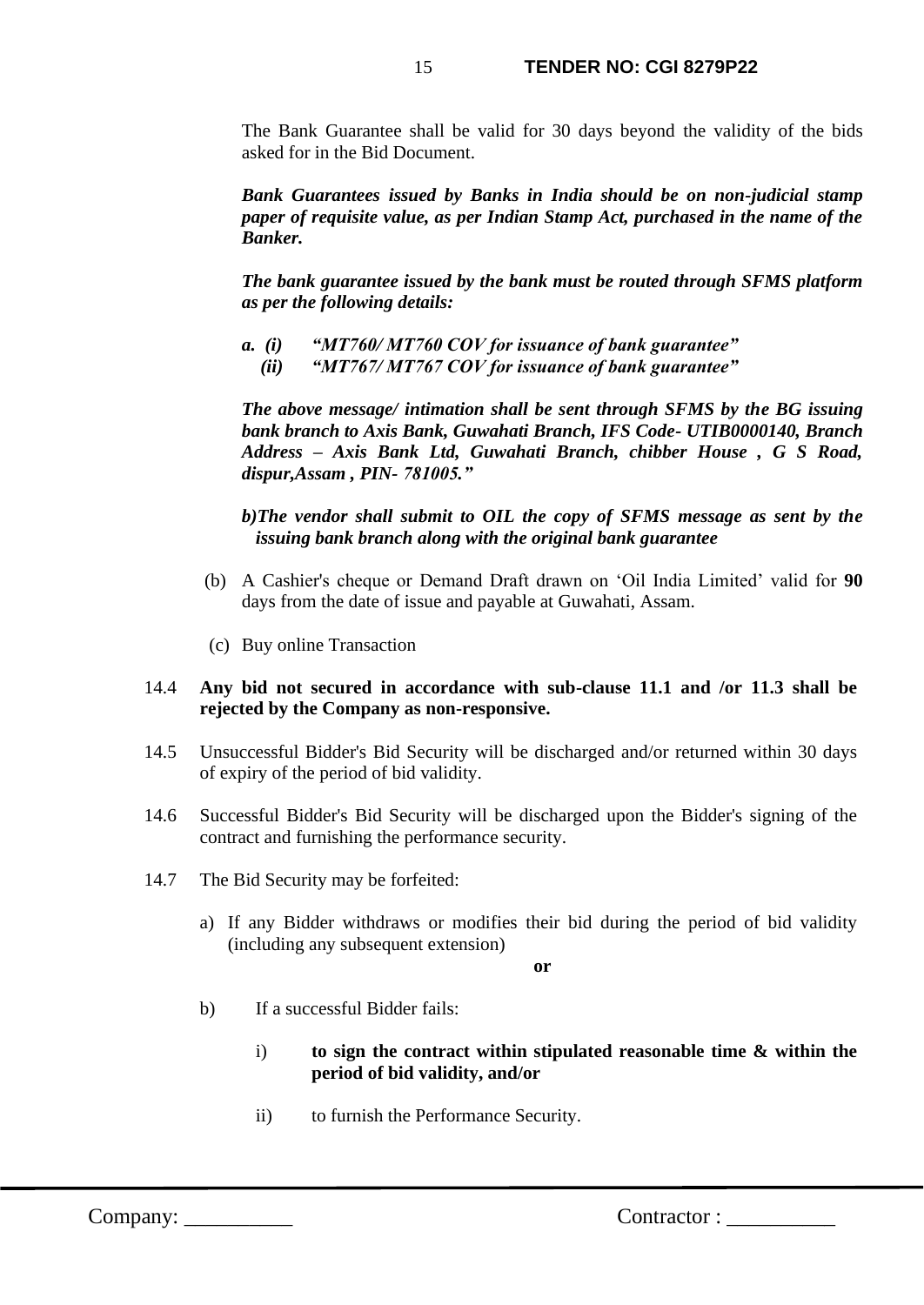The Bank Guarantee shall be valid for 30 days beyond the validity of the bids asked for in the Bid Document.

***Bank Guarantees issued by Banks in India should be on non-judicial stamp paper of requisite value, as per Indian Stamp Act, purchased in the name of the Banker.***

***The bank guarantee issued by the bank must be routed through SFMS platform as per the following details:***

***a. (i) "MT760/ MT760 COV for issuance of bank guarantee"***
***(ii) "MT767/ MT767 COV for issuance of bank guarantee"***

***The above message/ intimation shall be sent through SFMS by the BG issuing bank branch to Axis Bank, Guwahati Branch, IFS Code- UTIB0000140, Branch Address – Axis Bank Ltd, Guwahati Branch, chibber House , G S Road, dispur,Assam , PIN- 781005."***

***b)The vendor shall submit to OIL the copy of SFMS message as sent by the issuing bank branch along with the original bank guarantee***

(b) A Cashier's cheque or Demand Draft drawn on 'Oil India Limited' valid for **90** days from the date of issue and payable at Guwahati, Assam.

(c) Buy online Transaction

14.4 **Any bid not secured in accordance with sub-clause 11.1 and /or 11.3 shall be rejected by the Company as non-responsive.**

14.5 Unsuccessful Bidder's Bid Security will be discharged and/or returned within 30 days of expiry of the period of bid validity.

14.6 Successful Bidder's Bid Security will be discharged upon the Bidder's signing of the contract and furnishing the performance security.

14.7 The Bid Security may be forfeited:

a) If any Bidder withdraws or modifies their bid during the period of bid validity (including any subsequent extension)

**or**

b) If a successful Bidder fails:

i) **to sign the contract within stipulated reasonable time & within the period of bid validity, and/or**

ii) to furnish the Performance Security.

Company: __________ Contractor : __________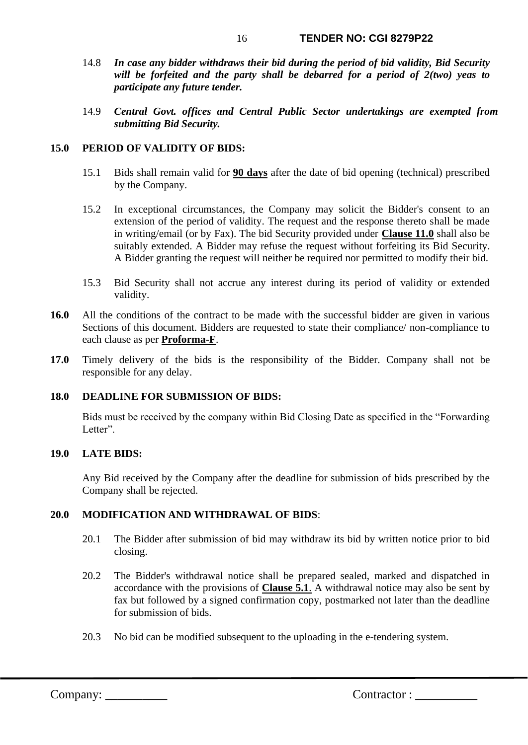14.8 ***In case any bidder withdraws their bid during the period of bid validity, Bid Security will be forfeited and the party shall be debarred for a period of 2(two) yeas to participate any future tender.***

14.9 ***Central Govt. offices and Central Public Sector undertakings are exempted from submitting Bid Security.***

**15.0 PERIOD OF VALIDITY OF BIDS:**

15.1 Bids shall remain valid for **90 days** after the date of bid opening (technical) prescribed by the Company.

15.2 In exceptional circumstances, the Company may solicit the Bidder's consent to an extension of the period of validity. The request and the response thereto shall be made in writing/email (or by Fax). The bid Security provided under **Clause 11.0** shall also be suitably extended. A Bidder may refuse the request without forfeiting its Bid Security. A Bidder granting the request will neither be required nor permitted to modify their bid.

15.3 Bid Security shall not accrue any interest during its period of validity or extended validity.

**16.0** All the conditions of the contract to be made with the successful bidder are given in various Sections of this document. Bidders are requested to state their compliance/ non-compliance to each clause as per **Proforma-F**.

**17.0** Timely delivery of the bids is the responsibility of the Bidder. Company shall not be responsible for any delay.

**18.0 DEADLINE FOR SUBMISSION OF BIDS:**

Bids must be received by the company within Bid Closing Date as specified in the "Forwarding Letter".

**19.0 LATE BIDS:**

Any Bid received by the Company after the deadline for submission of bids prescribed by the Company shall be rejected.

**20.0 MODIFICATION AND WITHDRAWAL OF BIDS**:

20.1 The Bidder after submission of bid may withdraw its bid by written notice prior to bid closing.

20.2 The Bidder's withdrawal notice shall be prepared sealed, marked and dispatched in accordance with the provisions of **Clause 5.1**. A withdrawal notice may also be sent by fax but followed by a signed confirmation copy, postmarked not later than the deadline for submission of bids.

20.3 No bid can be modified subsequent to the uploading in the e-tendering system.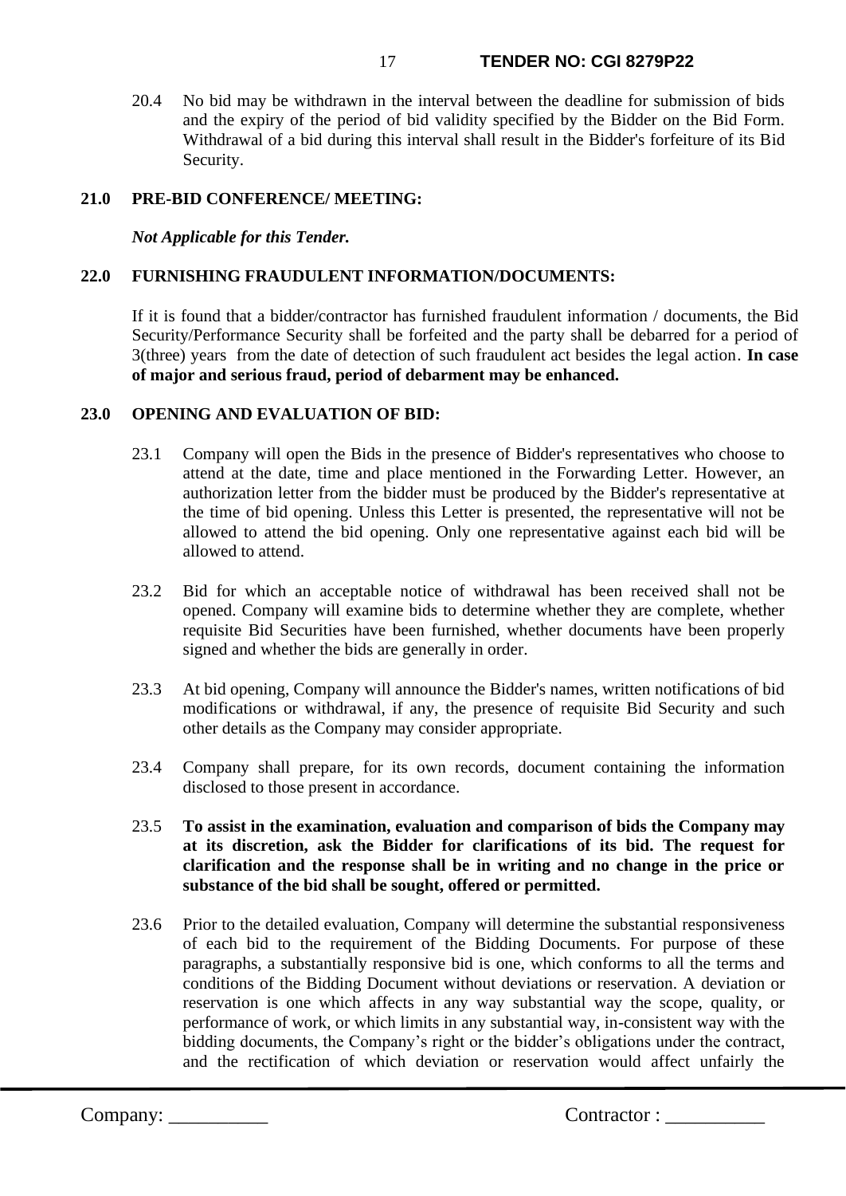20.4 No bid may be withdrawn in the interval between the deadline for submission of bids and the expiry of the period of bid validity specified by the Bidder on the Bid Form. Withdrawal of a bid during this interval shall result in the Bidder's forfeiture of its Bid Security.

## 21.0 PRE-BID CONFERENCE/ MEETING:

***Not Applicable for this Tender.***

## 22.0 FURNISHING FRAUDULENT INFORMATION/DOCUMENTS:

If it is found that a bidder/contractor has furnished fraudulent information / documents, the Bid Security/Performance Security shall be forfeited and the party shall be debarred for a period of 3(three) years from the date of detection of such fraudulent act besides the legal action. **In case of major and serious fraud, period of debarment may be enhanced.**

## 23.0 OPENING AND EVALUATION OF BID:

23.1 Company will open the Bids in the presence of Bidder's representatives who choose to attend at the date, time and place mentioned in the Forwarding Letter. However, an authorization letter from the bidder must be produced by the Bidder's representative at the time of bid opening. Unless this Letter is presented, the representative will not be allowed to attend the bid opening. Only one representative against each bid will be allowed to attend.

23.2 Bid for which an acceptable notice of withdrawal has been received shall not be opened. Company will examine bids to determine whether they are complete, whether requisite Bid Securities have been furnished, whether documents have been properly signed and whether the bids are generally in order.

23.3 At bid opening, Company will announce the Bidder's names, written notifications of bid modifications or withdrawal, if any, the presence of requisite Bid Security and such other details as the Company may consider appropriate.

23.4 Company shall prepare, for its own records, document containing the information disclosed to those present in accordance.

23.5 **To assist in the examination, evaluation and comparison of bids the Company may at its discretion, ask the Bidder for clarifications of its bid. The request for clarification and the response shall be in writing and no change in the price or substance of the bid shall be sought, offered or permitted.**

23.6 Prior to the detailed evaluation, Company will determine the substantial responsiveness of each bid to the requirement of the Bidding Documents. For purpose of these paragraphs, a substantially responsive bid is one, which conforms to all the terms and conditions of the Bidding Document without deviations or reservation. A deviation or reservation is one which affects in any way substantial way the scope, quality, or performance of work, or which limits in any substantial way, in-consistent way with the bidding documents, the Company's right or the bidder's obligations under the contract, and the rectification of which deviation or reservation would affect unfairly the

Company: __________ Contractor : __________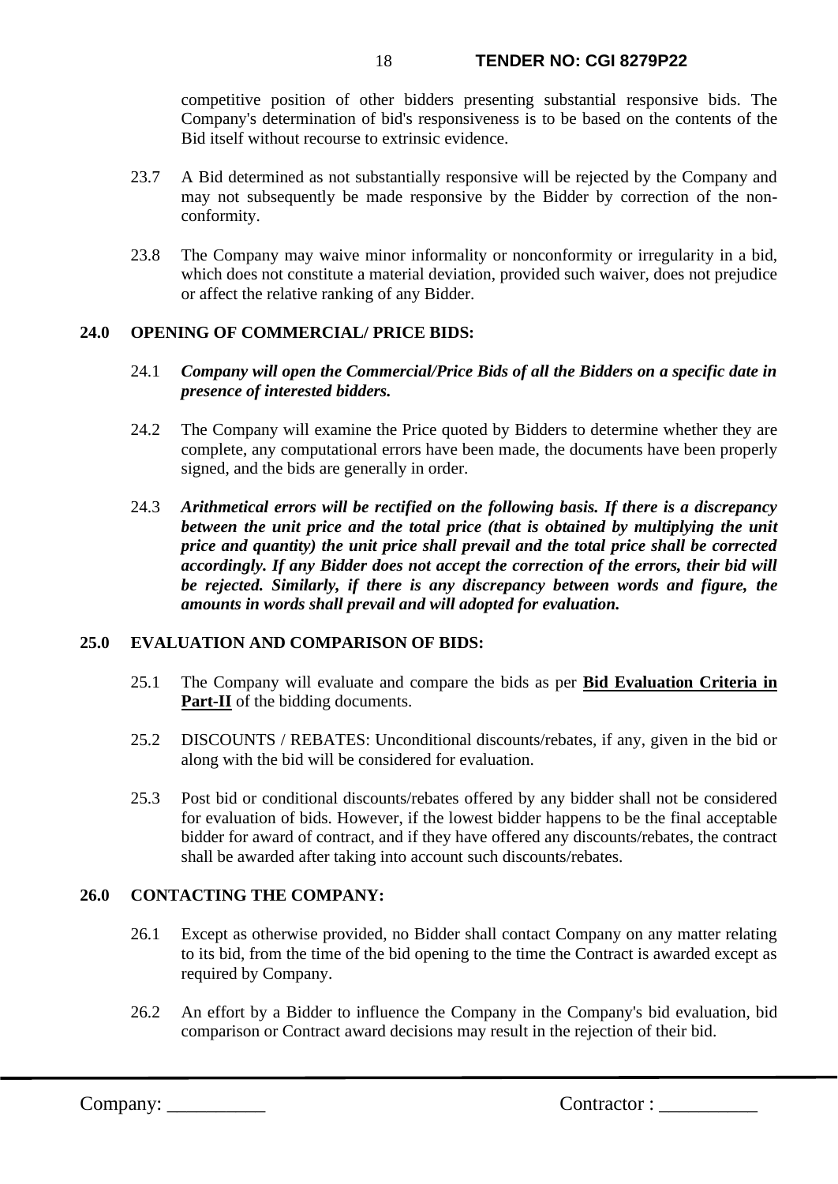competitive position of other bidders presenting substantial responsive bids. The Company's determination of bid's responsiveness is to be based on the contents of the Bid itself without recourse to extrinsic evidence.

23.7 A Bid determined as not substantially responsive will be rejected by the Company and may not subsequently be made responsive by the Bidder by correction of the non-conformity.

23.8 The Company may waive minor informality or nonconformity or irregularity in a bid, which does not constitute a material deviation, provided such waiver, does not prejudice or affect the relative ranking of any Bidder.

## 24.0 OPENING OF COMMERCIAL/ PRICE BIDS:

24.1 ***Company will open the Commercial/Price Bids of all the Bidders on a specific date in presence of interested bidders.***

24.2 The Company will examine the Price quoted by Bidders to determine whether they are complete, any computational errors have been made, the documents have been properly signed, and the bids are generally in order.

24.3 ***Arithmetical errors will be rectified on the following basis. If there is a discrepancy between the unit price and the total price (that is obtained by multiplying the unit price and quantity) the unit price shall prevail and the total price shall be corrected accordingly. If any Bidder does not accept the correction of the errors, their bid will be rejected. Similarly, if there is any discrepancy between words and figure, the amounts in words shall prevail and will adopted for evaluation.***

## 25.0 EVALUATION AND COMPARISON OF BIDS:

25.1 The Company will evaluate and compare the bids as per **Bid Evaluation Criteria in Part-II** of the bidding documents.

25.2 DISCOUNTS / REBATES: Unconditional discounts/rebates, if any, given in the bid or along with the bid will be considered for evaluation.

25.3 Post bid or conditional discounts/rebates offered by any bidder shall not be considered for evaluation of bids. However, if the lowest bidder happens to be the final acceptable bidder for award of contract, and if they have offered any discounts/rebates, the contract shall be awarded after taking into account such discounts/rebates.

## 26.0 CONTACTING THE COMPANY:

26.1 Except as otherwise provided, no Bidder shall contact Company on any matter relating to its bid, from the time of the bid opening to the time the Contract is awarded except as required by Company.

26.2 An effort by a Bidder to influence the Company in the Company's bid evaluation, bid comparison or Contract award decisions may result in the rejection of their bid.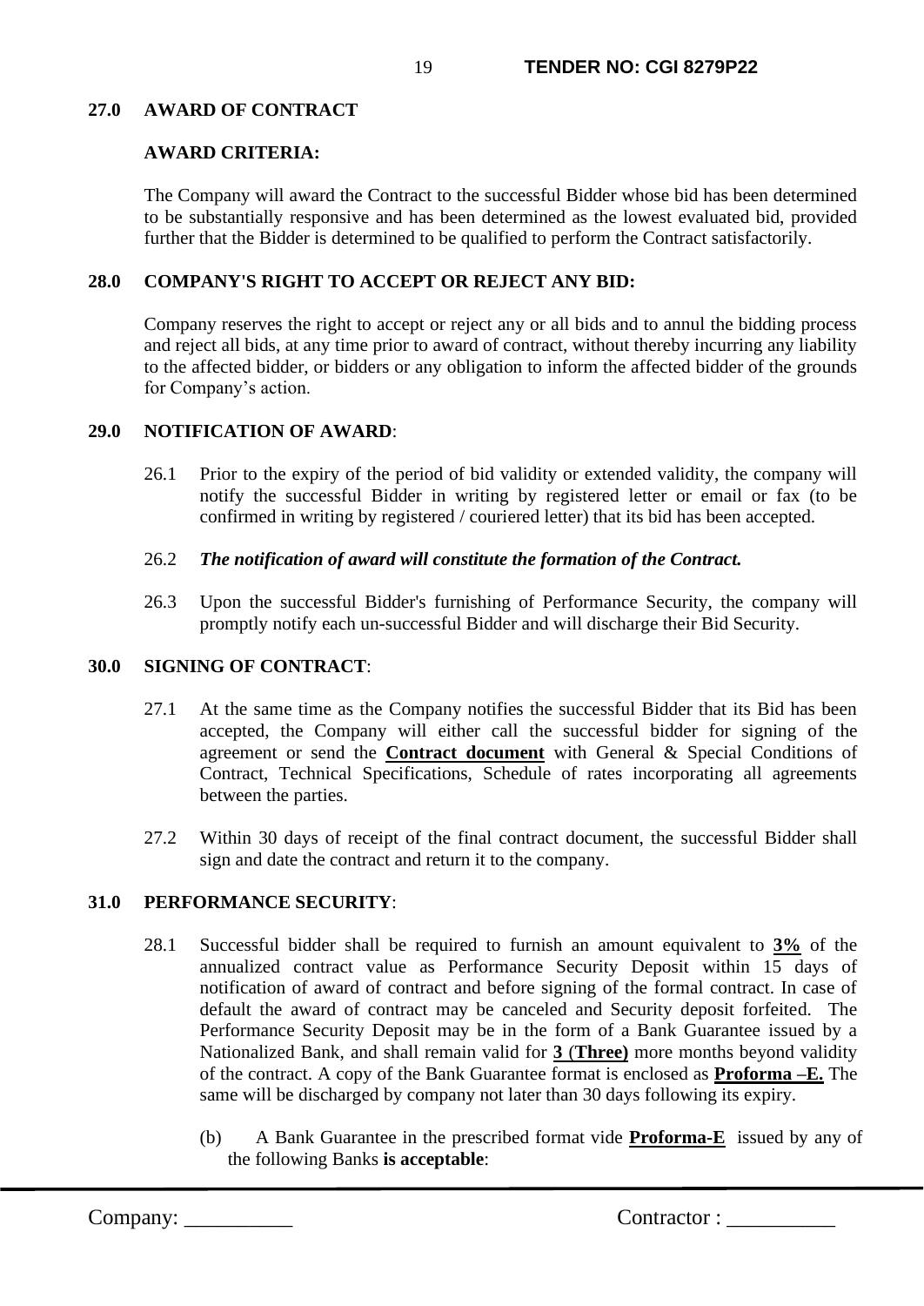## 27.0 AWARD OF CONTRACT

### AWARD CRITERIA:

The Company will award the Contract to the successful Bidder whose bid has been determined to be substantially responsive and has been determined as the lowest evaluated bid, provided further that the Bidder is determined to be qualified to perform the Contract satisfactorily.

## 28.0 COMPANY'S RIGHT TO ACCEPT OR REJECT ANY BID:

Company reserves the right to accept or reject any or all bids and to annul the bidding process and reject all bids, at any time prior to award of contract, without thereby incurring any liability to the affected bidder, or bidders or any obligation to inform the affected bidder of the grounds for Company's action.

## 29.0 NOTIFICATION OF AWARD:

26.1 Prior to the expiry of the period of bid validity or extended validity, the company will notify the successful Bidder in writing by registered letter or email or fax (to be confirmed in writing by registered / couriered letter) that its bid has been accepted.

26.2 ***The notification of award will constitute the formation of the Contract.***

26.3 Upon the successful Bidder's furnishing of Performance Security, the company will promptly notify each un-successful Bidder and will discharge their Bid Security.

## 30.0 SIGNING OF CONTRACT:

27.1 At the same time as the Company notifies the successful Bidder that its Bid has been accepted, the Company will either call the successful bidder for signing of the agreement or send the **Contract document** with General & Special Conditions of Contract, Technical Specifications, Schedule of rates incorporating all agreements between the parties.

27.2 Within 30 days of receipt of the final contract document, the successful Bidder shall sign and date the contract and return it to the company.

## 31.0 PERFORMANCE SECURITY:

28.1 Successful bidder shall be required to furnish an amount equivalent to **3%** of the annualized contract value as Performance Security Deposit within 15 days of notification of award of contract and before signing of the formal contract. In case of default the award of contract may be canceled and Security deposit forfeited. The Performance Security Deposit may be in the form of a Bank Guarantee issued by a Nationalized Bank, and shall remain valid for **3 (Three)** more months beyond validity of the contract. A copy of the Bank Guarantee format is enclosed as **Proforma –E.** The same will be discharged by company not later than 30 days following its expiry.

(b) A Bank Guarantee in the prescribed format vide **Proforma-E** issued by any of the following Banks **is acceptable**:

Company: __________ Contractor : __________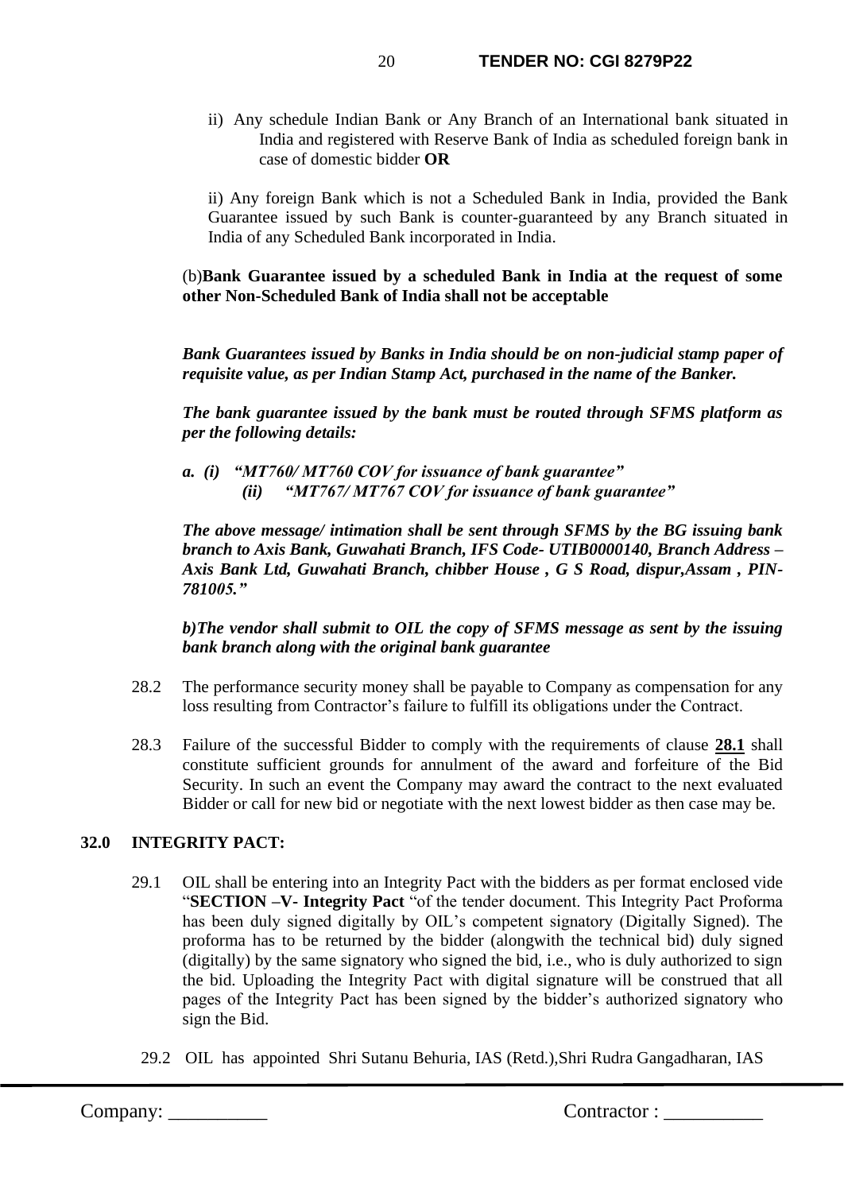ii) Any schedule Indian Bank or Any Branch of an International bank situated in India and registered with Reserve Bank of India as scheduled foreign bank in case of domestic bidder **OR**

ii) Any foreign Bank which is not a Scheduled Bank in India, provided the Bank Guarantee issued by such Bank is counter-guaranteed by any Branch situated in India of any Scheduled Bank incorporated in India.

(b)**Bank Guarantee issued by a scheduled Bank in India at the request of some other Non-Scheduled Bank of India shall not be acceptable**

***Bank Guarantees issued by Banks in India should be on non-judicial stamp paper of requisite value, as per Indian Stamp Act, purchased in the name of the Banker.***

***The bank guarantee issued by the bank must be routed through SFMS platform as per the following details:***

***a. (i) "MT760/ MT760 COV for issuance of bank guarantee"***
***(ii) "MT767/ MT767 COV for issuance of bank guarantee"***

***The above message/ intimation shall be sent through SFMS by the BG issuing bank branch to Axis Bank, Guwahati Branch, IFS Code- UTIB0000140, Branch Address – Axis Bank Ltd, Guwahati Branch, chibber House , G S Road, dispur,Assam , PIN-781005."***

***b)The vendor shall submit to OIL the copy of SFMS message as sent by the issuing bank branch along with the original bank guarantee***

28.2 The performance security money shall be payable to Company as compensation for any loss resulting from Contractor's failure to fulfill its obligations under the Contract.

28.3 Failure of the successful Bidder to comply with the requirements of clause **28.1** shall constitute sufficient grounds for annulment of the award and forfeiture of the Bid Security. In such an event the Company may award the contract to the next evaluated Bidder or call for new bid or negotiate with the next lowest bidder as then case may be.

**32.0 INTEGRITY PACT:**

29.1 OIL shall be entering into an Integrity Pact with the bidders as per format enclosed vide "**SECTION –V- Integrity Pact** "of the tender document. This Integrity Pact Proforma has been duly signed digitally by OIL's competent signatory (Digitally Signed). The proforma has to be returned by the bidder (alongwith the technical bid) duly signed (digitally) by the same signatory who signed the bid, i.e., who is duly authorized to sign the bid. Uploading the Integrity Pact with digital signature will be construed that all pages of the Integrity Pact has been signed by the bidder's authorized signatory who sign the Bid.

29.2 OIL has appointed Shri Sutanu Behuria, IAS (Retd.),Shri Rudra Gangadharan, IAS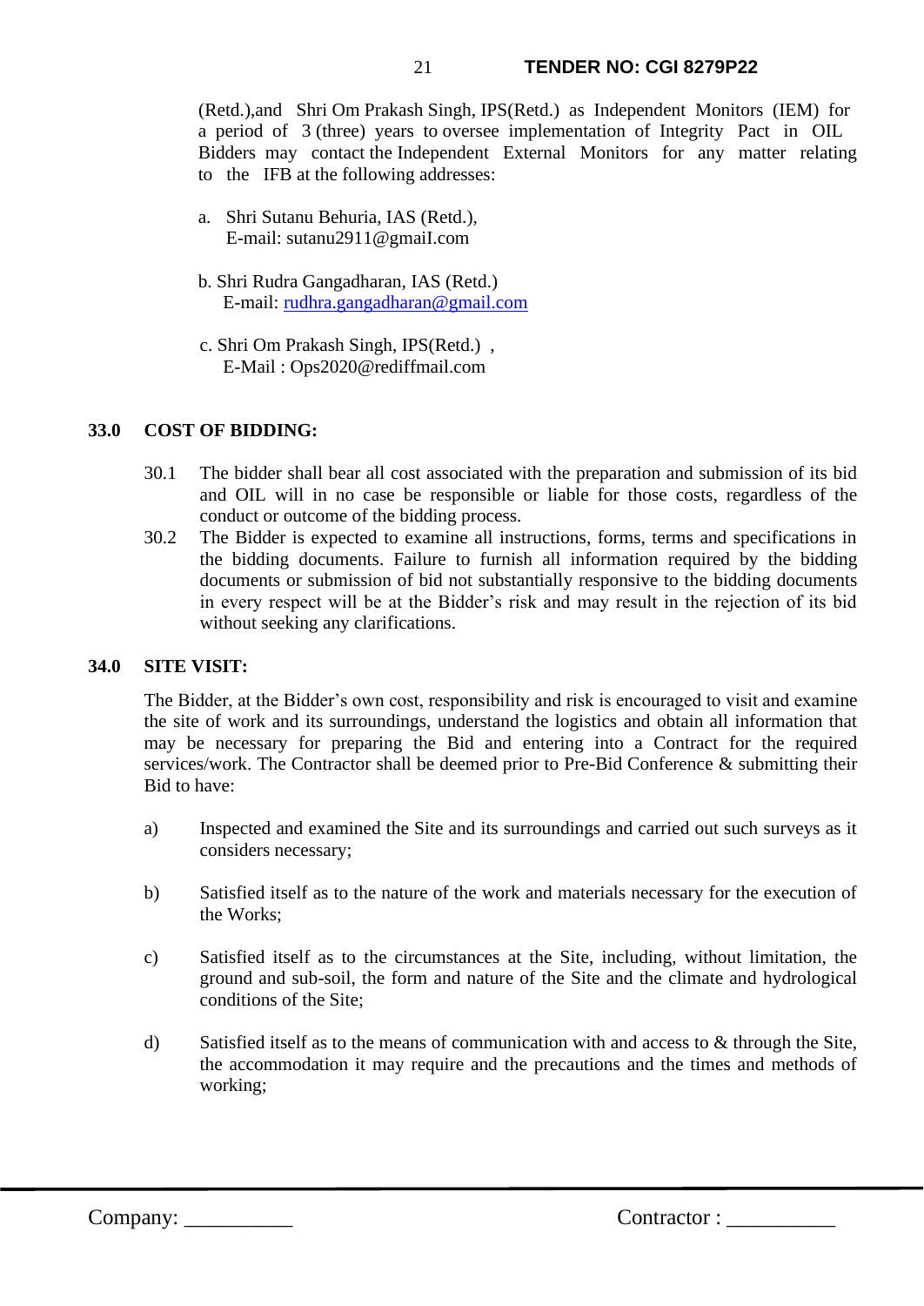(Retd.),and Shri Om Prakash Singh, IPS(Retd.) as Independent Monitors (IEM) for a period of 3 (three) years to oversee implementation of Integrity Pact in OIL Bidders may contact the Independent External Monitors for any matter relating to the IFB at the following addresses:

a. Shri Sutanu Behuria, IAS (Retd.),
   E-mail: sutanu2911@gmaiI.com

b. Shri Rudra Gangadharan, IAS (Retd.)
   E-mail: rudhra.gangadharan@gmail.com

c. Shri Om Prakash Singh, IPS(Retd.) ,
   E-Mail : Ops2020@rediffmail.com

## 33.0 COST OF BIDDING:

30.1 The bidder shall bear all cost associated with the preparation and submission of its bid and OIL will in no case be responsible or liable for those costs, regardless of the conduct or outcome of the bidding process.

30.2 The Bidder is expected to examine all instructions, forms, terms and specifications in the bidding documents. Failure to furnish all information required by the bidding documents or submission of bid not substantially responsive to the bidding documents in every respect will be at the Bidder's risk and may result in the rejection of its bid without seeking any clarifications.

## 34.0 SITE VISIT:

The Bidder, at the Bidder's own cost, responsibility and risk is encouraged to visit and examine the site of work and its surroundings, understand the logistics and obtain all information that may be necessary for preparing the Bid and entering into a Contract for the required services/work. The Contractor shall be deemed prior to Pre-Bid Conference & submitting their Bid to have:

a) Inspected and examined the Site and its surroundings and carried out such surveys as it considers necessary;

b) Satisfied itself as to the nature of the work and materials necessary for the execution of the Works;

c) Satisfied itself as to the circumstances at the Site, including, without limitation, the ground and sub-soil, the form and nature of the Site and the climate and hydrological conditions of the Site;

d) Satisfied itself as to the means of communication with and access to & through the Site, the accommodation it may require and the precautions and the times and methods of working;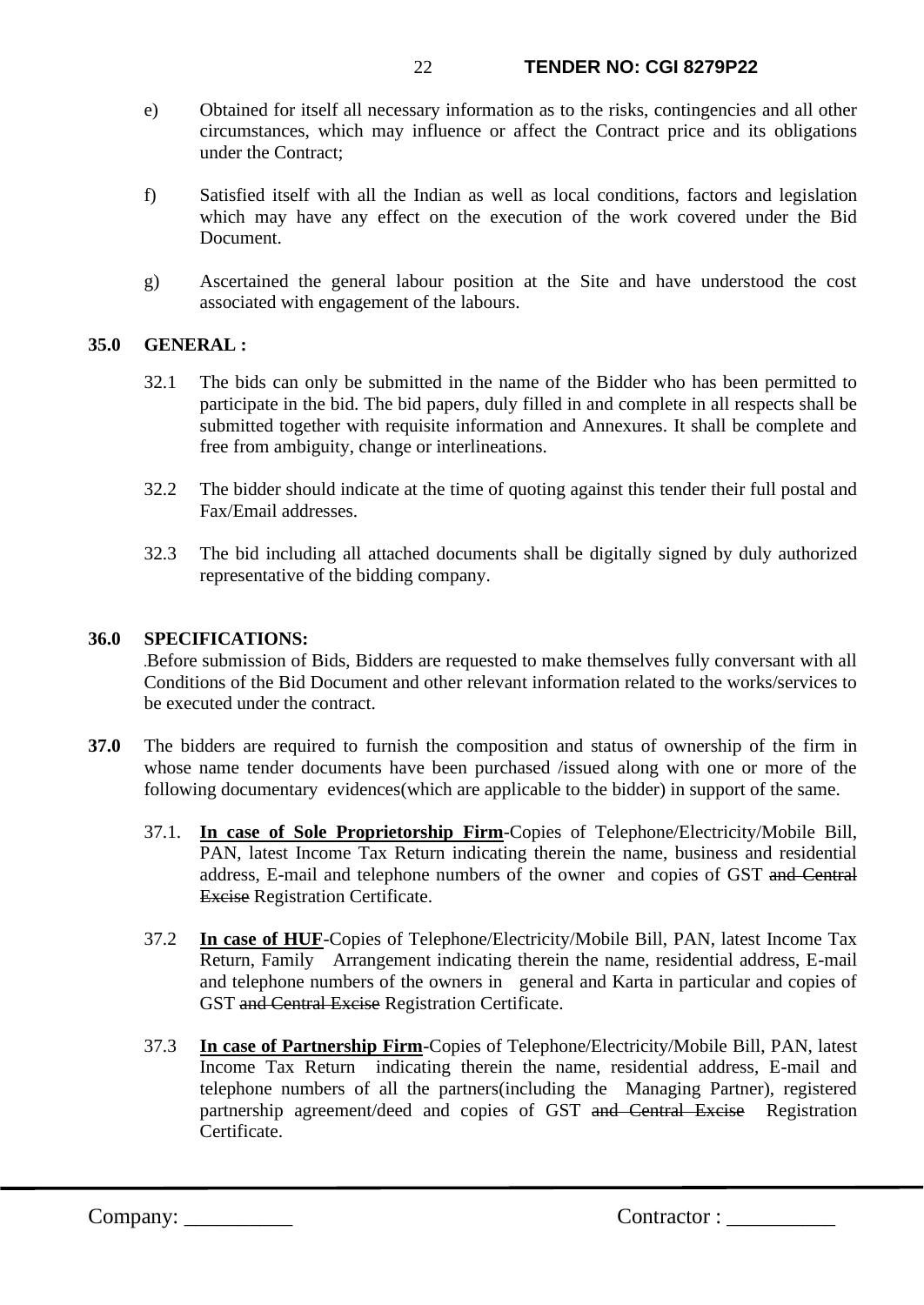e) Obtained for itself all necessary information as to the risks, contingencies and all other circumstances, which may influence or affect the Contract price and its obligations under the Contract;

f) Satisfied itself with all the Indian as well as local conditions, factors and legislation which may have any effect on the execution of the work covered under the Bid Document.

g) Ascertained the general labour position at the Site and have understood the cost associated with engagement of the labours.

**35.0 GENERAL :**

32.1 The bids can only be submitted in the name of the Bidder who has been permitted to participate in the bid. The bid papers, duly filled in and complete in all respects shall be submitted together with requisite information and Annexures. It shall be complete and free from ambiguity, change or interlineations.

32.2 The bidder should indicate at the time of quoting against this tender their full postal and Fax/Email addresses.

32.3 The bid including all attached documents shall be digitally signed by duly authorized representative of the bidding company.

**36.0 SPECIFICATIONS:**

.Before submission of Bids, Bidders are requested to make themselves fully conversant with all Conditions of the Bid Document and other relevant information related to the works/services to be executed under the contract.

**37.0** The bidders are required to furnish the composition and status of ownership of the firm in whose name tender documents have been purchased /issued along with one or more of the following documentary evidences(which are applicable to the bidder) in support of the same.

37.1. **In case of Sole Proprietorship Firm**-Copies of Telephone/Electricity/Mobile Bill, PAN, latest Income Tax Return indicating therein the name, business and residential address, E-mail and telephone numbers of the owner and copies of GST ~~and Central Excise~~ Registration Certificate.

37.2 **In case of HUF**-Copies of Telephone/Electricity/Mobile Bill, PAN, latest Income Tax Return, Family Arrangement indicating therein the name, residential address, E-mail and telephone numbers of the owners in general and Karta in particular and copies of GST ~~and Central Excise~~ Registration Certificate.

37.3 **In case of Partnership Firm**-Copies of Telephone/Electricity/Mobile Bill, PAN, latest Income Tax Return indicating therein the name, residential address, E-mail and telephone numbers of all the partners(including the Managing Partner), registered partnership agreement/deed and copies of GST ~~and Central Excise~~ Registration Certificate.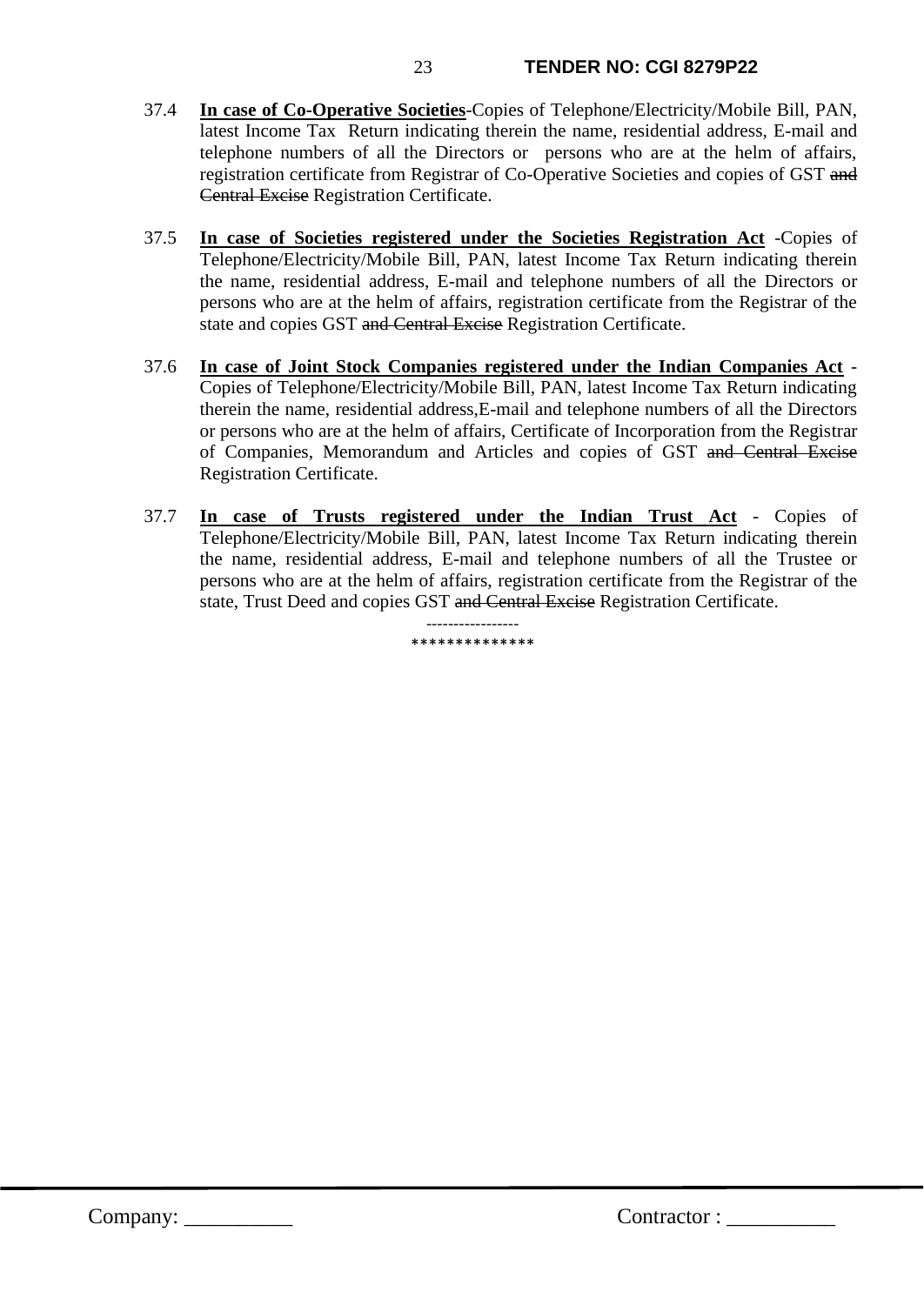37.4 **In case of Co-Operative Societies**-Copies of Telephone/Electricity/Mobile Bill, PAN, latest Income Tax Return indicating therein the name, residential address, E-mail and telephone numbers of all the Directors or persons who are at the helm of affairs, registration certificate from Registrar of Co-Operative Societies and copies of GST ~~and Central Excise~~ Registration Certificate.

37.5 **In case of Societies registered under the Societies Registration Act** -Copies of Telephone/Electricity/Mobile Bill, PAN, latest Income Tax Return indicating therein the name, residential address, E-mail and telephone numbers of all the Directors or persons who are at the helm of affairs, registration certificate from the Registrar of the state and copies GST ~~and Central Excise~~ Registration Certificate.

37.6 **In case of Joint Stock Companies registered under the Indian Companies Act** - Copies of Telephone/Electricity/Mobile Bill, PAN, latest Income Tax Return indicating therein the name, residential address,E-mail and telephone numbers of all the Directors or persons who are at the helm of affairs, Certificate of Incorporation from the Registrar of Companies, Memorandum and Articles and copies of GST ~~and Central Excise~~ Registration Certificate.

37.7 **In case of Trusts registered under the Indian Trust Act** - Copies of Telephone/Electricity/Mobile Bill, PAN, latest Income Tax Return indicating therein the name, residential address, E-mail and telephone numbers of all the Trustee or persons who are at the helm of affairs, registration certificate from the Registrar of the state, Trust Deed and copies GST ~~and Central Excise~~ Registration Certificate.

-----------------
**************

Company: __________ Contractor : __________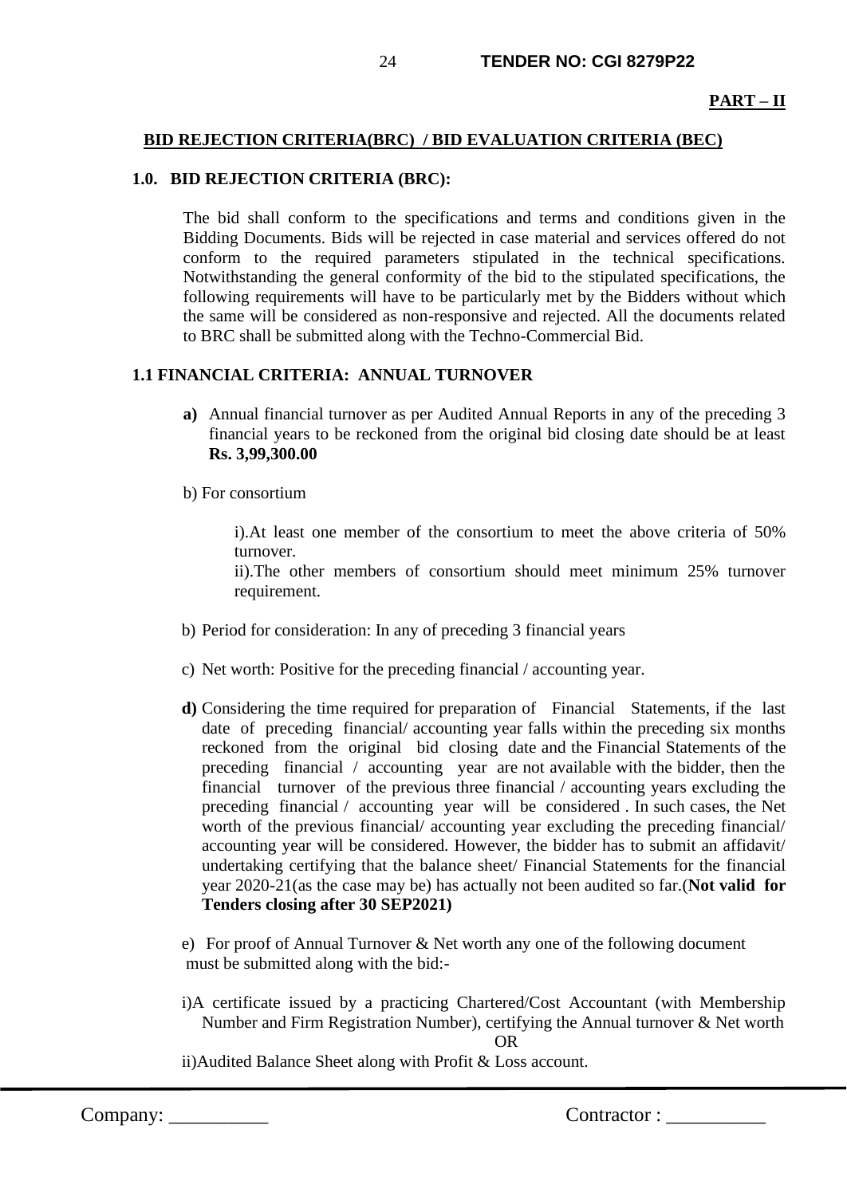**PART – II**

## BID REJECTION CRITERIA(BRC) / BID EVALUATION CRITERIA (BEC)

### 1.0. BID REJECTION CRITERIA (BRC):

The bid shall conform to the specifications and terms and conditions given in the Bidding Documents. Bids will be rejected in case material and services offered do not conform to the required parameters stipulated in the technical specifications. Notwithstanding the general conformity of the bid to the stipulated specifications, the following requirements will have to be particularly met by the Bidders without which the same will be considered as non-responsive and rejected. All the documents related to BRC shall be submitted along with the Techno-Commercial Bid.

### 1.1 FINANCIAL CRITERIA: ANNUAL TURNOVER

**a)** Annual financial turnover as per Audited Annual Reports in any of the preceding 3 financial years to be reckoned from the original bid closing date should be at least **Rs. 3,99,300.00**

b) For consortium

i).At least one member of the consortium to meet the above criteria of 50% turnover.
ii).The other members of consortium should meet minimum 25% turnover requirement.

b) Period for consideration: In any of preceding 3 financial years

c) Net worth: Positive for the preceding financial / accounting year.

**d)** Considering the time required for preparation of Financial Statements, if the last date of preceding financial/ accounting year falls within the preceding six months reckoned from the original bid closing date and the Financial Statements of the preceding financial / accounting year are not available with the bidder, then the financial turnover of the previous three financial / accounting years excluding the preceding financial / accounting year will be considered . In such cases, the Net worth of the previous financial/ accounting year excluding the preceding financial/ accounting year will be considered. However, the bidder has to submit an affidavit/ undertaking certifying that the balance sheet/ Financial Statements for the financial year 2020-21(as the case may be) has actually not been audited so far.(**Not valid for Tenders closing after 30 SEP2021)**

e) For proof of Annual Turnover & Net worth any one of the following document must be submitted along with the bid:-

i)A certificate issued by a practicing Chartered/Cost Accountant (with Membership Number and Firm Registration Number), certifying the Annual turnover & Net worth

OR

ii)Audited Balance Sheet along with Profit & Loss account.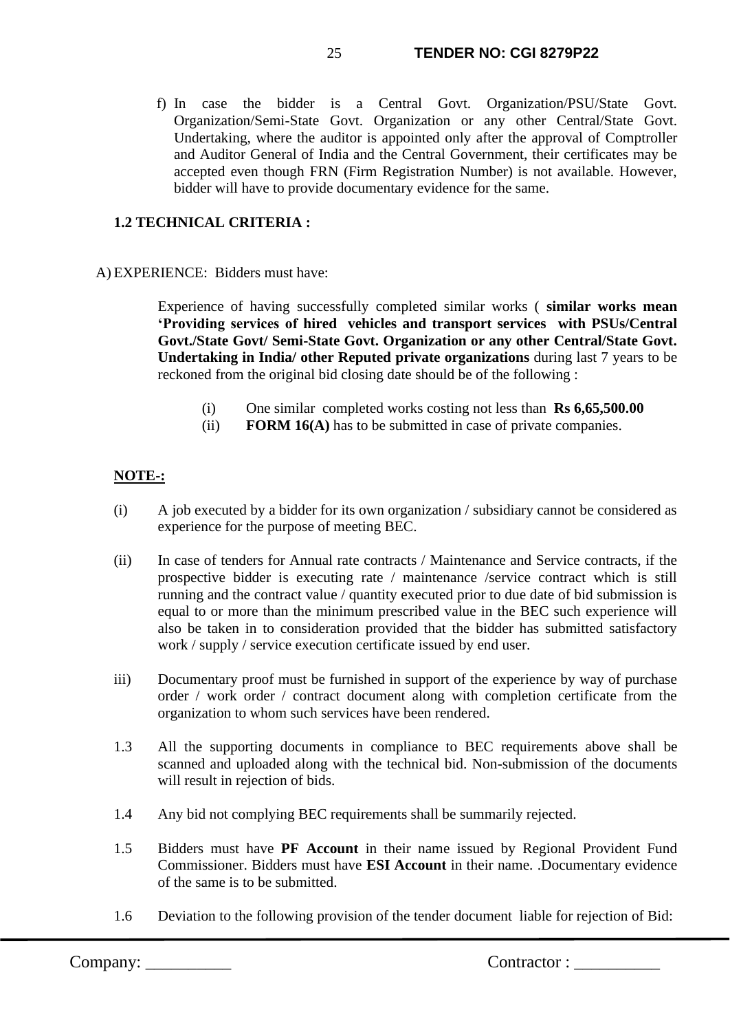f) In case the bidder is a Central Govt. Organization/PSU/State Govt. Organization/Semi-State Govt. Organization or any other Central/State Govt. Undertaking, where the auditor is appointed only after the approval of Comptroller and Auditor General of India and the Central Government, their certificates may be accepted even though FRN (Firm Registration Number) is not available. However, bidder will have to provide documentary evidence for the same.

### 1.2 TECHNICAL CRITERIA :

A) EXPERIENCE: Bidders must have:

Experience of having successfully completed similar works ( **similar works mean 'Providing services of hired vehicles and transport services with PSUs/Central Govt./State Govt/ Semi-State Govt. Organization or any other Central/State Govt. Undertaking in India/ other Reputed private organizations** during last 7 years to be reckoned from the original bid closing date should be of the following :

(i) One similar completed works costing not less than **Rs 6,65,500.00**

(ii) **FORM 16(A)** has to be submitted in case of private companies.

**NOTE-:**

(i) A job executed by a bidder for its own organization / subsidiary cannot be considered as experience for the purpose of meeting BEC.

(ii) In case of tenders for Annual rate contracts / Maintenance and Service contracts, if the prospective bidder is executing rate / maintenance /service contract which is still running and the contract value / quantity executed prior to due date of bid submission is equal to or more than the minimum prescribed value in the BEC such experience will also be taken in to consideration provided that the bidder has submitted satisfactory work / supply / service execution certificate issued by end user.

iii) Documentary proof must be furnished in support of the experience by way of purchase order / work order / contract document along with completion certificate from the organization to whom such services have been rendered.

1.3 All the supporting documents in compliance to BEC requirements above shall be scanned and uploaded along with the technical bid. Non-submission of the documents will result in rejection of bids.

1.4 Any bid not complying BEC requirements shall be summarily rejected.

1.5 Bidders must have **PF Account** in their name issued by Regional Provident Fund Commissioner. Bidders must have **ESI Account** in their name. .Documentary evidence of the same is to be submitted.

1.6 Deviation to the following provision of the tender document liable for rejection of Bid: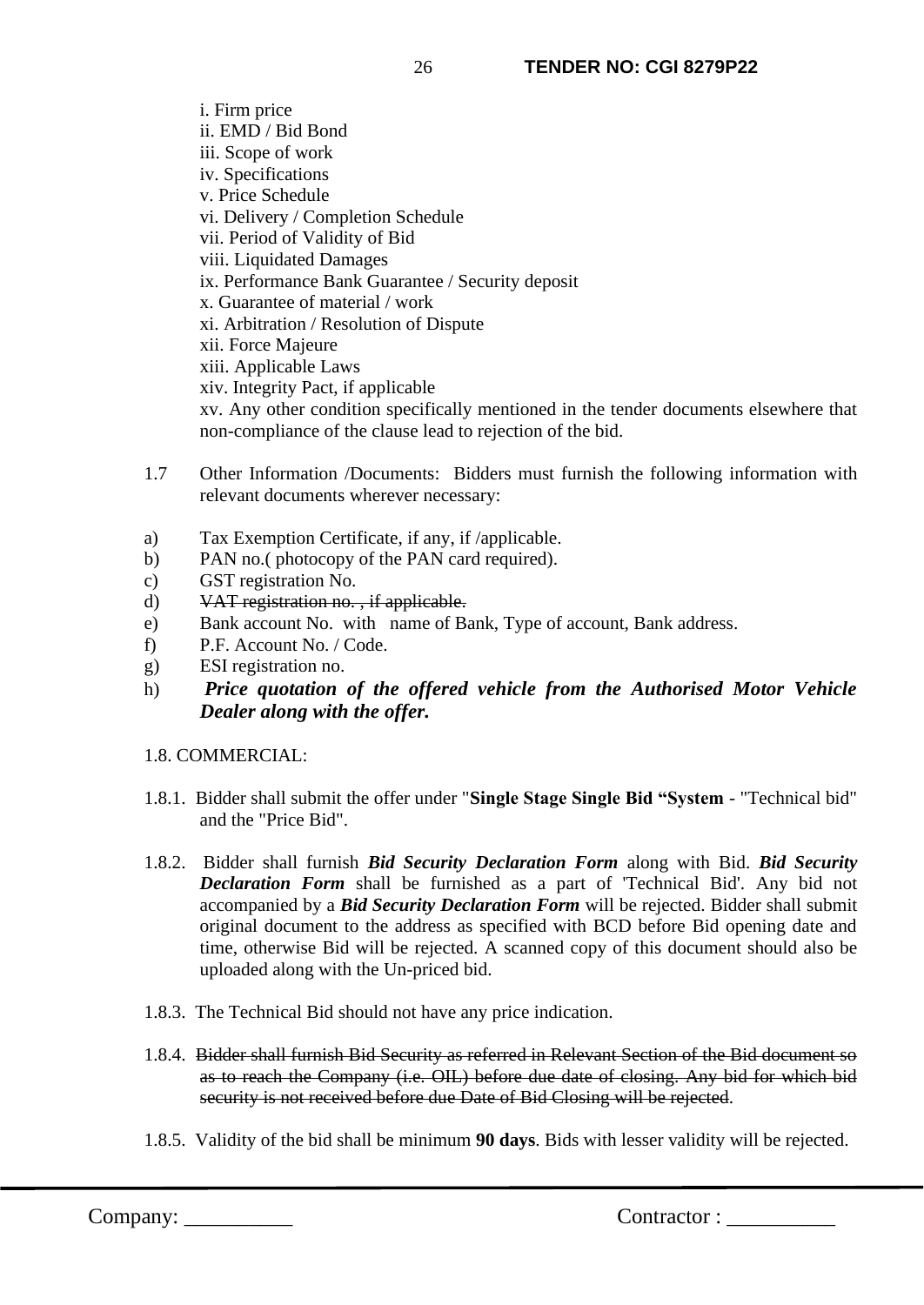i. Firm price
ii. EMD / Bid Bond
iii. Scope of work
iv. Specifications
v. Price Schedule
vi. Delivery / Completion Schedule
vii. Period of Validity of Bid
viii. Liquidated Damages
ix. Performance Bank Guarantee / Security deposit
x. Guarantee of material / work
xi. Arbitration / Resolution of Dispute
xii. Force Majeure
xiii. Applicable Laws
xiv. Integrity Pact, if applicable
xv. Any other condition specifically mentioned in the tender documents elsewhere that non-compliance of the clause lead to rejection of the bid.

1.7 Other Information /Documents: Bidders must furnish the following information with relevant documents wherever necessary:

a) Tax Exemption Certificate, if any, if /applicable.
b) PAN no.( photocopy of the PAN card required).
c) GST registration No.
d) ~~VAT registration no. , if applicable.~~
e) Bank account No. with name of Bank, Type of account, Bank address.
f) P.F. Account No. / Code.
g) ESI registration no.
h) ***Price quotation of the offered vehicle from the Authorised Motor Vehicle Dealer along with the offer.***

1.8. COMMERCIAL:

1.8.1. Bidder shall submit the offer under "**Single Stage Single Bid "System** - "Technical bid" and the "Price Bid".

1.8.2. Bidder shall furnish ***Bid Security Declaration Form*** along with Bid. ***Bid Security Declaration Form*** shall be furnished as a part of 'Technical Bid'. Any bid not accompanied by a ***Bid Security Declaration Form*** will be rejected. Bidder shall submit original document to the address as specified with BCD before Bid opening date and time, otherwise Bid will be rejected. A scanned copy of this document should also be uploaded along with the Un-priced bid.

1.8.3. The Technical Bid should not have any price indication.

1.8.4. ~~Bidder shall furnish Bid Security as referred in Relevant Section of the Bid document so as to reach the Company (i.e. OIL) before due date of closing. Any bid for which bid security is not received before due Date of Bid Closing will be rejected~~.

1.8.5. Validity of the bid shall be minimum **90 days**. Bids with lesser validity will be rejected.

Company: __________ Contractor : __________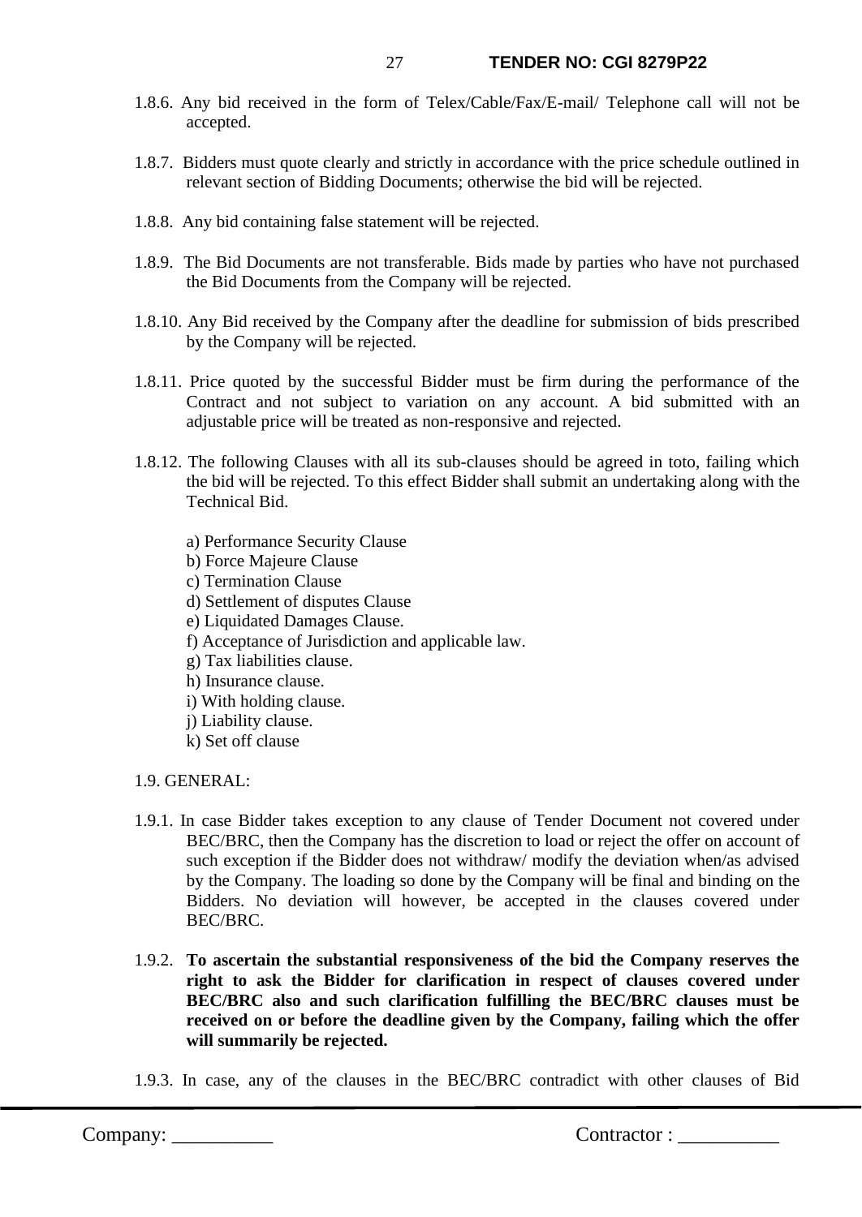1.8.6. Any bid received in the form of Telex/Cable/Fax/E-mail/ Telephone call will not be accepted.

1.8.7. Bidders must quote clearly and strictly in accordance with the price schedule outlined in relevant section of Bidding Documents; otherwise the bid will be rejected.

1.8.8. Any bid containing false statement will be rejected.

1.8.9. The Bid Documents are not transferable. Bids made by parties who have not purchased the Bid Documents from the Company will be rejected.

1.8.10. Any Bid received by the Company after the deadline for submission of bids prescribed by the Company will be rejected.

1.8.11. Price quoted by the successful Bidder must be firm during the performance of the Contract and not subject to variation on any account. A bid submitted with an adjustable price will be treated as non-responsive and rejected.

1.8.12. The following Clauses with all its sub-clauses should be agreed in toto, failing which the bid will be rejected. To this effect Bidder shall submit an undertaking along with the Technical Bid.

a) Performance Security Clause
b) Force Majeure Clause
c) Termination Clause
d) Settlement of disputes Clause
e) Liquidated Damages Clause.
f) Acceptance of Jurisdiction and applicable law.
g) Tax liabilities clause.
h) Insurance clause.
i) With holding clause.
j) Liability clause.
k) Set off clause

1.9. GENERAL:

1.9.1. In case Bidder takes exception to any clause of Tender Document not covered under BEC/BRC, then the Company has the discretion to load or reject the offer on account of such exception if the Bidder does not withdraw/ modify the deviation when/as advised by the Company. The loading so done by the Company will be final and binding on the Bidders. No deviation will however, be accepted in the clauses covered under BEC/BRC.

1.9.2. **To ascertain the substantial responsiveness of the bid the Company reserves the right to ask the Bidder for clarification in respect of clauses covered under BEC/BRC also and such clarification fulfilling the BEC/BRC clauses must be received on or before the deadline given by the Company, failing which the offer will summarily be rejected.**

1.9.3. In case, any of the clauses in the BEC/BRC contradict with other clauses of Bid

Company: __________ Contractor : __________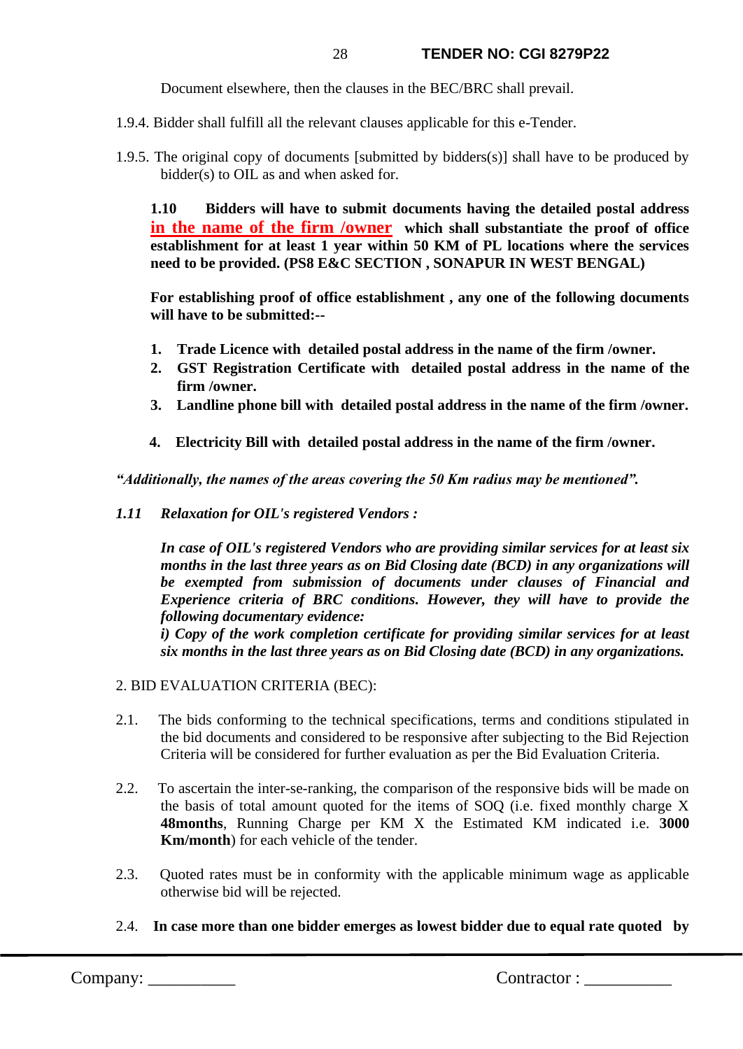Document elsewhere, then the clauses in the BEC/BRC shall prevail.

1.9.4. Bidder shall fulfill all the relevant clauses applicable for this e-Tender.

1.9.5. The original copy of documents [submitted by bidders(s)] shall have to be produced by bidder(s) to OIL as and when asked for.

**1.10 Bidders will have to submit documents having the detailed postal address in the name of the firm /owner which shall substantiate the proof of office establishment for at least 1 year within 50 KM of PL locations where the services need to be provided. (PS8 E&C SECTION , SONAPUR IN WEST BENGAL)**

**For establishing proof of office establishment , any one of the following documents will have to be submitted:--**

1. **Trade Licence with detailed postal address in the name of the firm /owner.**
2. **GST Registration Certificate with detailed postal address in the name of the firm /owner.**
3. **Landline phone bill with detailed postal address in the name of the firm /owner.**
4. **Electricity Bill with detailed postal address in the name of the firm /owner.**

***"Additionally, the names of the areas covering the 50 Km radius may be mentioned".***

***1.11 Relaxation for OIL's registered Vendors :***

***In case of OIL's registered Vendors who are providing similar services for at least six months in the last three years as on Bid Closing date (BCD) in any organizations will be exempted from submission of documents under clauses of Financial and Experience criteria of BRC conditions. However, they will have to provide the following documentary evidence:***
***i) Copy of the work completion certificate for providing similar services for at least six months in the last three years as on Bid Closing date (BCD) in any organizations.***

2. BID EVALUATION CRITERIA (BEC):

2.1. The bids conforming to the technical specifications, terms and conditions stipulated in the bid documents and considered to be responsive after subjecting to the Bid Rejection Criteria will be considered for further evaluation as per the Bid Evaluation Criteria.

2.2. To ascertain the inter-se-ranking, the comparison of the responsive bids will be made on the basis of total amount quoted for the items of SOQ (i.e. fixed monthly charge X **48months**, Running Charge per KM X the Estimated KM indicated i.e. **3000 Km/month**) for each vehicle of the tender.

2.3. Quoted rates must be in conformity with the applicable minimum wage as applicable otherwise bid will be rejected.

2.4. **In case more than one bidder emerges as lowest bidder due to equal rate quoted by**

Company: __________ Contractor : __________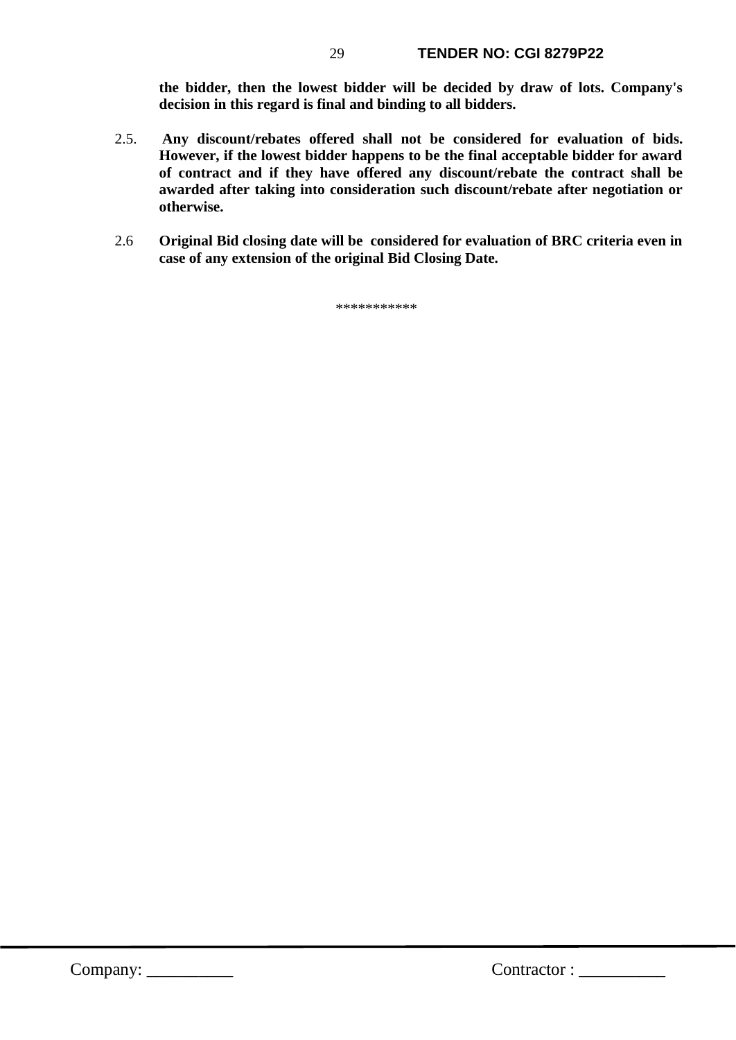**the bidder, then the lowest bidder will be decided by draw of lots. Company's decision in this regard is final and binding to all bidders.**

2.5. **Any discount/rebates offered shall not be considered for evaluation of bids. However, if the lowest bidder happens to be the final acceptable bidder for award of contract and if they have offered any discount/rebate the contract shall be awarded after taking into consideration such discount/rebate after negotiation or otherwise.**

2.6 **Original Bid closing date will be considered for evaluation of BRC criteria even in case of any extension of the original Bid Closing Date.**

***********

Company: __________ Contractor : __________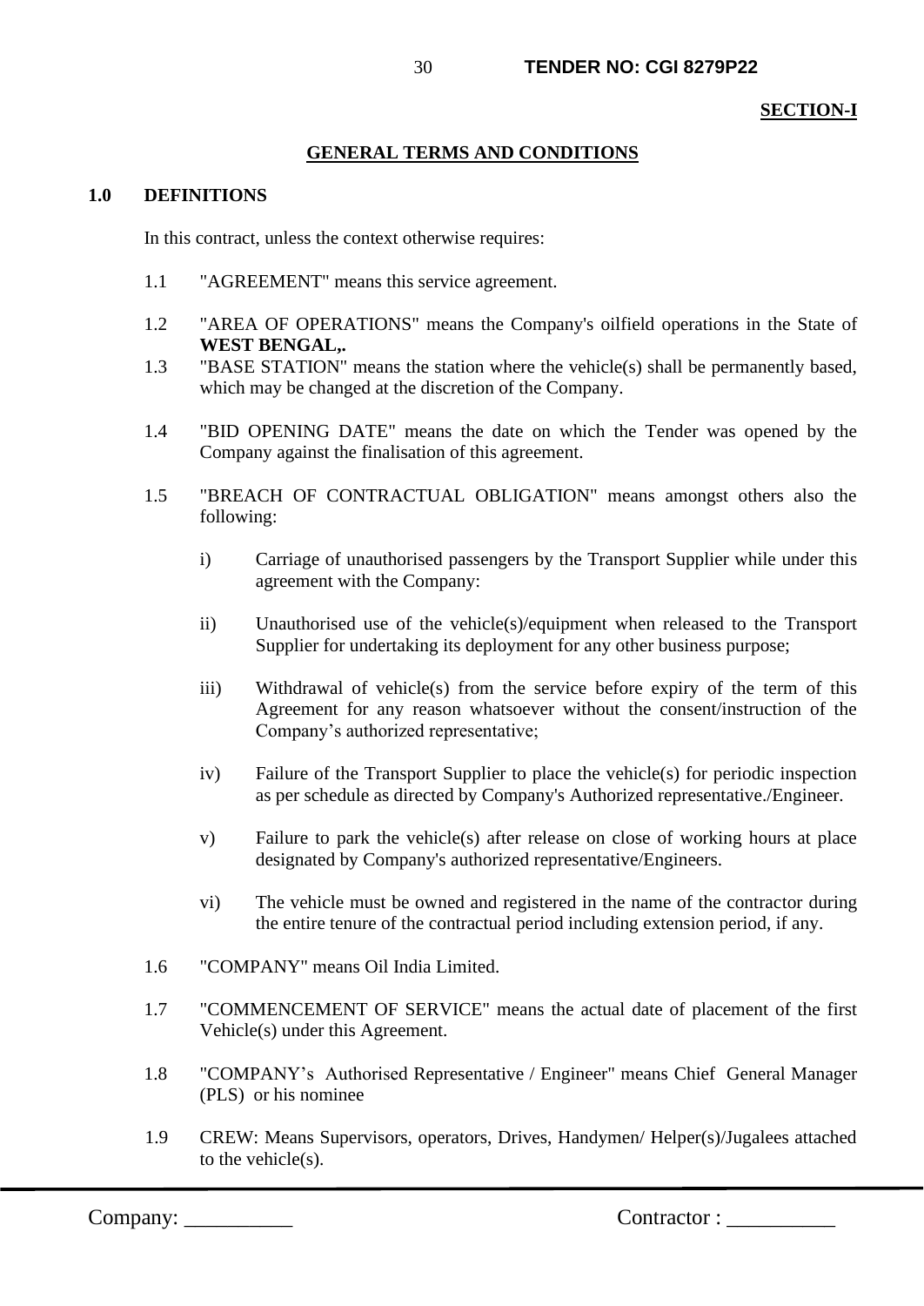**SECTION-I**

## GENERAL TERMS AND CONDITIONS

### 1.0 DEFINITIONS

In this contract, unless the context otherwise requires:

1.1 "AGREEMENT" means this service agreement.

1.2 "AREA OF OPERATIONS" means the Company's oilfield operations in the State of **WEST BENGAL,.**

1.3 "BASE STATION" means the station where the vehicle(s) shall be permanently based, which may be changed at the discretion of the Company.

1.4 "BID OPENING DATE" means the date on which the Tender was opened by the Company against the finalisation of this agreement.

1.5 "BREACH OF CONTRACTUAL OBLIGATION" means amongst others also the following:

i) Carriage of unauthorised passengers by the Transport Supplier while under this agreement with the Company:

ii) Unauthorised use of the vehicle(s)/equipment when released to the Transport Supplier for undertaking its deployment for any other business purpose;

iii) Withdrawal of vehicle(s) from the service before expiry of the term of this Agreement for any reason whatsoever without the consent/instruction of the Company's authorized representative;

iv) Failure of the Transport Supplier to place the vehicle(s) for periodic inspection as per schedule as directed by Company's Authorized representative./Engineer.

v) Failure to park the vehicle(s) after release on close of working hours at place designated by Company's authorized representative/Engineers.

vi) The vehicle must be owned and registered in the name of the contractor during the entire tenure of the contractual period including extension period, if any.

1.6 "COMPANY" means Oil India Limited.

1.7 "COMMENCEMENT OF SERVICE" means the actual date of placement of the first Vehicle(s) under this Agreement.

1.8 "COMPANY's Authorised Representative / Engineer" means Chief General Manager (PLS) or his nominee

1.9 CREW: Means Supervisors, operators, Drives, Handymen/ Helper(s)/Jugalees attached to the vehicle(s).

Company: __________ Contractor : __________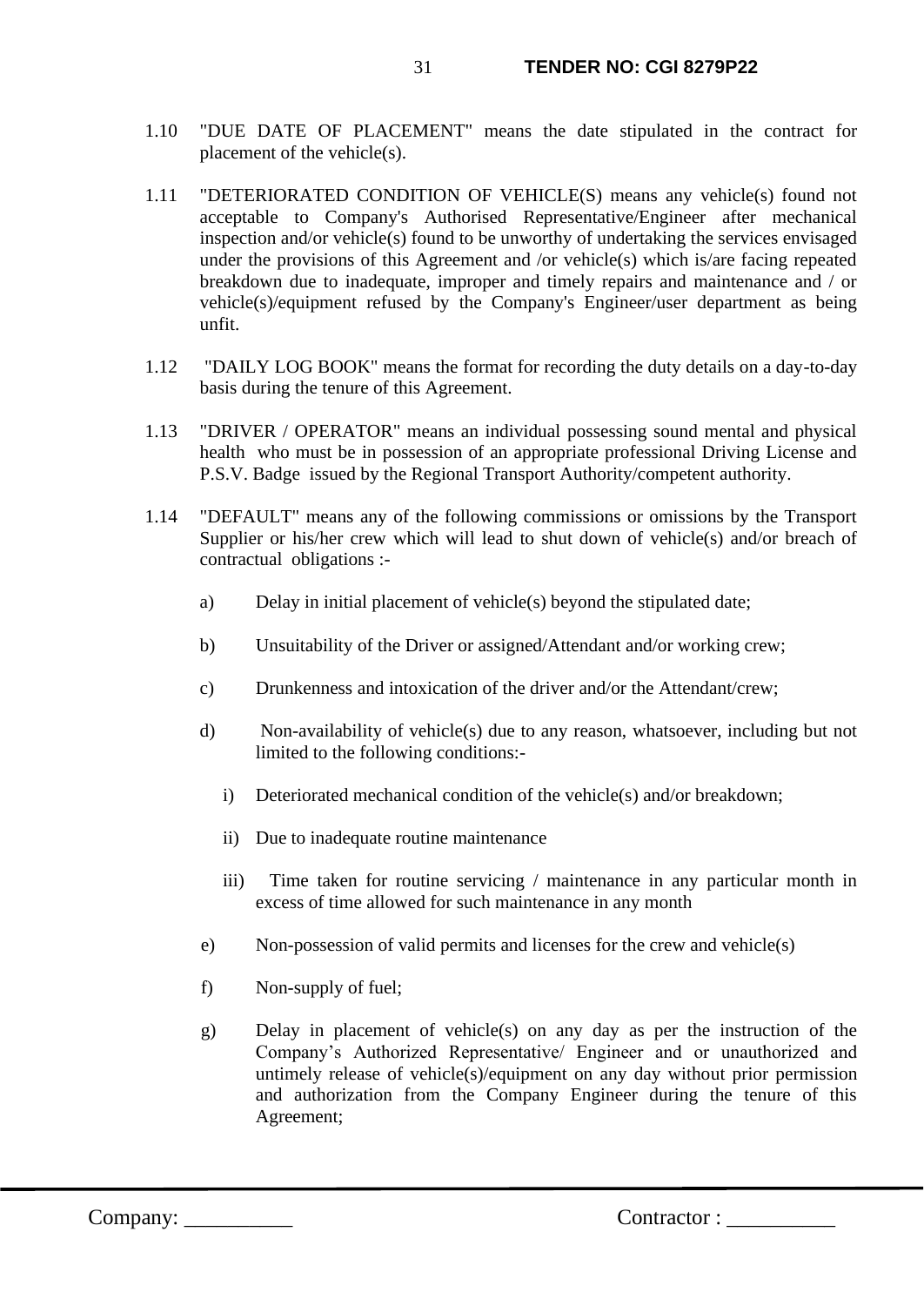1.10 "DUE DATE OF PLACEMENT" means the date stipulated in the contract for placement of the vehicle(s).

1.11 "DETERIORATED CONDITION OF VEHICLE(S) means any vehicle(s) found not acceptable to Company's Authorised Representative/Engineer after mechanical inspection and/or vehicle(s) found to be unworthy of undertaking the services envisaged under the provisions of this Agreement and /or vehicle(s) which is/are facing repeated breakdown due to inadequate, improper and timely repairs and maintenance and / or vehicle(s)/equipment refused by the Company's Engineer/user department as being unfit.

1.12 "DAILY LOG BOOK" means the format for recording the duty details on a day-to-day basis during the tenure of this Agreement.

1.13 "DRIVER / OPERATOR" means an individual possessing sound mental and physical health who must be in possession of an appropriate professional Driving License and P.S.V. Badge issued by the Regional Transport Authority/competent authority.

1.14 "DEFAULT" means any of the following commissions or omissions by the Transport Supplier or his/her crew which will lead to shut down of vehicle(s) and/or breach of contractual obligations :-

a) Delay in initial placement of vehicle(s) beyond the stipulated date;

b) Unsuitability of the Driver or assigned/Attendant and/or working crew;

c) Drunkenness and intoxication of the driver and/or the Attendant/crew;

d) Non-availability of vehicle(s) due to any reason, whatsoever, including but not limited to the following conditions:-

   i) Deteriorated mechanical condition of the vehicle(s) and/or breakdown;

   ii) Due to inadequate routine maintenance

   iii) Time taken for routine servicing / maintenance in any particular month in excess of time allowed for such maintenance in any month

e) Non-possession of valid permits and licenses for the crew and vehicle(s)

f) Non-supply of fuel;

g) Delay in placement of vehicle(s) on any day as per the instruction of the Company's Authorized Representative/ Engineer and or unauthorized and untimely release of vehicle(s)/equipment on any day without prior permission and authorization from the Company Engineer during the tenure of this Agreement;

Company: __________ Contractor : __________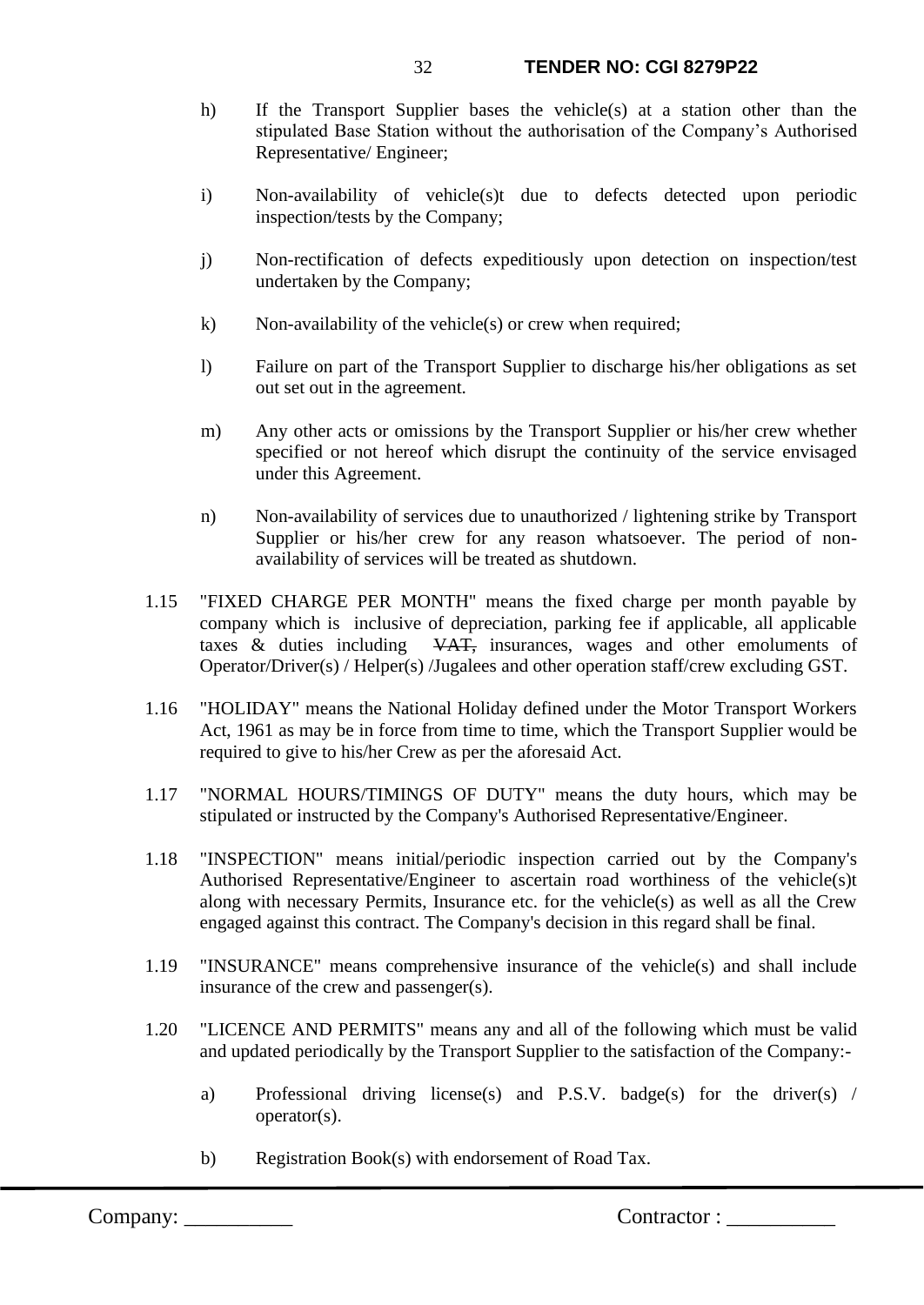h) If the Transport Supplier bases the vehicle(s) at a station other than the stipulated Base Station without the authorisation of the Company's Authorised Representative/ Engineer;

i) Non-availability of vehicle(s)t due to defects detected upon periodic inspection/tests by the Company;

j) Non-rectification of defects expeditiously upon detection on inspection/test undertaken by the Company;

k) Non-availability of the vehicle(s) or crew when required;

l) Failure on part of the Transport Supplier to discharge his/her obligations as set out set out in the agreement.

m) Any other acts or omissions by the Transport Supplier or his/her crew whether specified or not hereof which disrupt the continuity of the service envisaged under this Agreement.

n) Non-availability of services due to unauthorized / lightening strike by Transport Supplier or his/her crew for any reason whatsoever. The period of non-availability of services will be treated as shutdown.

1.15 "FIXED CHARGE PER MONTH" means the fixed charge per month payable by company which is inclusive of depreciation, parking fee if applicable, all applicable taxes & duties including ~~VAT,~~ insurances, wages and other emoluments of Operator/Driver(s) / Helper(s) /Jugalees and other operation staff/crew excluding GST.

1.16 "HOLIDAY" means the National Holiday defined under the Motor Transport Workers Act, 1961 as may be in force from time to time, which the Transport Supplier would be required to give to his/her Crew as per the aforesaid Act.

1.17 "NORMAL HOURS/TIMINGS OF DUTY" means the duty hours, which may be stipulated or instructed by the Company's Authorised Representative/Engineer.

1.18 "INSPECTION" means initial/periodic inspection carried out by the Company's Authorised Representative/Engineer to ascertain road worthiness of the vehicle(s)t along with necessary Permits, Insurance etc. for the vehicle(s) as well as all the Crew engaged against this contract. The Company's decision in this regard shall be final.

1.19 "INSURANCE" means comprehensive insurance of the vehicle(s) and shall include insurance of the crew and passenger(s).

1.20 "LICENCE AND PERMITS" means any and all of the following which must be valid and updated periodically by the Transport Supplier to the satisfaction of the Company:-

a) Professional driving license(s) and P.S.V. badge(s) for the driver(s) / operator(s).

b) Registration Book(s) with endorsement of Road Tax.

Company: __________ Contractor : __________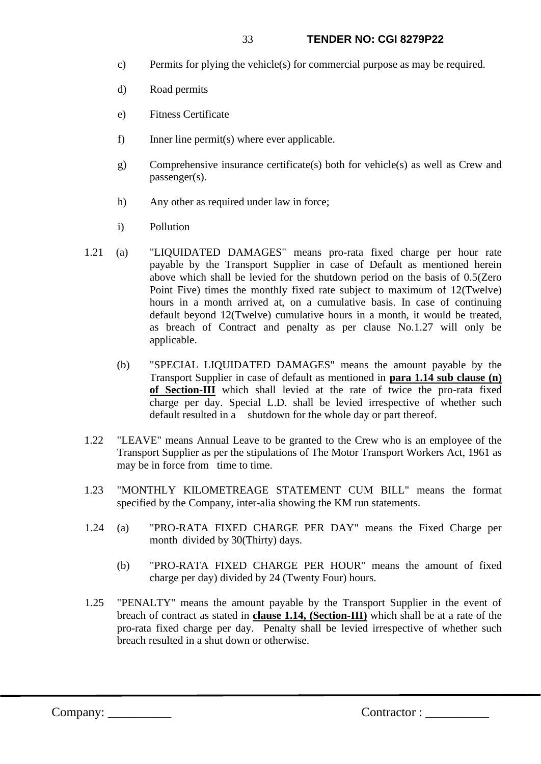c) Permits for plying the vehicle(s) for commercial purpose as may be required.

d) Road permits

e) Fitness Certificate

f) Inner line permit(s) where ever applicable.

g) Comprehensive insurance certificate(s) both for vehicle(s) as well as Crew and passenger(s).

h) Any other as required under law in force;

i) Pollution

1.21 (a) "LIQUIDATED DAMAGES" means pro-rata fixed charge per hour rate payable by the Transport Supplier in case of Default as mentioned herein above which shall be levied for the shutdown period on the basis of 0.5(Zero Point Five) times the monthly fixed rate subject to maximum of 12(Twelve) hours in a month arrived at, on a cumulative basis. In case of continuing default beyond 12(Twelve) cumulative hours in a month, it would be treated, as breach of Contract and penalty as per clause No.1.27 will only be applicable.

(b) "SPECIAL LIQUIDATED DAMAGES" means the amount payable by the Transport Supplier in case of default as mentioned in **para 1.14 sub clause (n) of Section-III** which shall levied at the rate of twice the pro-rata fixed charge per day. Special L.D. shall be levied irrespective of whether such default resulted in a shutdown for the whole day or part thereof.

1.22 "LEAVE" means Annual Leave to be granted to the Crew who is an employee of the Transport Supplier as per the stipulations of The Motor Transport Workers Act, 1961 as may be in force from time to time.

1.23 "MONTHLY KILOMETREAGE STATEMENT CUM BILL" means the format specified by the Company, inter-alia showing the KM run statements.

1.24 (a) "PRO-RATA FIXED CHARGE PER DAY" means the Fixed Charge per month divided by 30(Thirty) days.

(b) "PRO-RATA FIXED CHARGE PER HOUR" means the amount of fixed charge per day) divided by 24 (Twenty Four) hours.

1.25 "PENALTY" means the amount payable by the Transport Supplier in the event of breach of contract as stated in **clause 1.14, (Section-III)** which shall be at a rate of the pro-rata fixed charge per day. Penalty shall be levied irrespective of whether such breach resulted in a shut down or otherwise.

Company: __________ Contractor : __________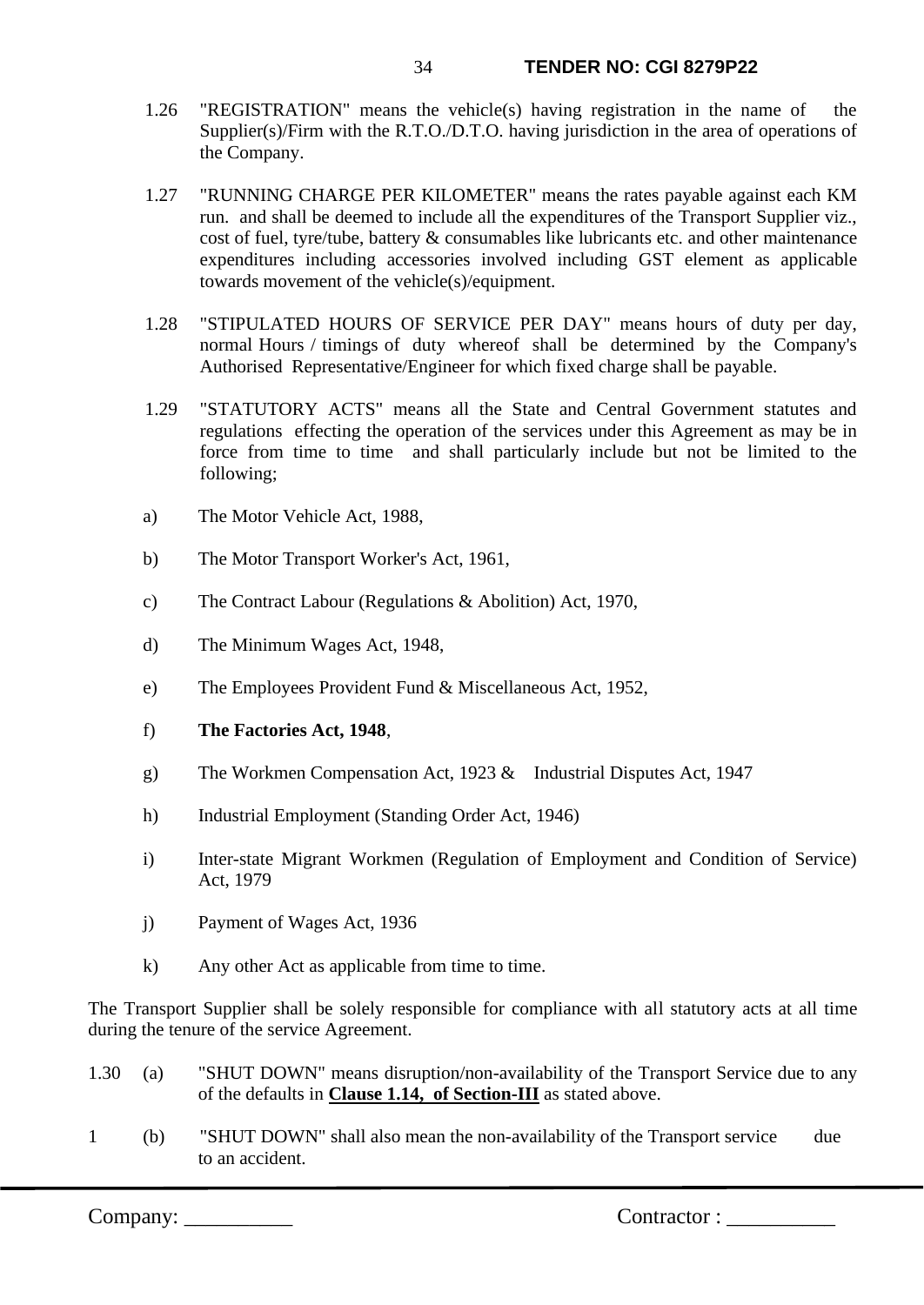1.26 "REGISTRATION" means the vehicle(s) having registration in the name of the Supplier(s)/Firm with the R.T.O./D.T.O. having jurisdiction in the area of operations of the Company.

1.27 "RUNNING CHARGE PER KILOMETER" means the rates payable against each KM run. and shall be deemed to include all the expenditures of the Transport Supplier viz., cost of fuel, tyre/tube, battery & consumables like lubricants etc. and other maintenance expenditures including accessories involved including GST element as applicable towards movement of the vehicle(s)/equipment.

1.28 "STIPULATED HOURS OF SERVICE PER DAY" means hours of duty per day, normal Hours / timings of duty whereof shall be determined by the Company's Authorised Representative/Engineer for which fixed charge shall be payable.

1.29 "STATUTORY ACTS" means all the State and Central Government statutes and regulations effecting the operation of the services under this Agreement as may be in force from time to time and shall particularly include but not be limited to the following;

a) The Motor Vehicle Act, 1988,

b) The Motor Transport Worker's Act, 1961,

c) The Contract Labour (Regulations & Abolition) Act, 1970,

d) The Minimum Wages Act, 1948,

e) The Employees Provident Fund & Miscellaneous Act, 1952,

f) **The Factories Act, 1948**,

g) The Workmen Compensation Act, 1923 & Industrial Disputes Act, 1947

h) Industrial Employment (Standing Order Act, 1946)

i) Inter-state Migrant Workmen (Regulation of Employment and Condition of Service) Act, 1979

j) Payment of Wages Act, 1936

k) Any other Act as applicable from time to time.

The Transport Supplier shall be solely responsible for compliance with all statutory acts at all time during the tenure of the service Agreement.

1.30 (a) "SHUT DOWN" means disruption/non-availability of the Transport Service due to any of the defaults in **<u>Clause 1.14, of Section-III</u>** as stated above.

1 (b) "SHUT DOWN" shall also mean the non-availability of the Transport service due to an accident.

Company: __________ Contractor : __________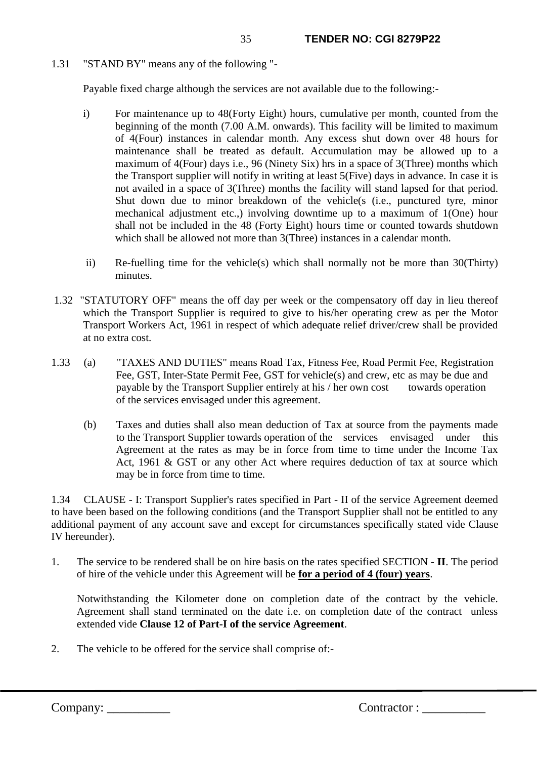1.31 "STAND BY" means any of the following "-

Payable fixed charge although the services are not available due to the following:-

i) For maintenance up to 48(Forty Eight) hours, cumulative per month, counted from the beginning of the month (7.00 A.M. onwards). This facility will be limited to maximum of 4(Four) instances in calendar month. Any excess shut down over 48 hours for maintenance shall be treated as default. Accumulation may be allowed up to a maximum of 4(Four) days i.e., 96 (Ninety Six) hrs in a space of 3(Three) months which the Transport supplier will notify in writing at least 5(Five) days in advance. In case it is not availed in a space of 3(Three) months the facility will stand lapsed for that period. Shut down due to minor breakdown of the vehicle(s (i.e., punctured tyre, minor mechanical adjustment etc.,) involving downtime up to a maximum of 1(One) hour shall not be included in the 48 (Forty Eight) hours time or counted towards shutdown which shall be allowed not more than 3(Three) instances in a calendar month.

ii) Re-fuelling time for the vehicle(s) which shall normally not be more than 30(Thirty) minutes.

1.32 "STATUTORY OFF" means the off day per week or the compensatory off day in lieu thereof which the Transport Supplier is required to give to his/her operating crew as per the Motor Transport Workers Act, 1961 in respect of which adequate relief driver/crew shall be provided at no extra cost.

1.33 (a) "TAXES AND DUTIES" means Road Tax, Fitness Fee, Road Permit Fee, Registration Fee, GST, Inter-State Permit Fee, GST for vehicle(s) and crew, etc as may be due and payable by the Transport Supplier entirely at his / her own cost towards operation of the services envisaged under this agreement.

(b) Taxes and duties shall also mean deduction of Tax at source from the payments made to the Transport Supplier towards operation of the services envisaged under this Agreement at the rates as may be in force from time to time under the Income Tax Act, 1961 & GST or any other Act where requires deduction of tax at source which may be in force from time to time.

1.34 CLAUSE - I: Transport Supplier's rates specified in Part - II of the service Agreement deemed to have been based on the following conditions (and the Transport Supplier shall not be entitled to any additional payment of any account save and except for circumstances specifically stated vide Clause IV hereunder).

1. The service to be rendered shall be on hire basis on the rates specified SECTION **- II**. The period of hire of the vehicle under this Agreement will be **<u>for a period of 4 (four) years</u>**.

   Notwithstanding the Kilometer done on completion date of the contract by the vehicle. Agreement shall stand terminated on the date i.e. on completion date of the contract unless extended vide **Clause 12 of Part-I of the service Agreement**.

2. The vehicle to be offered for the service shall comprise of:-

Company: __________ Contractor : __________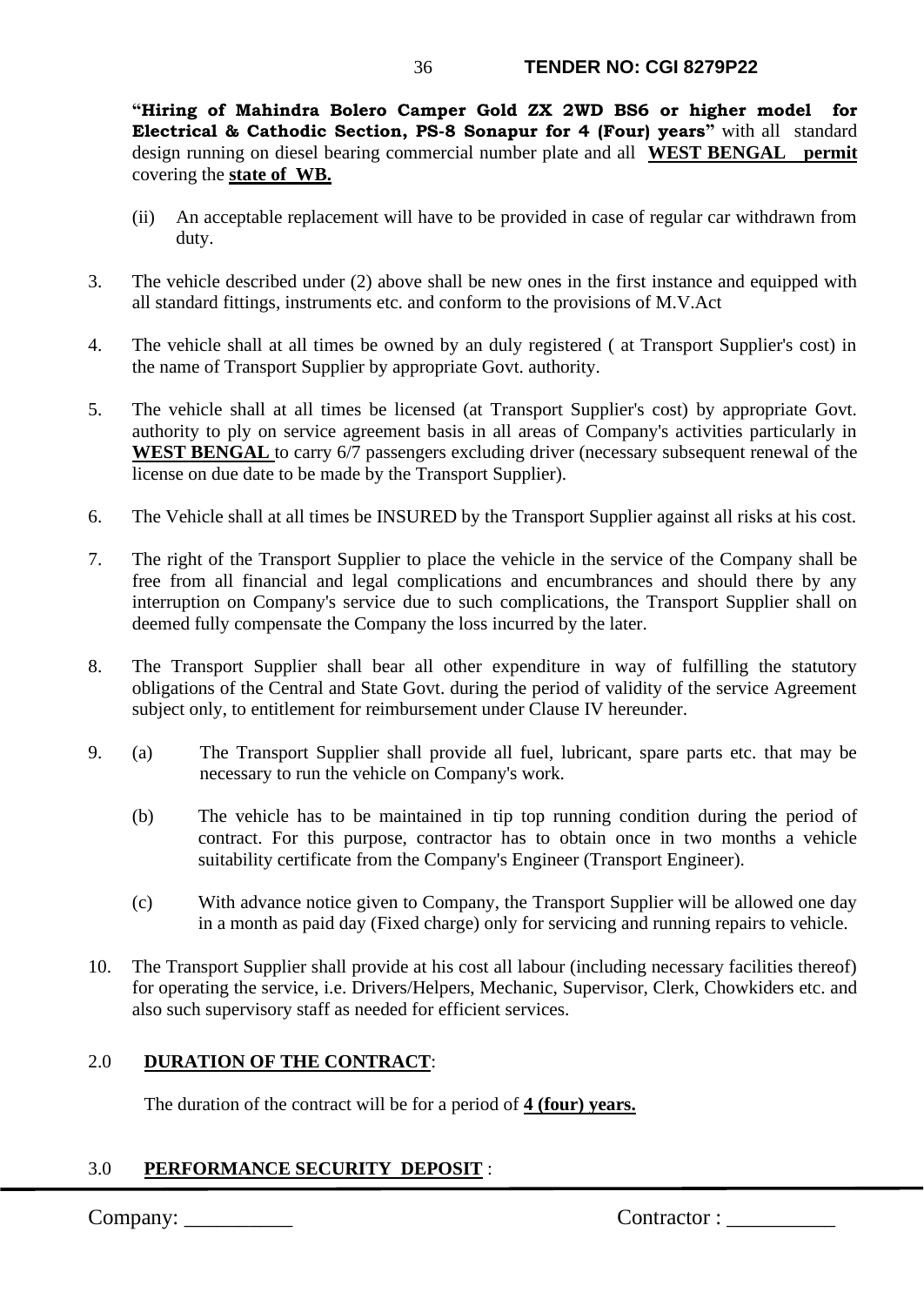**"Hiring of Mahindra Bolero Camper Gold ZX 2WD BS6 or higher model for Electrical & Cathodic Section, PS-8 Sonapur for 4 (Four) years"** with all standard design running on diesel bearing commercial number plate and all **WEST BENGAL permit** covering the **state of WB.**

(ii) An acceptable replacement will have to be provided in case of regular car withdrawn from duty.

3. The vehicle described under (2) above shall be new ones in the first instance and equipped with all standard fittings, instruments etc. and conform to the provisions of M.V.Act

4. The vehicle shall at all times be owned by an duly registered ( at Transport Supplier's cost) in the name of Transport Supplier by appropriate Govt. authority.

5. The vehicle shall at all times be licensed (at Transport Supplier's cost) by appropriate Govt. authority to ply on service agreement basis in all areas of Company's activities particularly in **WEST BENGAL** to carry 6/7 passengers excluding driver (necessary subsequent renewal of the license on due date to be made by the Transport Supplier).

6. The Vehicle shall at all times be INSURED by the Transport Supplier against all risks at his cost.

7. The right of the Transport Supplier to place the vehicle in the service of the Company shall be free from all financial and legal complications and encumbrances and should there by any interruption on Company's service due to such complications, the Transport Supplier shall on deemed fully compensate the Company the loss incurred by the later.

8. The Transport Supplier shall bear all other expenditure in way of fulfilling the statutory obligations of the Central and State Govt. during the period of validity of the service Agreement subject only, to entitlement for reimbursement under Clause IV hereunder.

9. (a) The Transport Supplier shall provide all fuel, lubricant, spare parts etc. that may be necessary to run the vehicle on Company's work.

   (b) The vehicle has to be maintained in tip top running condition during the period of contract. For this purpose, contractor has to obtain once in two months a vehicle suitability certificate from the Company's Engineer (Transport Engineer).

   (c) With advance notice given to Company, the Transport Supplier will be allowed one day in a month as paid day (Fixed charge) only for servicing and running repairs to vehicle.

10. The Transport Supplier shall provide at his cost all labour (including necessary facilities thereof) for operating the service, i.e. Drivers/Helpers, Mechanic, Supervisor, Clerk, Chowkiders etc. and also such supervisory staff as needed for efficient services.

## 2.0 DURATION OF THE CONTRACT:

The duration of the contract will be for a period of **4 (four) years.**

## 3.0 PERFORMANCE SECURITY DEPOSIT :

Company: __________ Contractor : __________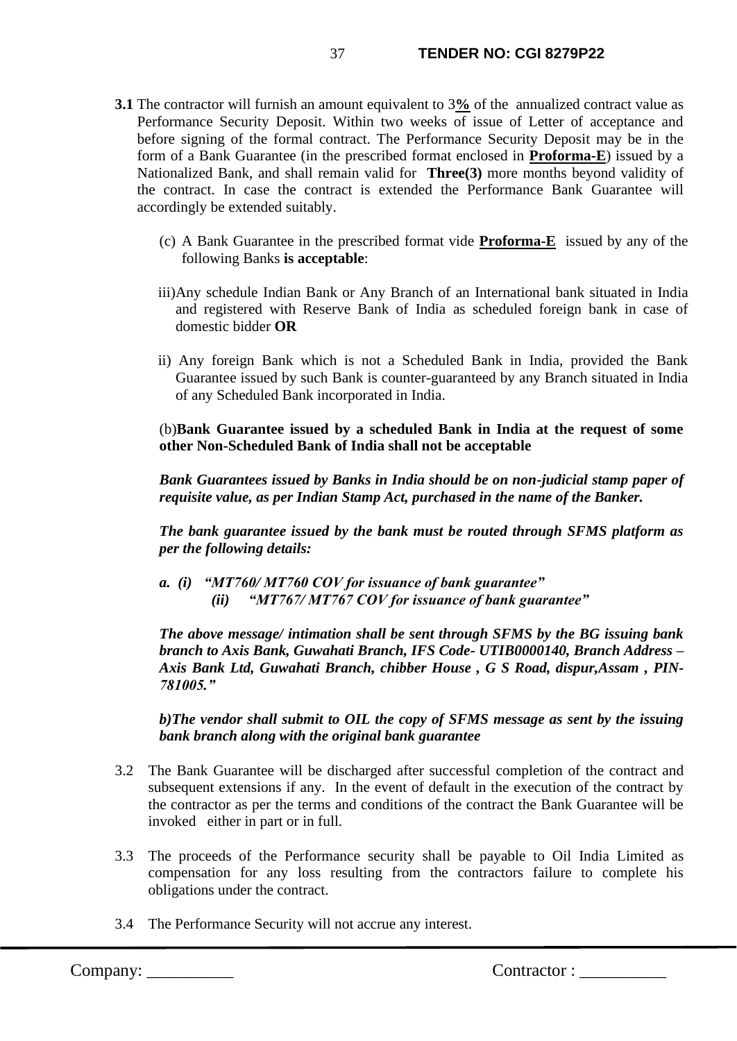**3.1** The contractor will furnish an amount equivalent to 3**%** of the annualized contract value as Performance Security Deposit. Within two weeks of issue of Letter of acceptance and before signing of the formal contract. The Performance Security Deposit may be in the form of a Bank Guarantee (in the prescribed format enclosed in **Proforma-E**) issued by a Nationalized Bank, and shall remain valid for **Three(3)** more months beyond validity of the contract. In case the contract is extended the Performance Bank Guarantee will accordingly be extended suitably.

(c) A Bank Guarantee in the prescribed format vide **Proforma-E** issued by any of the following Banks **is acceptable**:

iii)Any schedule Indian Bank or Any Branch of an International bank situated in India and registered with Reserve Bank of India as scheduled foreign bank in case of domestic bidder **OR**

ii) Any foreign Bank which is not a Scheduled Bank in India, provided the Bank Guarantee issued by such Bank is counter-guaranteed by any Branch situated in India of any Scheduled Bank incorporated in India.

(b)**Bank Guarantee issued by a scheduled Bank in India at the request of some other Non-Scheduled Bank of India shall not be acceptable**

***Bank Guarantees issued by Banks in India should be on non-judicial stamp paper of requisite value, as per Indian Stamp Act, purchased in the name of the Banker.***

***The bank guarantee issued by the bank must be routed through SFMS platform as per the following details:***

***a. (i) "MT760/ MT760 COV for issuance of bank guarantee"***
***(ii) "MT767/ MT767 COV for issuance of bank guarantee"***

***The above message/ intimation shall be sent through SFMS by the BG issuing bank branch to Axis Bank, Guwahati Branch, IFS Code- UTIB0000140, Branch Address – Axis Bank Ltd, Guwahati Branch, chibber House , G S Road, dispur,Assam , PIN-781005."***

***b)The vendor shall submit to OIL the copy of SFMS message as sent by the issuing bank branch along with the original bank guarantee***

3.2 The Bank Guarantee will be discharged after successful completion of the contract and subsequent extensions if any. In the event of default in the execution of the contract by the contractor as per the terms and conditions of the contract the Bank Guarantee will be invoked either in part or in full.

3.3 The proceeds of the Performance security shall be payable to Oil India Limited as compensation for any loss resulting from the contractors failure to complete his obligations under the contract.

3.4 The Performance Security will not accrue any interest.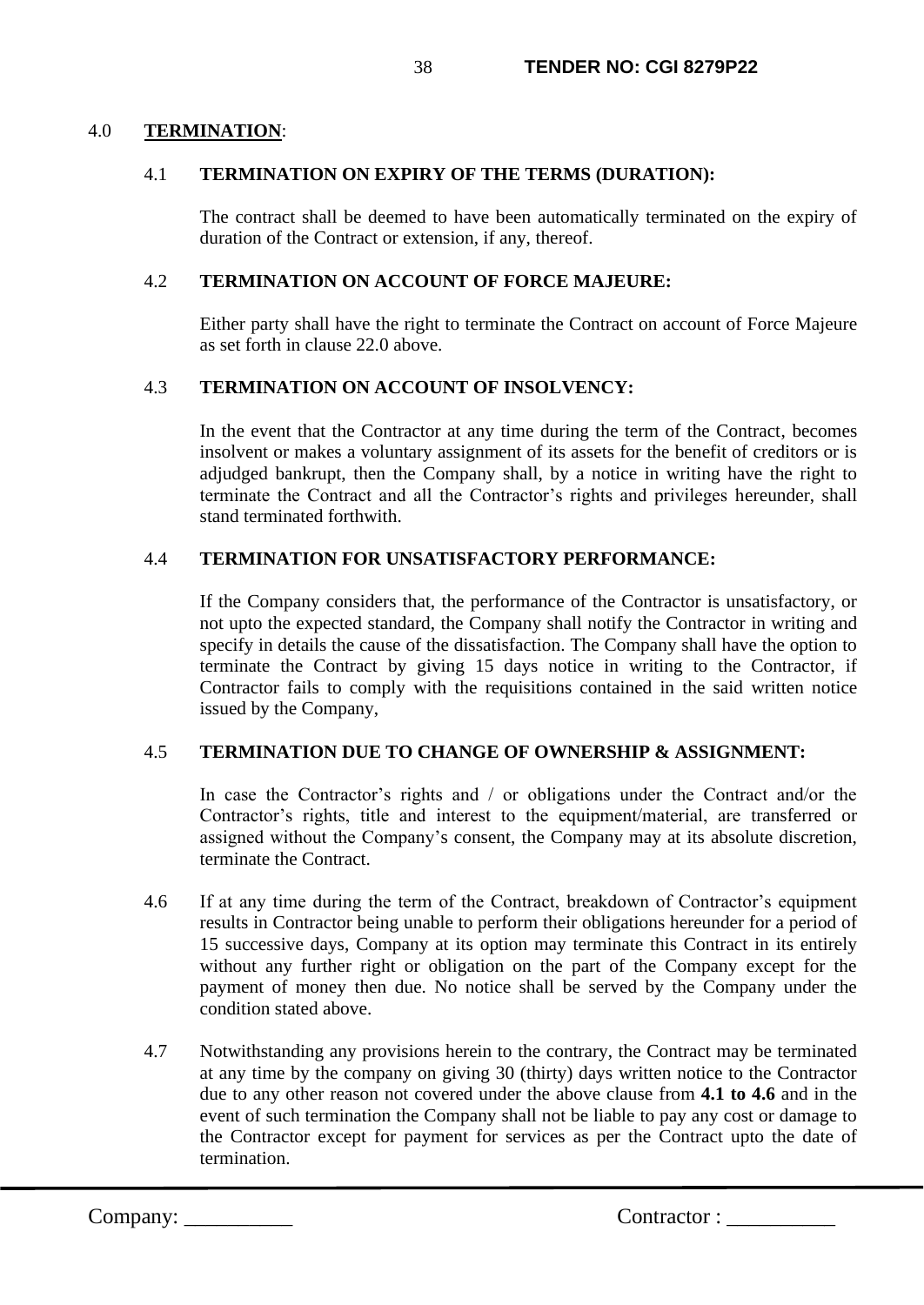## 4.0 **TERMINATION**:

### 4.1 TERMINATION ON EXPIRY OF THE TERMS (DURATION):

The contract shall be deemed to have been automatically terminated on the expiry of duration of the Contract or extension, if any, thereof.

### 4.2 TERMINATION ON ACCOUNT OF FORCE MAJEURE:

Either party shall have the right to terminate the Contract on account of Force Majeure as set forth in clause 22.0 above.

### 4.3 TERMINATION ON ACCOUNT OF INSOLVENCY:

In the event that the Contractor at any time during the term of the Contract, becomes insolvent or makes a voluntary assignment of its assets for the benefit of creditors or is adjudged bankrupt, then the Company shall, by a notice in writing have the right to terminate the Contract and all the Contractor's rights and privileges hereunder, shall stand terminated forthwith.

### 4.4 TERMINATION FOR UNSATISFACTORY PERFORMANCE:

If the Company considers that, the performance of the Contractor is unsatisfactory, or not upto the expected standard, the Company shall notify the Contractor in writing and specify in details the cause of the dissatisfaction. The Company shall have the option to terminate the Contract by giving 15 days notice in writing to the Contractor, if Contractor fails to comply with the requisitions contained in the said written notice issued by the Company,

### 4.5 TERMINATION DUE TO CHANGE OF OWNERSHIP & ASSIGNMENT:

In case the Contractor's rights and / or obligations under the Contract and/or the Contractor's rights, title and interest to the equipment/material, are transferred or assigned without the Company's consent, the Company may at its absolute discretion, terminate the Contract.

4.6 If at any time during the term of the Contract, breakdown of Contractor's equipment results in Contractor being unable to perform their obligations hereunder for a period of 15 successive days, Company at its option may terminate this Contract in its entirely without any further right or obligation on the part of the Company except for the payment of money then due. No notice shall be served by the Company under the condition stated above.

4.7 Notwithstanding any provisions herein to the contrary, the Contract may be terminated at any time by the company on giving 30 (thirty) days written notice to the Contractor due to any other reason not covered under the above clause from **4.1 to 4.6** and in the event of such termination the Company shall not be liable to pay any cost or damage to the Contractor except for payment for services as per the Contract upto the date of termination.

Company: __________ Contractor : __________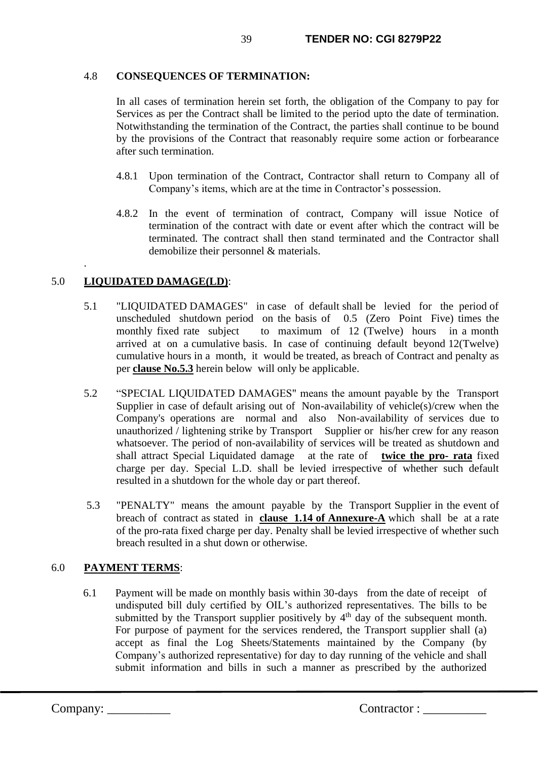### 4.8 CONSEQUENCES OF TERMINATION:

In all cases of termination herein set forth, the obligation of the Company to pay for Services as per the Contract shall be limited to the period upto the date of termination. Notwithstanding the termination of the Contract, the parties shall continue to be bound by the provisions of the Contract that reasonably require some action or forbearance after such termination.

4.8.1 Upon termination of the Contract, Contractor shall return to Company all of Company's items, which are at the time in Contractor's possession.

4.8.2 In the event of termination of contract, Company will issue Notice of termination of the contract with date or event after which the contract will be terminated. The contract shall then stand terminated and the Contractor shall demobilize their personnel & materials.

.

## 5.0 **LIQUIDATED DAMAGE(LD)**:

5.1 "LIQUIDATED DAMAGES" in case of default shall be levied for the period of unscheduled shutdown period on the basis of 0.5 (Zero Point Five) times the monthly fixed rate subject to maximum of 12 (Twelve) hours in a month arrived at on a cumulative basis. In case of continuing default beyond 12(Twelve) cumulative hours in a month, it would be treated, as breach of Contract and penalty as per **clause No.5.3** herein below will only be applicable.

5.2 "SPECIAL LIQUIDATED DAMAGES" means the amount payable by the Transport Supplier in case of default arising out of Non-availability of vehicle(s)/crew when the Company's operations are normal and also Non-availability of services due to unauthorized / lightening strike by Transport Supplier or his/her crew for any reason whatsoever. The period of non-availability of services will be treated as shutdown and shall attract Special Liquidated damage at the rate of **twice the pro- rata** fixed charge per day. Special L.D. shall be levied irrespective of whether such default resulted in a shutdown for the whole day or part thereof.

5.3 "PENALTY" means the amount payable by the Transport Supplier in the event of breach of contract as stated in **clause 1.14 of Annexure-A** which shall be at a rate of the pro-rata fixed charge per day. Penalty shall be levied irrespective of whether such breach resulted in a shut down or otherwise.

## 6.0 **PAYMENT TERMS**:

6.1 Payment will be made on monthly basis within 30-days from the date of receipt of undisputed bill duly certified by OIL's authorized representatives. The bills to be submitted by the Transport supplier positively by 4th day of the subsequent month. For purpose of payment for the services rendered, the Transport supplier shall (a) accept as final the Log Sheets/Statements maintained by the Company (by Company's authorized representative) for day to day running of the vehicle and shall submit information and bills in such a manner as prescribed by the authorized

Company: __________ Contractor : __________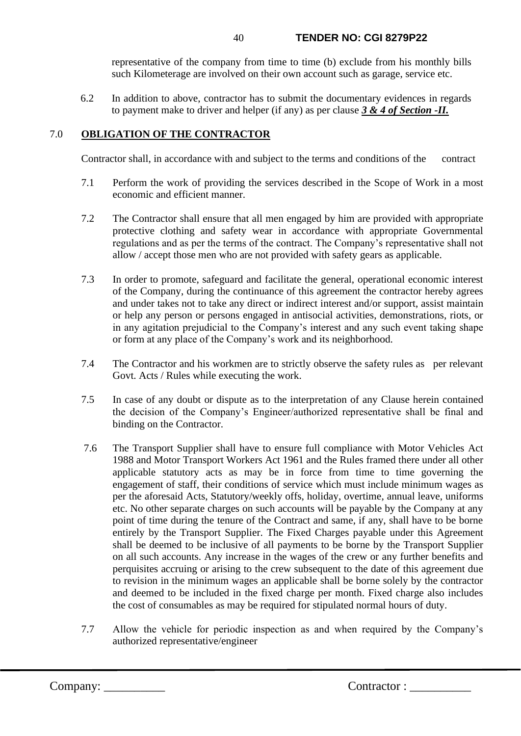representative of the company from time to time (b) exclude from his monthly bills such Kilometerage are involved on their own account such as garage, service etc.

6.2 In addition to above, contractor has to submit the documentary evidences in regards to payment make to driver and helper (if any) as per clause ***3 & 4 of Section -II.***

## 7.0 OBLIGATION OF THE CONTRACTOR

Contractor shall, in accordance with and subject to the terms and conditions of the contract

7.1 Perform the work of providing the services described in the Scope of Work in a most economic and efficient manner.

7.2 The Contractor shall ensure that all men engaged by him are provided with appropriate protective clothing and safety wear in accordance with appropriate Governmental regulations and as per the terms of the contract. The Company's representative shall not allow / accept those men who are not provided with safety gears as applicable.

7.3 In order to promote, safeguard and facilitate the general, operational economic interest of the Company, during the continuance of this agreement the contractor hereby agrees and under takes not to take any direct or indirect interest and/or support, assist maintain or help any person or persons engaged in antisocial activities, demonstrations, riots, or in any agitation prejudicial to the Company's interest and any such event taking shape or form at any place of the Company's work and its neighborhood.

7.4 The Contractor and his workmen are to strictly observe the safety rules as per relevant Govt. Acts / Rules while executing the work.

7.5 In case of any doubt or dispute as to the interpretation of any Clause herein contained the decision of the Company's Engineer/authorized representative shall be final and binding on the Contractor.

7.6 The Transport Supplier shall have to ensure full compliance with Motor Vehicles Act 1988 and Motor Transport Workers Act 1961 and the Rules framed there under all other applicable statutory acts as may be in force from time to time governing the engagement of staff, their conditions of service which must include minimum wages as per the aforesaid Acts, Statutory/weekly offs, holiday, overtime, annual leave, uniforms etc. No other separate charges on such accounts will be payable by the Company at any point of time during the tenure of the Contract and same, if any, shall have to be borne entirely by the Transport Supplier. The Fixed Charges payable under this Agreement shall be deemed to be inclusive of all payments to be borne by the Transport Supplier on all such accounts. Any increase in the wages of the crew or any further benefits and perquisites accruing or arising to the crew subsequent to the date of this agreement due to revision in the minimum wages an applicable shall be borne solely by the contractor and deemed to be included in the fixed charge per month. Fixed charge also includes the cost of consumables as may be required for stipulated normal hours of duty.

7.7 Allow the vehicle for periodic inspection as and when required by the Company's authorized representative/engineer

Company: __________ Contractor : __________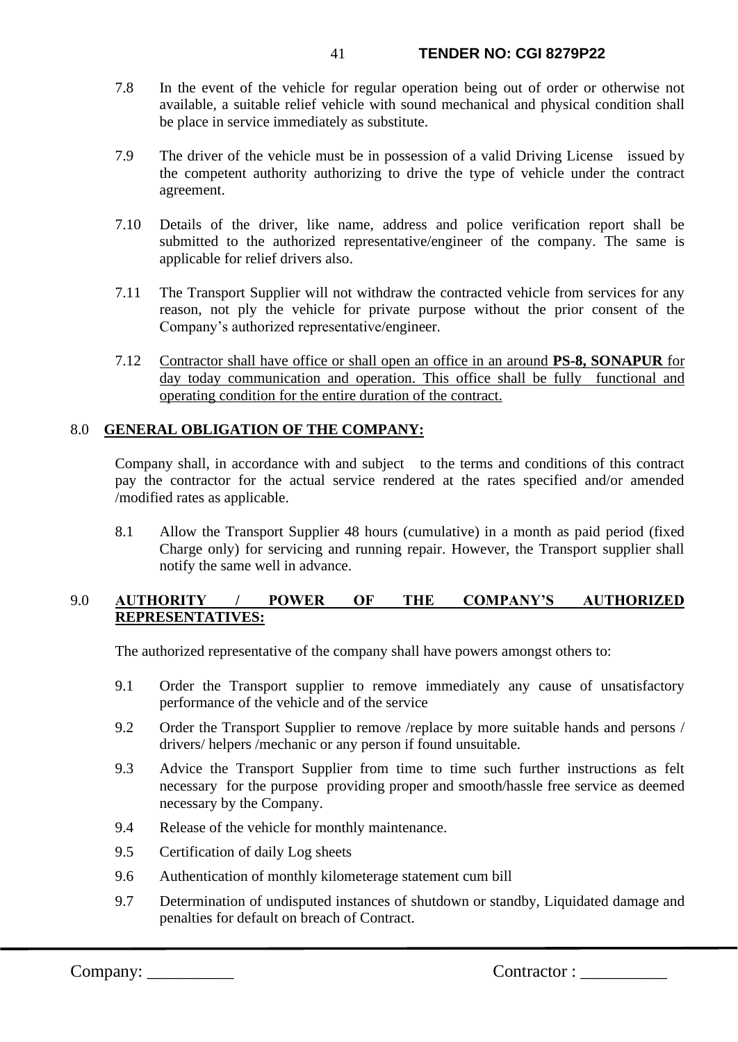7.8 In the event of the vehicle for regular operation being out of order or otherwise not available, a suitable relief vehicle with sound mechanical and physical condition shall be place in service immediately as substitute.

7.9 The driver of the vehicle must be in possession of a valid Driving License issued by the competent authority authorizing to drive the type of vehicle under the contract agreement.

7.10 Details of the driver, like name, address and police verification report shall be submitted to the authorized representative/engineer of the company. The same is applicable for relief drivers also.

7.11 The Transport Supplier will not withdraw the contracted vehicle from services for any reason, not ply the vehicle for private purpose without the prior consent of the Company's authorized representative/engineer.

7.12 <u>Contractor shall have office or shall open an office in an around **PS-8, SONAPUR** for day today communication and operation. This office shall be fully functional and operating condition for the entire duration of the contract.</u>

## 8.0 GENERAL OBLIGATION OF THE COMPANY:

Company shall, in accordance with and subject to the terms and conditions of this contract pay the contractor for the actual service rendered at the rates specified and/or amended /modified rates as applicable.

8.1 Allow the Transport Supplier 48 hours (cumulative) in a month as paid period (fixed Charge only) for servicing and running repair. However, the Transport supplier shall notify the same well in advance.

## 9.0 AUTHORITY / POWER OF THE COMPANY'S AUTHORIZED REPRESENTATIVES:

The authorized representative of the company shall have powers amongst others to:

9.1 Order the Transport supplier to remove immediately any cause of unsatisfactory performance of the vehicle and of the service

9.2 Order the Transport Supplier to remove /replace by more suitable hands and persons / drivers/ helpers /mechanic or any person if found unsuitable.

9.3 Advice the Transport Supplier from time to time such further instructions as felt necessary for the purpose providing proper and smooth/hassle free service as deemed necessary by the Company.

9.4 Release of the vehicle for monthly maintenance.

9.5 Certification of daily Log sheets

9.6 Authentication of monthly kilometerage statement cum bill

9.7 Determination of undisputed instances of shutdown or standby, Liquidated damage and penalties for default on breach of Contract.

Company: __________ Contractor : __________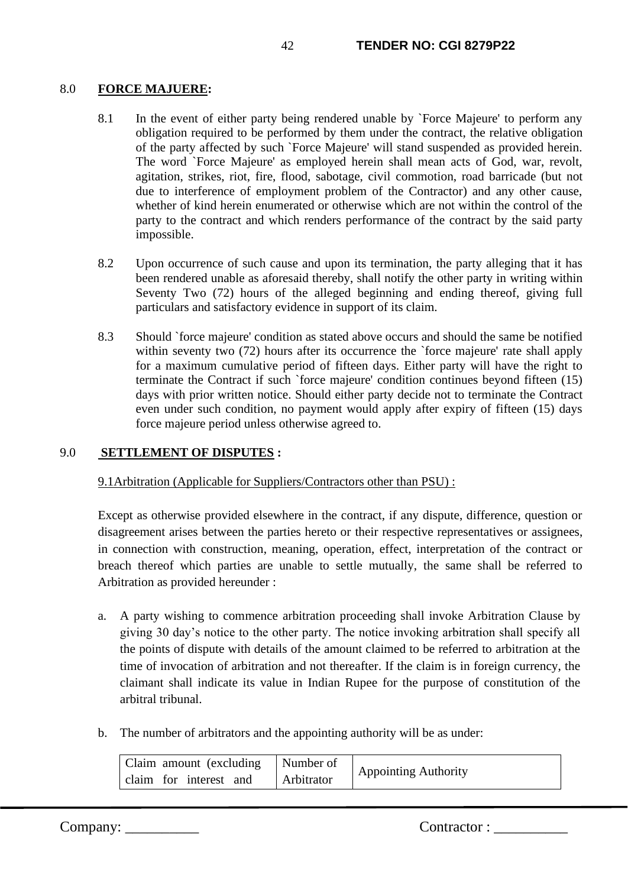## 8.0 **FORCE MAJUERE:**

8.1 In the event of either party being rendered unable by `Force Majeure' to perform any obligation required to be performed by them under the contract, the relative obligation of the party affected by such `Force Majeure' will stand suspended as provided herein. The word `Force Majeure' as employed herein shall mean acts of God, war, revolt, agitation, strikes, riot, fire, flood, sabotage, civil commotion, road barricade (but not due to interference of employment problem of the Contractor) and any other cause, whether of kind herein enumerated or otherwise which are not within the control of the party to the contract and which renders performance of the contract by the said party impossible.

8.2 Upon occurrence of such cause and upon its termination, the party alleging that it has been rendered unable as aforesaid thereby, shall notify the other party in writing within Seventy Two (72) hours of the alleged beginning and ending thereof, giving full particulars and satisfactory evidence in support of its claim.

8.3 Should `force majeure' condition as stated above occurs and should the same be notified within seventy two (72) hours after its occurrence the `force majeure' rate shall apply for a maximum cumulative period of fifteen days. Either party will have the right to terminate the Contract if such `force majeure' condition continues beyond fifteen (15) days with prior written notice. Should either party decide not to terminate the Contract even under such condition, no payment would apply after expiry of fifteen (15) days force majeure period unless otherwise agreed to.

## 9.0 **SETTLEMENT OF DISPUTES :**

9.1Arbitration (Applicable for Suppliers/Contractors other than PSU) :

Except as otherwise provided elsewhere in the contract, if any dispute, difference, question or disagreement arises between the parties hereto or their respective representatives or assignees, in connection with construction, meaning, operation, effect, interpretation of the contract or breach thereof which parties are unable to settle mutually, the same shall be referred to Arbitration as provided hereunder :

a. A party wishing to commence arbitration proceeding shall invoke Arbitration Clause by giving 30 day's notice to the other party. The notice invoking arbitration shall specify all the points of dispute with details of the amount claimed to be referred to arbitration at the time of invocation of arbitration and not thereafter. If the claim is in foreign currency, the claimant shall indicate its value in Indian Rupee for the purpose of constitution of the arbitral tribunal.

b. The number of arbitrators and the appointing authority will be as under:

| Claim amount (excluding claim for interest and | Number of Arbitrator | Appointing Authority |
|---|---|---|

Company: __________ Contractor : __________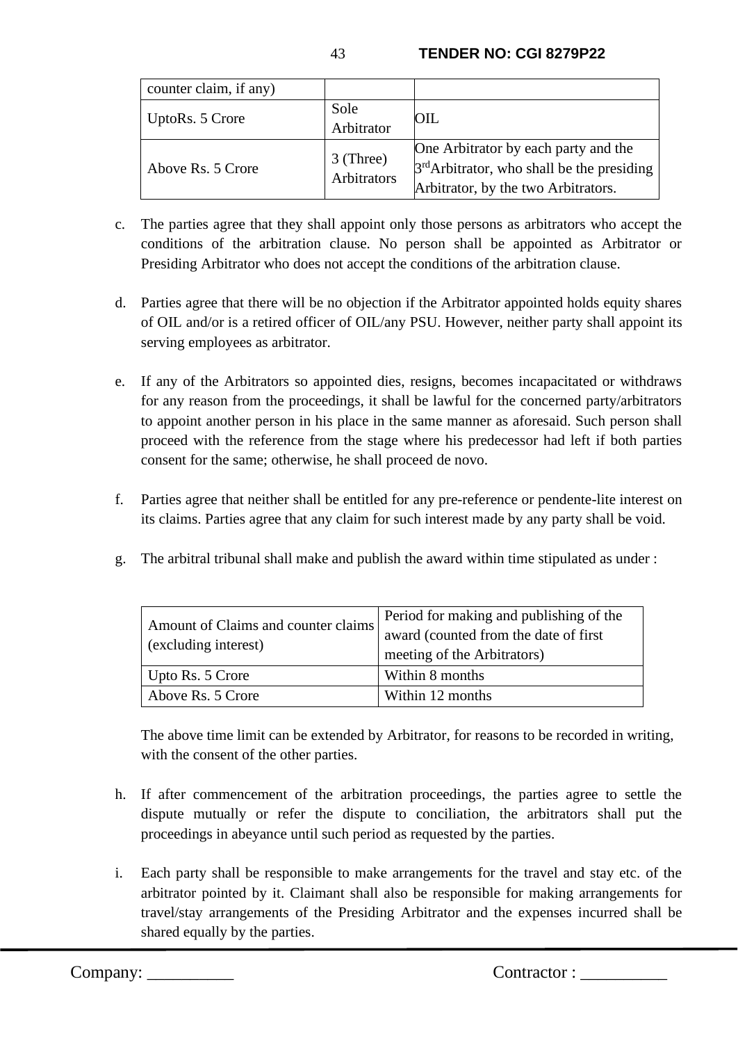| counter claim, if any) | | |
|---|---|---|
| UptoRs. 5 Crore | Sole Arbitrator | OIL |
| Above Rs. 5 Crore | 3 (Three) Arbitrators | One Arbitrator by each party and the 3rd Arbitrator, who shall be the presiding Arbitrator, by the two Arbitrators. |

c. The parties agree that they shall appoint only those persons as arbitrators who accept the conditions of the arbitration clause. No person shall be appointed as Arbitrator or Presiding Arbitrator who does not accept the conditions of the arbitration clause.

d. Parties agree that there will be no objection if the Arbitrator appointed holds equity shares of OIL and/or is a retired officer of OIL/any PSU. However, neither party shall appoint its serving employees as arbitrator.

e. If any of the Arbitrators so appointed dies, resigns, becomes incapacitated or withdraws for any reason from the proceedings, it shall be lawful for the concerned party/arbitrators to appoint another person in his place in the same manner as aforesaid. Such person shall proceed with the reference from the stage where his predecessor had left if both parties consent for the same; otherwise, he shall proceed de novo.

f. Parties agree that neither shall be entitled for any pre-reference or pendente-lite interest on its claims. Parties agree that any claim for such interest made by any party shall be void.

g. The arbitral tribunal shall make and publish the award within time stipulated as under :

| Amount of Claims and counter claims (excluding interest) | Period for making and publishing of the award (counted from the date of first meeting of the Arbitrators) |
|---|---|
| Upto Rs. 5 Crore | Within 8 months |
| Above Rs. 5 Crore | Within 12 months |

The above time limit can be extended by Arbitrator, for reasons to be recorded in writing, with the consent of the other parties.

h. If after commencement of the arbitration proceedings, the parties agree to settle the dispute mutually or refer the dispute to conciliation, the arbitrators shall put the proceedings in abeyance until such period as requested by the parties.

i. Each party shall be responsible to make arrangements for the travel and stay etc. of the arbitrator pointed by it. Claimant shall also be responsible for making arrangements for travel/stay arrangements of the Presiding Arbitrator and the expenses incurred shall be shared equally by the parties.

Company: __________ Contractor : __________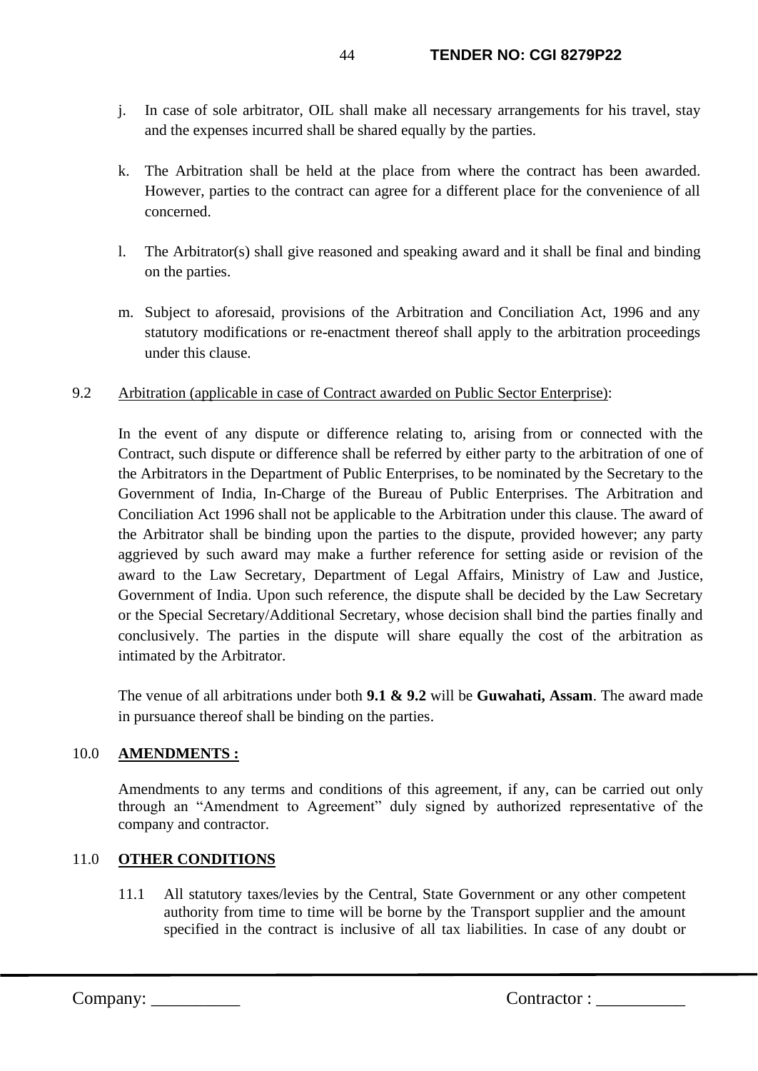j. In case of sole arbitrator, OIL shall make all necessary arrangements for his travel, stay and the expenses incurred shall be shared equally by the parties.

k. The Arbitration shall be held at the place from where the contract has been awarded. However, parties to the contract can agree for a different place for the convenience of all concerned.

l. The Arbitrator(s) shall give reasoned and speaking award and it shall be final and binding on the parties.

m. Subject to aforesaid, provisions of the Arbitration and Conciliation Act, 1996 and any statutory modifications or re-enactment thereof shall apply to the arbitration proceedings under this clause.

9.2 Arbitration (applicable in case of Contract awarded on Public Sector Enterprise):

In the event of any dispute or difference relating to, arising from or connected with the Contract, such dispute or difference shall be referred by either party to the arbitration of one of the Arbitrators in the Department of Public Enterprises, to be nominated by the Secretary to the Government of India, In-Charge of the Bureau of Public Enterprises. The Arbitration and Conciliation Act 1996 shall not be applicable to the Arbitration under this clause. The award of the Arbitrator shall be binding upon the parties to the dispute, provided however; any party aggrieved by such award may make a further reference for setting aside or revision of the award to the Law Secretary, Department of Legal Affairs, Ministry of Law and Justice, Government of India. Upon such reference, the dispute shall be decided by the Law Secretary or the Special Secretary/Additional Secretary, whose decision shall bind the parties finally and conclusively. The parties in the dispute will share equally the cost of the arbitration as intimated by the Arbitrator.

The venue of all arbitrations under both **9.1 & 9.2** will be **Guwahati, Assam**. The award made in pursuance thereof shall be binding on the parties.

10.0 **AMENDMENTS :**

Amendments to any terms and conditions of this agreement, if any, can be carried out only through an "Amendment to Agreement" duly signed by authorized representative of the company and contractor.

11.0 **OTHER CONDITIONS**

11.1 All statutory taxes/levies by the Central, State Government or any other competent authority from time to time will be borne by the Transport supplier and the amount specified in the contract is inclusive of all tax liabilities. In case of any doubt or

Company: __________ Contractor : __________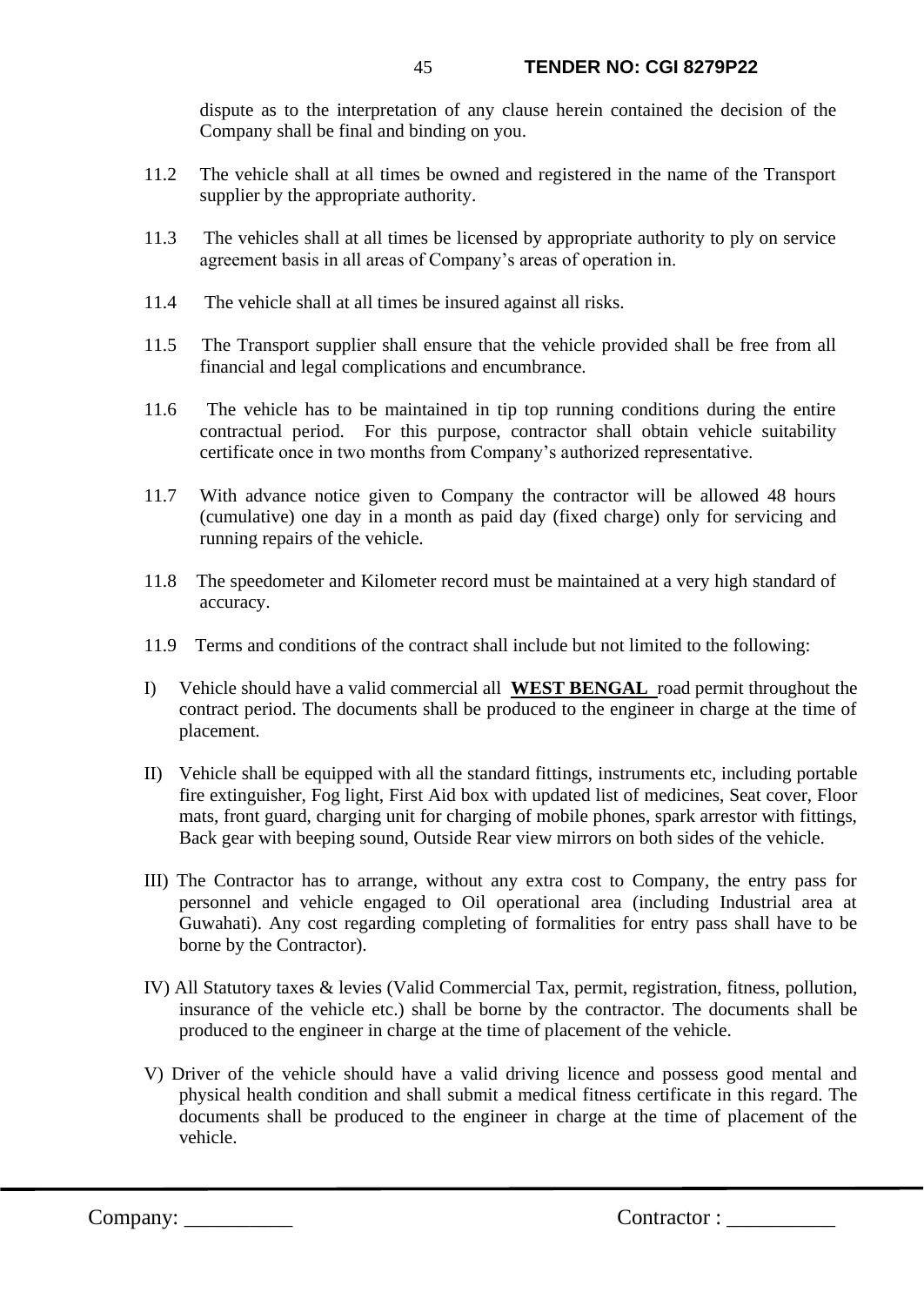dispute as to the interpretation of any clause herein contained the decision of the Company shall be final and binding on you.

11.2 The vehicle shall at all times be owned and registered in the name of the Transport supplier by the appropriate authority.

11.3 The vehicles shall at all times be licensed by appropriate authority to ply on service agreement basis in all areas of Company's areas of operation in.

11.4 The vehicle shall at all times be insured against all risks.

11.5 The Transport supplier shall ensure that the vehicle provided shall be free from all financial and legal complications and encumbrance.

11.6 The vehicle has to be maintained in tip top running conditions during the entire contractual period. For this purpose, contractor shall obtain vehicle suitability certificate once in two months from Company's authorized representative.

11.7 With advance notice given to Company the contractor will be allowed 48 hours (cumulative) one day in a month as paid day (fixed charge) only for servicing and running repairs of the vehicle.

11.8 The speedometer and Kilometer record must be maintained at a very high standard of accuracy.

11.9 Terms and conditions of the contract shall include but not limited to the following:

I) Vehicle should have a valid commercial all **WEST BENGAL** road permit throughout the contract period. The documents shall be produced to the engineer in charge at the time of placement.

II) Vehicle shall be equipped with all the standard fittings, instruments etc, including portable fire extinguisher, Fog light, First Aid box with updated list of medicines, Seat cover, Floor mats, front guard, charging unit for charging of mobile phones, spark arrestor with fittings, Back gear with beeping sound, Outside Rear view mirrors on both sides of the vehicle.

III) The Contractor has to arrange, without any extra cost to Company, the entry pass for personnel and vehicle engaged to Oil operational area (including Industrial area at Guwahati). Any cost regarding completing of formalities for entry pass shall have to be borne by the Contractor).

IV) All Statutory taxes & levies (Valid Commercial Tax, permit, registration, fitness, pollution, insurance of the vehicle etc.) shall be borne by the contractor. The documents shall be produced to the engineer in charge at the time of placement of the vehicle.

V) Driver of the vehicle should have a valid driving licence and possess good mental and physical health condition and shall submit a medical fitness certificate in this regard. The documents shall be produced to the engineer in charge at the time of placement of the vehicle.

Company: __________ Contractor : __________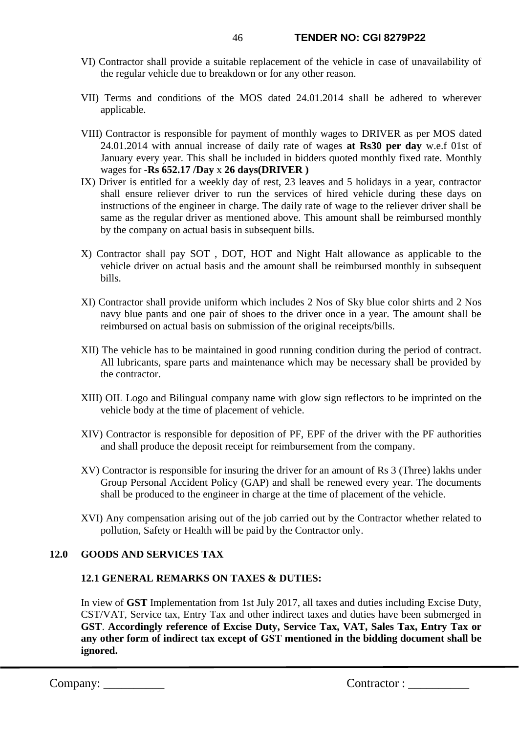VI) Contractor shall provide a suitable replacement of the vehicle in case of unavailability of the regular vehicle due to breakdown or for any other reason.

VII) Terms and conditions of the MOS dated 24.01.2014 shall be adhered to wherever applicable.

VIII) Contractor is responsible for payment of monthly wages to DRIVER as per MOS dated 24.01.2014 with annual increase of daily rate of wages **at Rs30 per day** w.e.f 01st of January every year. This shall be included in bidders quoted monthly fixed rate. Monthly wages for -**Rs 652.17 /Day** x **26 days(DRIVER )**

IX) Driver is entitled for a weekly day of rest, 23 leaves and 5 holidays in a year, contractor shall ensure reliever driver to run the services of hired vehicle during these days on instructions of the engineer in charge. The daily rate of wage to the reliever driver shall be same as the regular driver as mentioned above. This amount shall be reimbursed monthly by the company on actual basis in subsequent bills.

X) Contractor shall pay SOT , DOT, HOT and Night Halt allowance as applicable to the vehicle driver on actual basis and the amount shall be reimbursed monthly in subsequent bills.

XI) Contractor shall provide uniform which includes 2 Nos of Sky blue color shirts and 2 Nos navy blue pants and one pair of shoes to the driver once in a year. The amount shall be reimbursed on actual basis on submission of the original receipts/bills.

XII) The vehicle has to be maintained in good running condition during the period of contract. All lubricants, spare parts and maintenance which may be necessary shall be provided by the contractor.

XIII) OIL Logo and Bilingual company name with glow sign reflectors to be imprinted on the vehicle body at the time of placement of vehicle.

XIV) Contractor is responsible for deposition of PF, EPF of the driver with the PF authorities and shall produce the deposit receipt for reimbursement from the company.

XV) Contractor is responsible for insuring the driver for an amount of Rs 3 (Three) lakhs under Group Personal Accident Policy (GAP) and shall be renewed every year. The documents shall be produced to the engineer in charge at the time of placement of the vehicle.

XVI) Any compensation arising out of the job carried out by the Contractor whether related to pollution, Safety or Health will be paid by the Contractor only.

## 12.0 GOODS AND SERVICES TAX

### 12.1 GENERAL REMARKS ON TAXES & DUTIES:

In view of **GST** Implementation from 1st July 2017, all taxes and duties including Excise Duty, CST/VAT, Service tax, Entry Tax and other indirect taxes and duties have been submerged in **GST**. **Accordingly reference of Excise Duty, Service Tax, VAT, Sales Tax, Entry Tax or any other form of indirect tax except of GST mentioned in the bidding document shall be ignored.**

Company: __________ Contractor : __________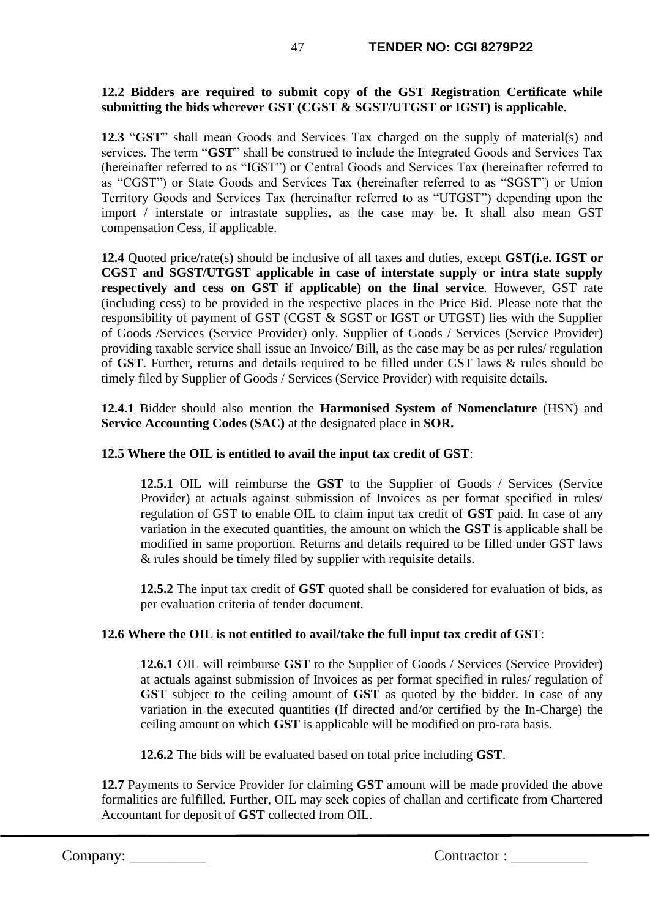**12.2 Bidders are required to submit copy of the GST Registration Certificate while submitting the bids wherever GST (CGST & SGST/UTGST or IGST) is applicable.**

**12.3** "**GST**" shall mean Goods and Services Tax charged on the supply of material(s) and services. The term "**GST**" shall be construed to include the Integrated Goods and Services Tax (hereinafter referred to as "IGST") or Central Goods and Services Tax (hereinafter referred to as "CGST") or State Goods and Services Tax (hereinafter referred to as "SGST") or Union Territory Goods and Services Tax (hereinafter referred to as "UTGST") depending upon the import / interstate or intrastate supplies, as the case may be. It shall also mean GST compensation Cess, if applicable.

**12.4** Quoted price/rate(s) should be inclusive of all taxes and duties, except **GST(i.e. IGST or CGST and SGST/UTGST applicable in case of interstate supply or intra state supply respectively and cess on GST if applicable) on the final service**. However, GST rate (including cess) to be provided in the respective places in the Price Bid. Please note that the responsibility of payment of GST (CGST & SGST or IGST or UTGST) lies with the Supplier of Goods /Services (Service Provider) only. Supplier of Goods / Services (Service Provider) providing taxable service shall issue an Invoice/ Bill, as the case may be as per rules/ regulation of **GST**. Further, returns and details required to be filled under GST laws & rules should be timely filed by Supplier of Goods / Services (Service Provider) with requisite details.

**12.4.1** Bidder should also mention the **Harmonised System of Nomenclature** (HSN) and **Service Accounting Codes (SAC)** at the designated place in **SOR.**

**12.5 Where the OIL is entitled to avail the input tax credit of GST**:

> **12.5.1** OIL will reimburse the **GST** to the Supplier of Goods / Services (Service Provider) at actuals against submission of Invoices as per format specified in rules/ regulation of GST to enable OIL to claim input tax credit of **GST** paid. In case of any variation in the executed quantities, the amount on which the **GST** is applicable shall be modified in same proportion. Returns and details required to be filled under GST laws & rules should be timely filed by supplier with requisite details.
>
> **12.5.2** The input tax credit of **GST** quoted shall be considered for evaluation of bids, as per evaluation criteria of tender document.

**12.6 Where the OIL is not entitled to avail/take the full input tax credit of GST**:

> **12.6.1** OIL will reimburse **GST** to the Supplier of Goods / Services (Service Provider) at actuals against submission of Invoices as per format specified in rules/ regulation of **GST** subject to the ceiling amount of **GST** as quoted by the bidder. In case of any variation in the executed quantities (If directed and/or certified by the In-Charge) the ceiling amount on which **GST** is applicable will be modified on pro-rata basis.
>
> **12.6.2** The bids will be evaluated based on total price including **GST**.

**12.7** Payments to Service Provider for claiming **GST** amount will be made provided the above formalities are fulfilled. Further, OIL may seek copies of challan and certificate from Chartered Accountant for deposit of **GST** collected from OIL.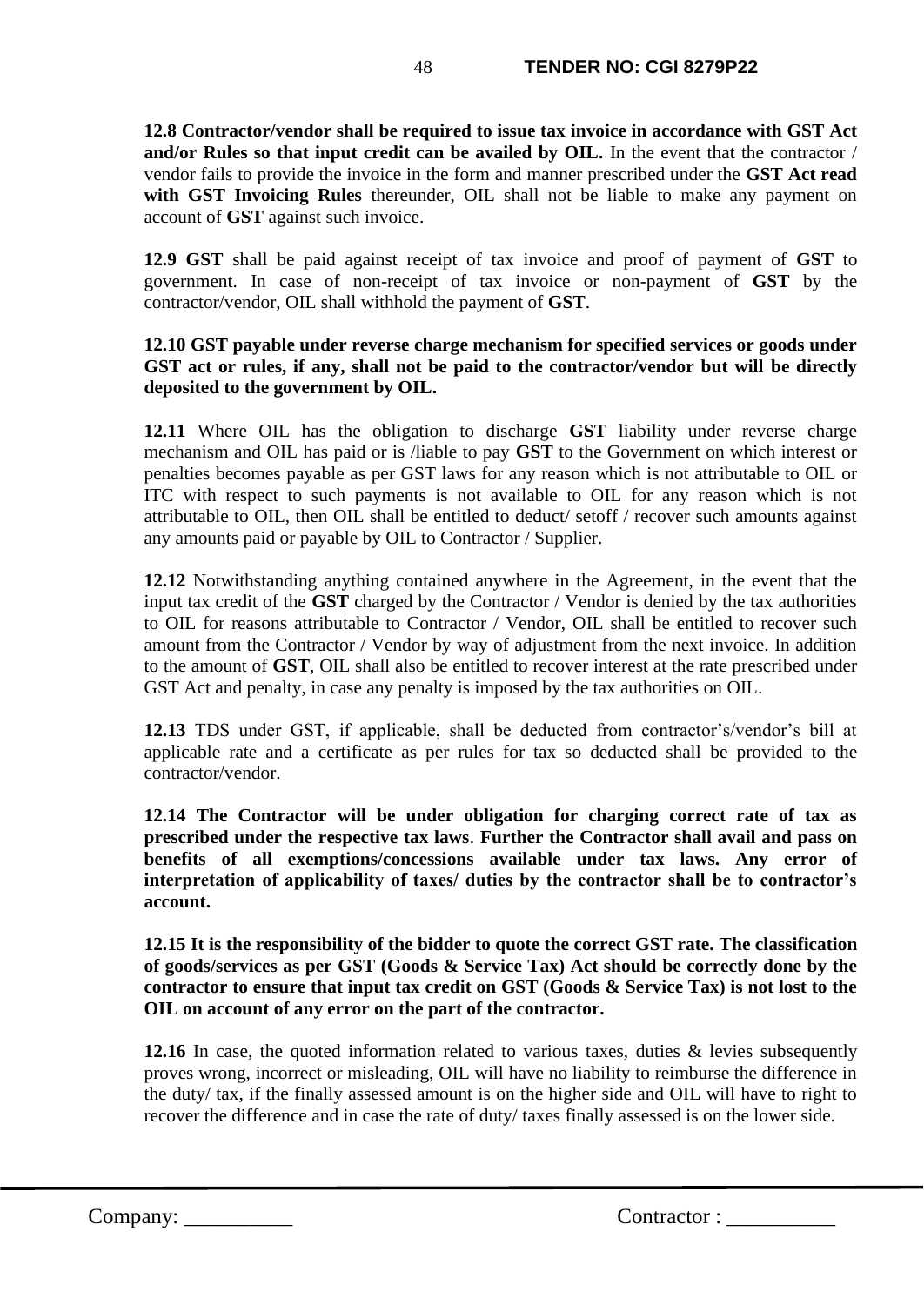**12.8 Contractor/vendor shall be required to issue tax invoice in accordance with GST Act and/or Rules so that input credit can be availed by OIL.** In the event that the contractor / vendor fails to provide the invoice in the form and manner prescribed under the **GST Act read with GST Invoicing Rules** thereunder, OIL shall not be liable to make any payment on account of **GST** against such invoice.

**12.9 GST** shall be paid against receipt of tax invoice and proof of payment of **GST** to government. In case of non-receipt of tax invoice or non-payment of **GST** by the contractor/vendor, OIL shall withhold the payment of **GST**.

**12.10 GST payable under reverse charge mechanism for specified services or goods under GST act or rules, if any, shall not be paid to the contractor/vendor but will be directly deposited to the government by OIL.**

**12.11** Where OIL has the obligation to discharge **GST** liability under reverse charge mechanism and OIL has paid or is /liable to pay **GST** to the Government on which interest or penalties becomes payable as per GST laws for any reason which is not attributable to OIL or ITC with respect to such payments is not available to OIL for any reason which is not attributable to OIL, then OIL shall be entitled to deduct/ setoff / recover such amounts against any amounts paid or payable by OIL to Contractor / Supplier.

**12.12** Notwithstanding anything contained anywhere in the Agreement, in the event that the input tax credit of the **GST** charged by the Contractor / Vendor is denied by the tax authorities to OIL for reasons attributable to Contractor / Vendor, OIL shall be entitled to recover such amount from the Contractor / Vendor by way of adjustment from the next invoice. In addition to the amount of **GST**, OIL shall also be entitled to recover interest at the rate prescribed under GST Act and penalty, in case any penalty is imposed by the tax authorities on OIL.

**12.13** TDS under GST, if applicable, shall be deducted from contractor's/vendor's bill at applicable rate and a certificate as per rules for tax so deducted shall be provided to the contractor/vendor.

**12.14 The Contractor will be under obligation for charging correct rate of tax as prescribed under the respective tax laws**. **Further the Contractor shall avail and pass on benefits of all exemptions/concessions available under tax laws. Any error of interpretation of applicability of taxes/ duties by the contractor shall be to contractor's account.**

**12.15 It is the responsibility of the bidder to quote the correct GST rate. The classification of goods/services as per GST (Goods & Service Tax) Act should be correctly done by the contractor to ensure that input tax credit on GST (Goods & Service Tax) is not lost to the OIL on account of any error on the part of the contractor.**

**12.16** In case, the quoted information related to various taxes, duties & levies subsequently proves wrong, incorrect or misleading, OIL will have no liability to reimburse the difference in the duty/ tax, if the finally assessed amount is on the higher side and OIL will have to right to recover the difference and in case the rate of duty/ taxes finally assessed is on the lower side.

Company: __________ Contractor : __________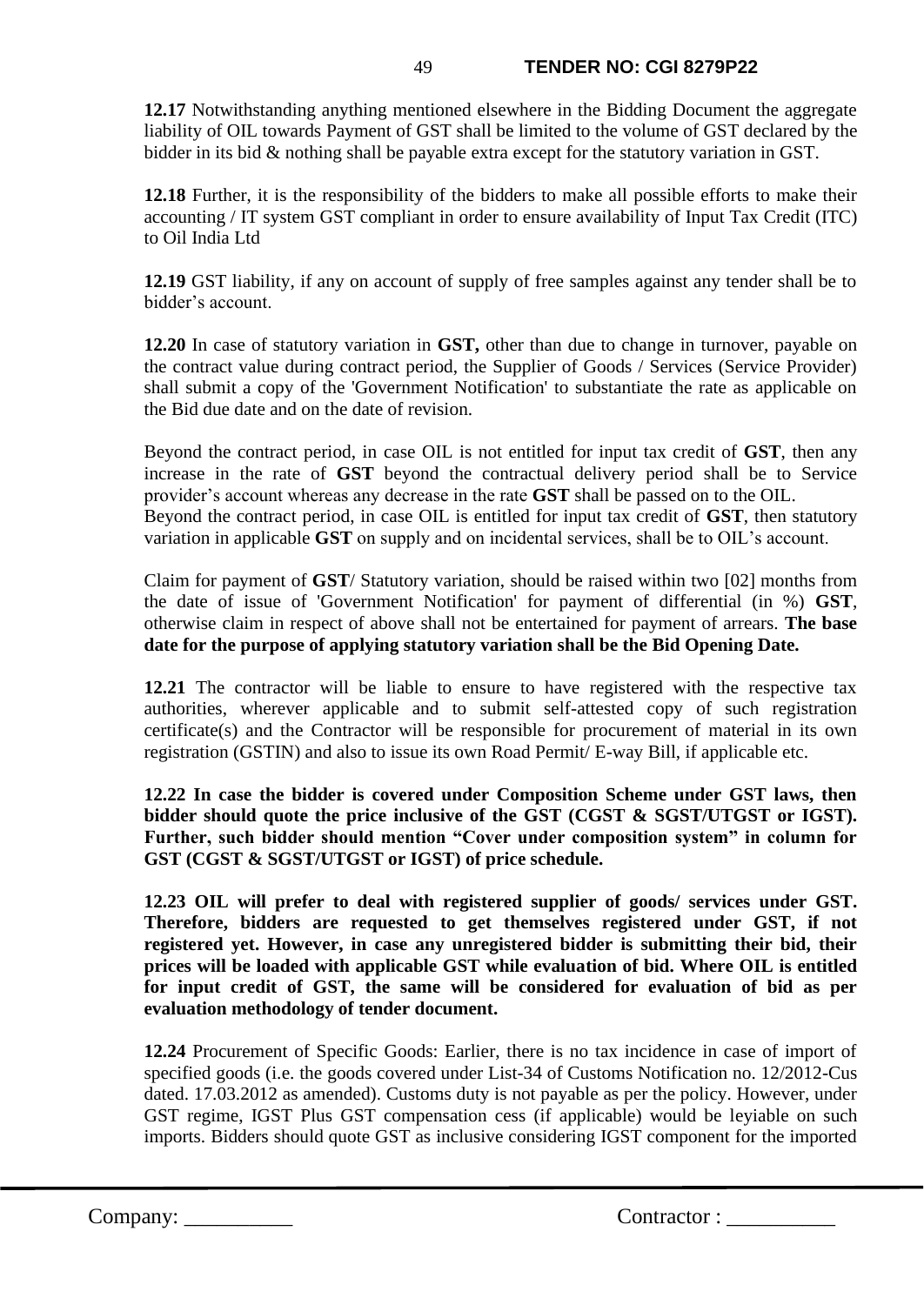**12.17** Notwithstanding anything mentioned elsewhere in the Bidding Document the aggregate liability of OIL towards Payment of GST shall be limited to the volume of GST declared by the bidder in its bid & nothing shall be payable extra except for the statutory variation in GST.

**12.18** Further, it is the responsibility of the bidders to make all possible efforts to make their accounting / IT system GST compliant in order to ensure availability of Input Tax Credit (ITC) to Oil India Ltd

**12.19** GST liability, if any on account of supply of free samples against any tender shall be to bidder's account.

**12.20** In case of statutory variation in **GST,** other than due to change in turnover, payable on the contract value during contract period, the Supplier of Goods / Services (Service Provider) shall submit a copy of the 'Government Notification' to substantiate the rate as applicable on the Bid due date and on the date of revision.

Beyond the contract period, in case OIL is not entitled for input tax credit of **GST**, then any increase in the rate of **GST** beyond the contractual delivery period shall be to Service provider's account whereas any decrease in the rate **GST** shall be passed on to the OIL.
Beyond the contract period, in case OIL is entitled for input tax credit of **GST**, then statutory variation in applicable **GST** on supply and on incidental services, shall be to OIL's account.

Claim for payment of **GST**/ Statutory variation, should be raised within two [02] months from the date of issue of 'Government Notification' for payment of differential (in %) **GST**, otherwise claim in respect of above shall not be entertained for payment of arrears. **The base date for the purpose of applying statutory variation shall be the Bid Opening Date.**

**12.21** The contractor will be liable to ensure to have registered with the respective tax authorities, wherever applicable and to submit self-attested copy of such registration certificate(s) and the Contractor will be responsible for procurement of material in its own registration (GSTIN) and also to issue its own Road Permit/ E-way Bill, if applicable etc.

**12.22 In case the bidder is covered under Composition Scheme under GST laws, then bidder should quote the price inclusive of the GST (CGST & SGST/UTGST or IGST). Further, such bidder should mention "Cover under composition system" in column for GST (CGST & SGST/UTGST or IGST) of price schedule.**

**12.23 OIL will prefer to deal with registered supplier of goods/ services under GST. Therefore, bidders are requested to get themselves registered under GST, if not registered yet. However, in case any unregistered bidder is submitting their bid, their prices will be loaded with applicable GST while evaluation of bid. Where OIL is entitled for input credit of GST, the same will be considered for evaluation of bid as per evaluation methodology of tender document.**

**12.24** Procurement of Specific Goods: Earlier, there is no tax incidence in case of import of specified goods (i.e. the goods covered under List-34 of Customs Notification no. 12/2012-Cus dated. 17.03.2012 as amended). Customs duty is not payable as per the policy. However, under GST regime, IGST Plus GST compensation cess (if applicable) would be leyiable on such imports. Bidders should quote GST as inclusive considering IGST component for the imported

Company: __________ Contractor : __________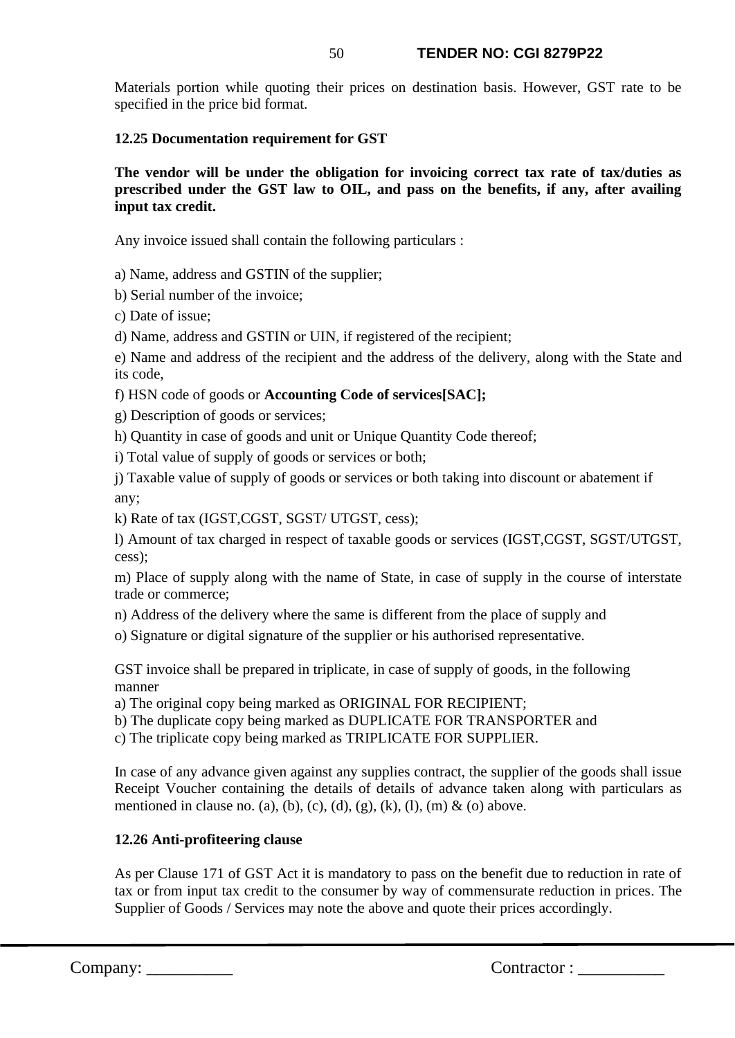Materials portion while quoting their prices on destination basis. However, GST rate to be specified in the price bid format.

**12.25 Documentation requirement for GST**

**The vendor will be under the obligation for invoicing correct tax rate of tax/duties as prescribed under the GST law to OIL, and pass on the benefits, if any, after availing input tax credit.**

Any invoice issued shall contain the following particulars :

a) Name, address and GSTIN of the supplier;

b) Serial number of the invoice;

c) Date of issue;

d) Name, address and GSTIN or UIN, if registered of the recipient;

e) Name and address of the recipient and the address of the delivery, along with the State and its code,

f) HSN code of goods or **Accounting Code of services[SAC];**

g) Description of goods or services;

h) Quantity in case of goods and unit or Unique Quantity Code thereof;

i) Total value of supply of goods or services or both;

j) Taxable value of supply of goods or services or both taking into discount or abatement if any;

k) Rate of tax (IGST,CGST, SGST/ UTGST, cess);

l) Amount of tax charged in respect of taxable goods or services (IGST,CGST, SGST/UTGST, cess);

m) Place of supply along with the name of State, in case of supply in the course of interstate trade or commerce;

n) Address of the delivery where the same is different from the place of supply and

o) Signature or digital signature of the supplier or his authorised representative.

GST invoice shall be prepared in triplicate, in case of supply of goods, in the following manner

a) The original copy being marked as ORIGINAL FOR RECIPIENT;

b) The duplicate copy being marked as DUPLICATE FOR TRANSPORTER and

c) The triplicate copy being marked as TRIPLICATE FOR SUPPLIER.

In case of any advance given against any supplies contract, the supplier of the goods shall issue Receipt Voucher containing the details of details of advance taken along with particulars as mentioned in clause no. (a), (b), (c), (d), (g), (k), (l), (m) & (o) above.

**12.26 Anti-profiteering clause**

As per Clause 171 of GST Act it is mandatory to pass on the benefit due to reduction in rate of tax or from input tax credit to the consumer by way of commensurate reduction in prices. The Supplier of Goods / Services may note the above and quote their prices accordingly.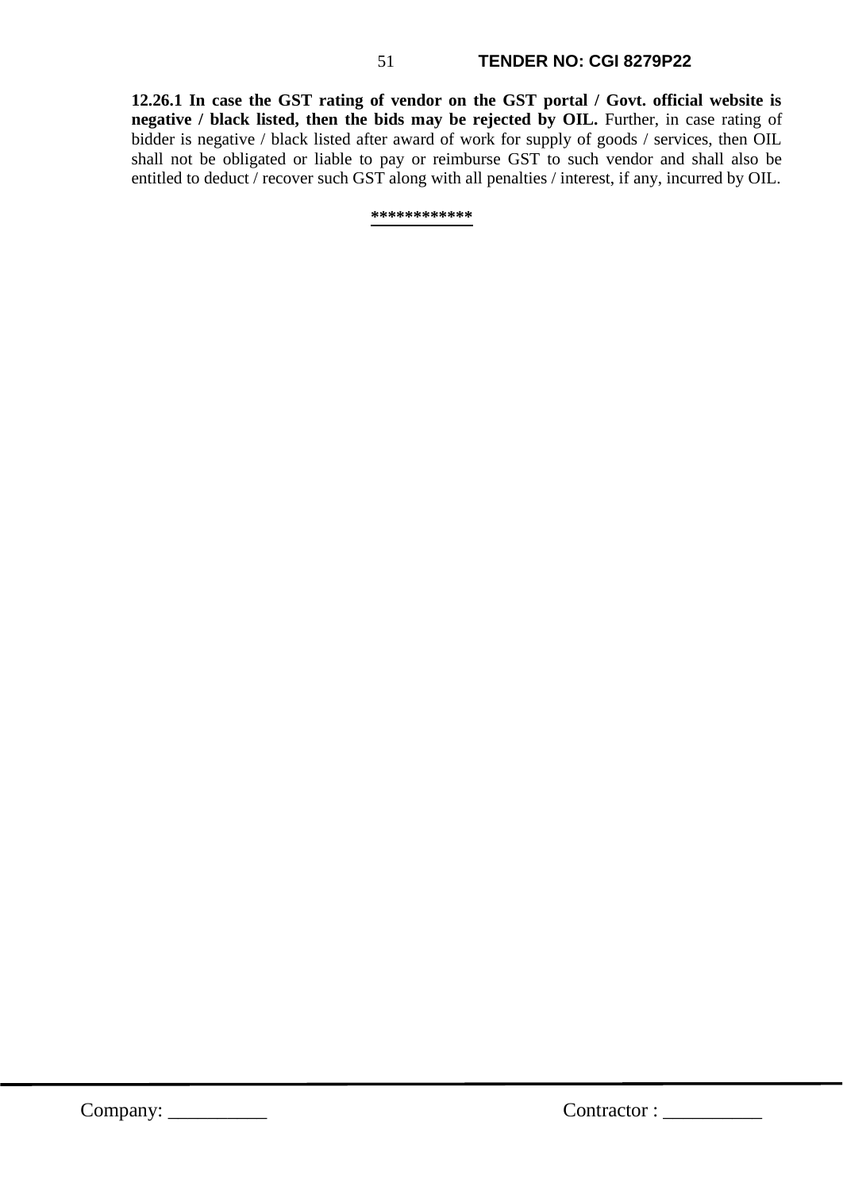**12.26.1 In case the GST rating of vendor on the GST portal / Govt. official website is negative / black listed, then the bids may be rejected by OIL.** Further, in case rating of bidder is negative / black listed after award of work for supply of goods / services, then OIL shall not be obligated or liable to pay or reimburse GST to such vendor and shall also be entitled to deduct / recover such GST along with all penalties / interest, if any, incurred by OIL.

************

Company: __________ Contractor : __________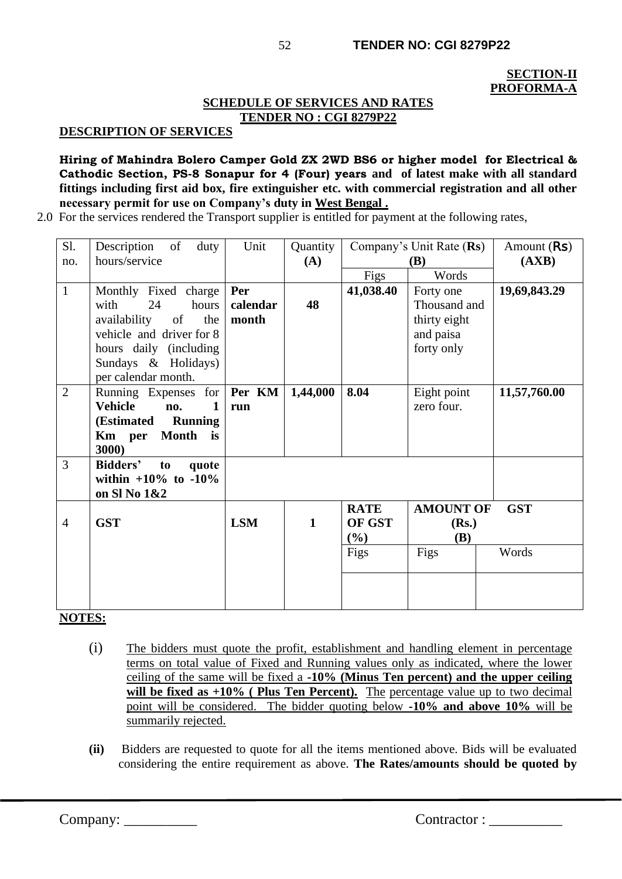**SECTION-II**
**PROFORMA-A**

**SCHEDULE OF SERVICES AND RATES**
**TENDER NO : CGI 8279P22**

**DESCRIPTION OF SERVICES**

**Hiring of Mahindra Bolero Camper Gold ZX 2WD BS6 or higher model for Electrical & Cathodic Section, PS-8 Sonapur for 4 (Four) years and of latest make with all standard fittings including first aid box, fire extinguisher etc. with commercial registration and all other necessary permit for use on Company's duty in West Bengal .**

2.0 For the services rendered the Transport supplier is entitled for payment at the following rates,

| Sl. no. | Description of duty hours/service | Unit | Quantity (A) | Company's Unit Rate (Rs) (B) | | | Amount (Rs) (AXB) |
|---|---|---|---|---|---|---|---|
| | | | | Figs | Words | | |
| 1 | Monthly Fixed charge with 24 hours availability of the vehicle and driver for 8 hours daily (including Sundays & Holidays) per calendar month. | **Per calendar month** | **48** | **41,038.40** | Forty one Thousand and thirty eight and paisa forty only | | **19,69,843.29** |
| 2 | Running Expenses for **Vehicle no. 1 (Estimated Running Km per Month is 3000)** | **Per KM run** | **1,44,000** | **8.04** | Eight point zero four. | | **11,57,760.00** |
| 3 | **Bidders' to quote within +10% to -10% on Sl No 1&2** | | | | | | |
| 4 | **GST** | **LSM** | **1** | **RATE OF GST (%)** | **AMOUNT OF GST (Rs.) (B)** | | |
| | | | | Figs | Figs | Words | |
| | | | | | | | |

**NOTES:**

(i) The bidders must quote the profit, establishment and handling element in percentage terms on total value of Fixed and Running values only as indicated, where the lower ceiling of the same will be fixed a **-10% (Minus Ten percent) and the upper ceiling will be fixed as +10% ( Plus Ten Percent).** The percentage value up to two decimal point will be considered. The bidder quoting below **-10% and above 10%** will be summarily rejected.

**(ii)** Bidders are requested to quote for all the items mentioned above. Bids will be evaluated considering the entire requirement as above. **The Rates/amounts should be quoted by**

Company: __________ Contractor : __________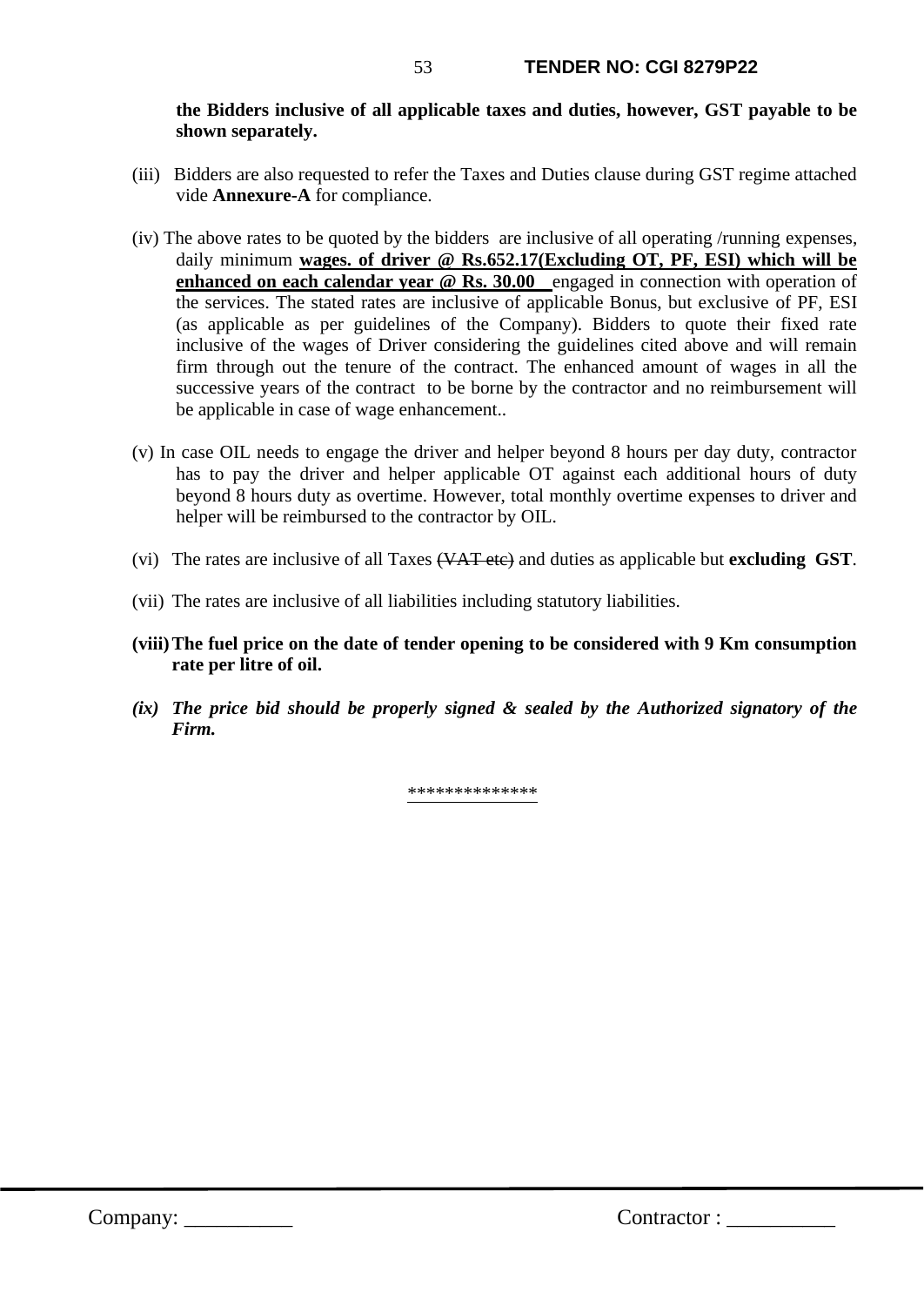**the Bidders inclusive of all applicable taxes and duties, however, GST payable to be shown separately.**

(iii) Bidders are also requested to refer the Taxes and Duties clause during GST regime attached vide **Annexure-A** for compliance.

(iv) The above rates to be quoted by the bidders are inclusive of all operating /running expenses, daily minimum **wages. of driver @ Rs.652.17(Excluding OT, PF, ESI) which will be enhanced on each calendar year @ Rs. 30.00** engaged in connection with operation of the services. The stated rates are inclusive of applicable Bonus, but exclusive of PF, ESI (as applicable as per guidelines of the Company). Bidders to quote their fixed rate inclusive of the wages of Driver considering the guidelines cited above and will remain firm through out the tenure of the contract. The enhanced amount of wages in all the successive years of the contract to be borne by the contractor and no reimbursement will be applicable in case of wage enhancement..

(v) In case OIL needs to engage the driver and helper beyond 8 hours per day duty, contractor has to pay the driver and helper applicable OT against each additional hours of duty beyond 8 hours duty as overtime. However, total monthly overtime expenses to driver and helper will be reimbursed to the contractor by OIL.

(vi) The rates are inclusive of all Taxes ~~(VAT etc)~~ and duties as applicable but **excluding GST**.

(vii) The rates are inclusive of all liabilities including statutory liabilities.

**(viii) The fuel price on the date of tender opening to be considered with 9 Km consumption rate per litre of oil.**

***(ix) The price bid should be properly signed & sealed by the Authorized signatory of the Firm.***

**************

Company: __________ Contractor : __________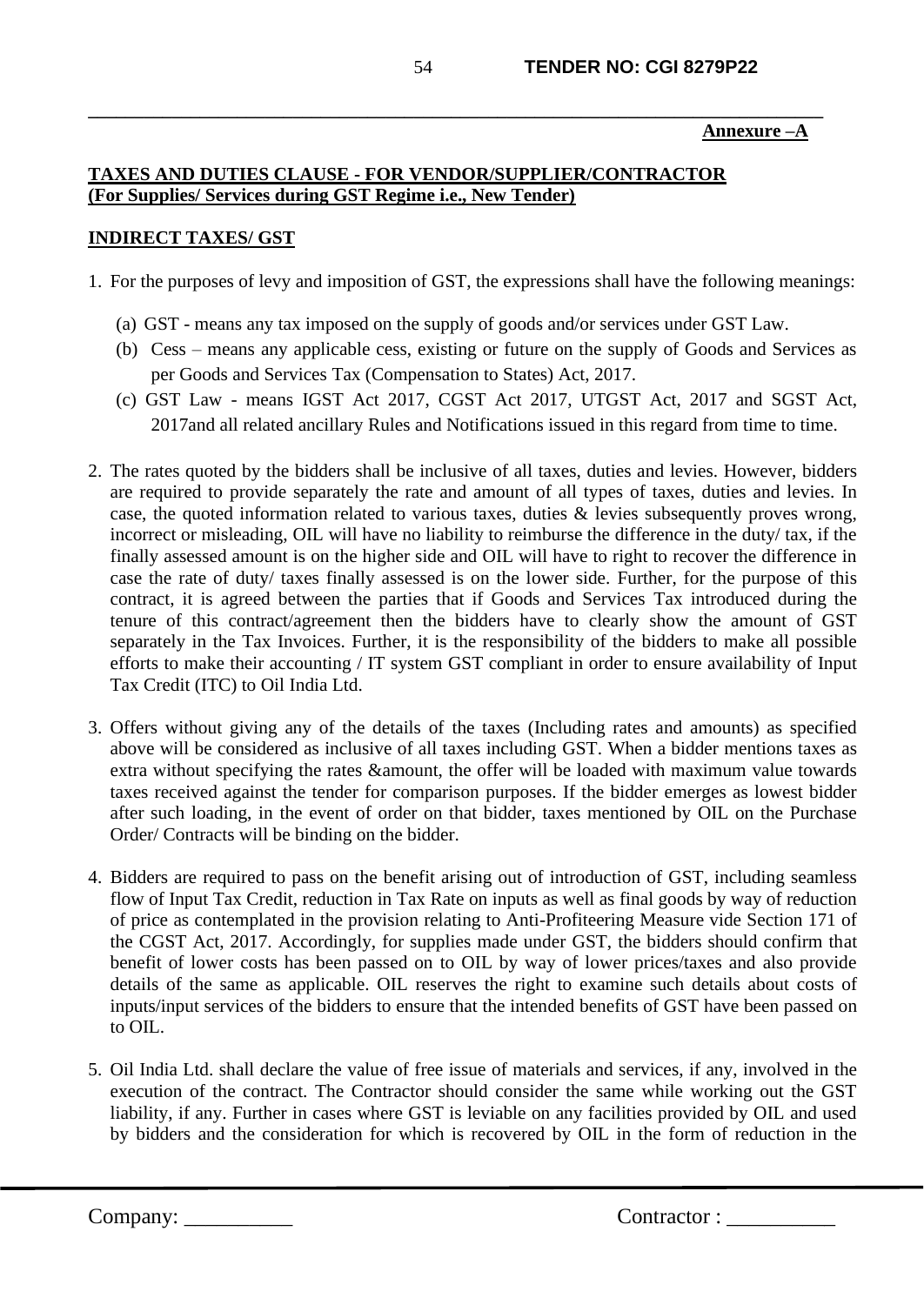**Annexure –A**

**TAXES AND DUTIES CLAUSE - FOR VENDOR/SUPPLIER/CONTRACTOR**
**(For Supplies/ Services during GST Regime i.e., New Tender)**

**INDIRECT TAXES/ GST**

1. For the purposes of levy and imposition of GST, the expressions shall have the following meanings:

   (a) GST - means any tax imposed on the supply of goods and/or services under GST Law.

   (b) Cess – means any applicable cess, existing or future on the supply of Goods and Services as per Goods and Services Tax (Compensation to States) Act, 2017.

   (c) GST Law - means IGST Act 2017, CGST Act 2017, UTGST Act, 2017 and SGST Act, 2017and all related ancillary Rules and Notifications issued in this regard from time to time.

2. The rates quoted by the bidders shall be inclusive of all taxes, duties and levies. However, bidders are required to provide separately the rate and amount of all types of taxes, duties and levies. In case, the quoted information related to various taxes, duties & levies subsequently proves wrong, incorrect or misleading, OIL will have no liability to reimburse the difference in the duty/ tax, if the finally assessed amount is on the higher side and OIL will have to right to recover the difference in case the rate of duty/ taxes finally assessed is on the lower side. Further, for the purpose of this contract, it is agreed between the parties that if Goods and Services Tax introduced during the tenure of this contract/agreement then the bidders have to clearly show the amount of GST separately in the Tax Invoices. Further, it is the responsibility of the bidders to make all possible efforts to make their accounting / IT system GST compliant in order to ensure availability of Input Tax Credit (ITC) to Oil India Ltd.

3. Offers without giving any of the details of the taxes (Including rates and amounts) as specified above will be considered as inclusive of all taxes including GST. When a bidder mentions taxes as extra without specifying the rates &amount, the offer will be loaded with maximum value towards taxes received against the tender for comparison purposes. If the bidder emerges as lowest bidder after such loading, in the event of order on that bidder, taxes mentioned by OIL on the Purchase Order/ Contracts will be binding on the bidder.

4. Bidders are required to pass on the benefit arising out of introduction of GST, including seamless flow of Input Tax Credit, reduction in Tax Rate on inputs as well as final goods by way of reduction of price as contemplated in the provision relating to Anti-Profiteering Measure vide Section 171 of the CGST Act, 2017. Accordingly, for supplies made under GST, the bidders should confirm that benefit of lower costs has been passed on to OIL by way of lower prices/taxes and also provide details of the same as applicable. OIL reserves the right to examine such details about costs of inputs/input services of the bidders to ensure that the intended benefits of GST have been passed on to OIL.

5. Oil India Ltd. shall declare the value of free issue of materials and services, if any, involved in the execution of the contract. The Contractor should consider the same while working out the GST liability, if any. Further in cases where GST is leviable on any facilities provided by OIL and used by bidders and the consideration for which is recovered by OIL in the form of reduction in the

Company: __________ Contractor : __________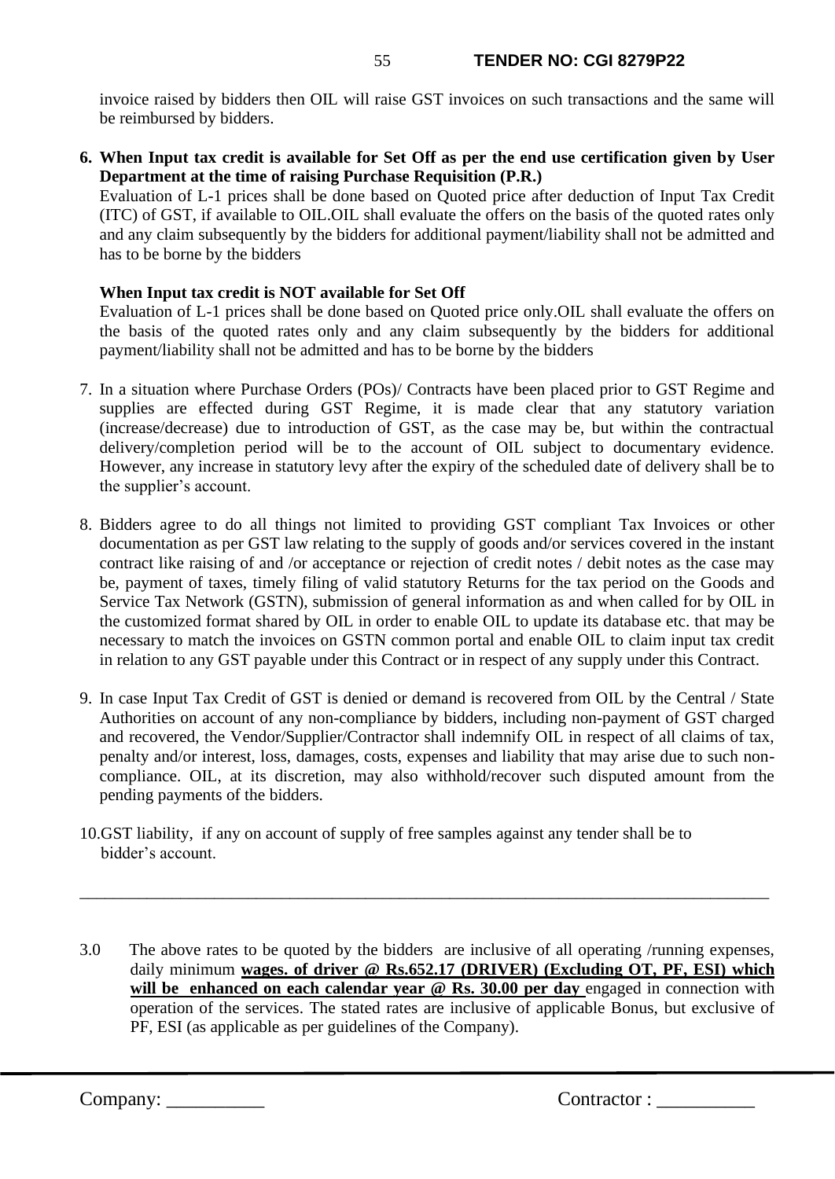invoice raised by bidders then OIL will raise GST invoices on such transactions and the same will be reimbursed by bidders.

6. **When Input tax credit is available for Set Off as per the end use certification given by User Department at the time of raising Purchase Requisition (P.R.)**

   Evaluation of L-1 prices shall be done based on Quoted price after deduction of Input Tax Credit (ITC) of GST, if available to OIL.OIL shall evaluate the offers on the basis of the quoted rates only and any claim subsequently by the bidders for additional payment/liability shall not be admitted and has to be borne by the bidders

   **When Input tax credit is NOT available for Set Off**

   Evaluation of L-1 prices shall be done based on Quoted price only.OIL shall evaluate the offers on the basis of the quoted rates only and any claim subsequently by the bidders for additional payment/liability shall not be admitted and has to be borne by the bidders

7. In a situation where Purchase Orders (POs)/ Contracts have been placed prior to GST Regime and supplies are effected during GST Regime, it is made clear that any statutory variation (increase/decrease) due to introduction of GST, as the case may be, but within the contractual delivery/completion period will be to the account of OIL subject to documentary evidence. However, any increase in statutory levy after the expiry of the scheduled date of delivery shall be to the supplier's account.

8. Bidders agree to do all things not limited to providing GST compliant Tax Invoices or other documentation as per GST law relating to the supply of goods and/or services covered in the instant contract like raising of and /or acceptance or rejection of credit notes / debit notes as the case may be, payment of taxes, timely filing of valid statutory Returns for the tax period on the Goods and Service Tax Network (GSTN), submission of general information as and when called for by OIL in the customized format shared by OIL in order to enable OIL to update its database etc. that may be necessary to match the invoices on GSTN common portal and enable OIL to claim input tax credit in relation to any GST payable under this Contract or in respect of any supply under this Contract.

9. In case Input Tax Credit of GST is denied or demand is recovered from OIL by the Central / State Authorities on account of any non-compliance by bidders, including non-payment of GST charged and recovered, the Vendor/Supplier/Contractor shall indemnify OIL in respect of all claims of tax, penalty and/or interest, loss, damages, costs, expenses and liability that may arise due to such non-compliance. OIL, at its discretion, may also withhold/recover such disputed amount from the pending payments of the bidders.

10. GST liability, if any on account of supply of free samples against any tender shall be to bidder's account.

---

3.0 The above rates to be quoted by the bidders are inclusive of all operating /running expenses, daily minimum **<u>wages. of driver @ Rs.652.17 (DRIVER) (Excluding OT, PF, ESI) which will be enhanced on each calendar year @ Rs. 30.00 per day</u>** engaged in connection with operation of the services. The stated rates are inclusive of applicable Bonus, but exclusive of PF, ESI (as applicable as per guidelines of the Company).

Company: __________ Contractor : __________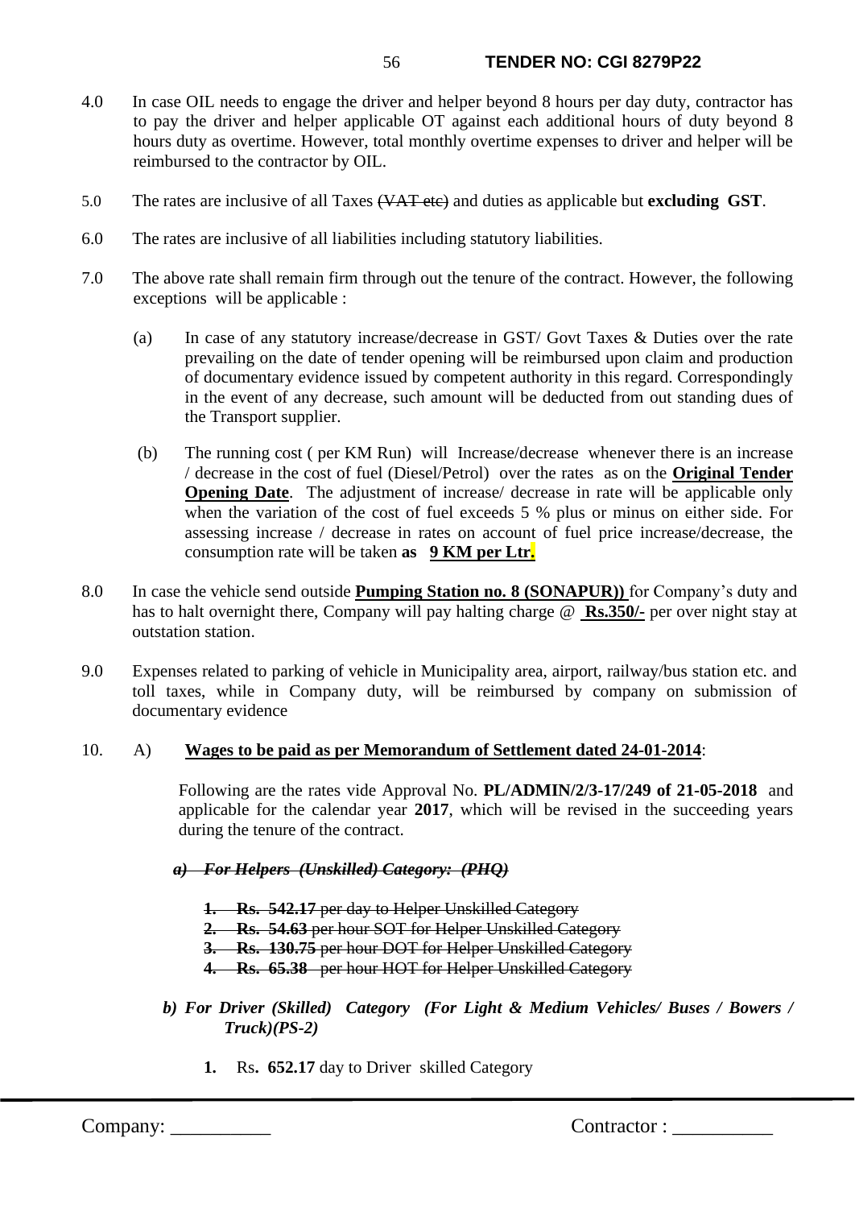4.0 In case OIL needs to engage the driver and helper beyond 8 hours per day duty, contractor has to pay the driver and helper applicable OT against each additional hours of duty beyond 8 hours duty as overtime. However, total monthly overtime expenses to driver and helper will be reimbursed to the contractor by OIL.

5.0 The rates are inclusive of all Taxes ~~(VAT etc)~~ and duties as applicable but **excluding GST**.

6.0 The rates are inclusive of all liabilities including statutory liabilities.

7.0 The above rate shall remain firm through out the tenure of the contract. However, the following exceptions will be applicable :

(a) In case of any statutory increase/decrease in GST/ Govt Taxes & Duties over the rate prevailing on the date of tender opening will be reimbursed upon claim and production of documentary evidence issued by competent authority in this regard. Correspondingly in the event of any decrease, such amount will be deducted from out standing dues of the Transport supplier.

(b) The running cost ( per KM Run) will Increase/decrease whenever there is an increase / decrease in the cost of fuel (Diesel/Petrol) over the rates as on the **<u>Original Tender Opening Date</u>**. The adjustment of increase/ decrease in rate will be applicable only when the variation of the cost of fuel exceeds 5 % plus or minus on either side. For assessing increase / decrease in rates on account of fuel price increase/decrease, the consumption rate will be taken **as <u>9 KM per Ltr.</u>**

8.0 In case the vehicle send outside **<u>Pumping Station no. 8 (SONAPUR))</u>** for Company's duty and has to halt overnight there, Company will pay halting charge @ **<u>Rs.350/-</u>** per over night stay at outstation station.

9.0 Expenses related to parking of vehicle in Municipality area, airport, railway/bus station etc. and toll taxes, while in Company duty, will be reimbursed by company on submission of documentary evidence

10. A) **<u>Wages to be paid as per Memorandum of Settlement dated 24-01-2014</u>**:

Following are the rates vide Approval No. **PL/ADMIN/2/3-17/249 of 21-05-2018** and applicable for the calendar year **2017**, which will be revised in the succeeding years during the tenure of the contract.

~~***a) For Helpers (Unskilled) Category: (PHQ)***~~

1. ~~**Rs. 542.17** per day to Helper Unskilled Category~~
2. ~~**Rs. 54.63** per hour SOT for Helper Unskilled Category~~
3. ~~**Rs. 130.75** per hour DOT for Helper Unskilled Category~~
4. ~~**Rs. 65.38** per hour HOT for Helper Unskilled Category~~

***b) For Driver (Skilled) Category (For Light & Medium Vehicles/ Buses / Bowers / Truck)(PS-2)***

1. Rs**. 652.17** day to Driver skilled Category

Company: __________ Contractor : __________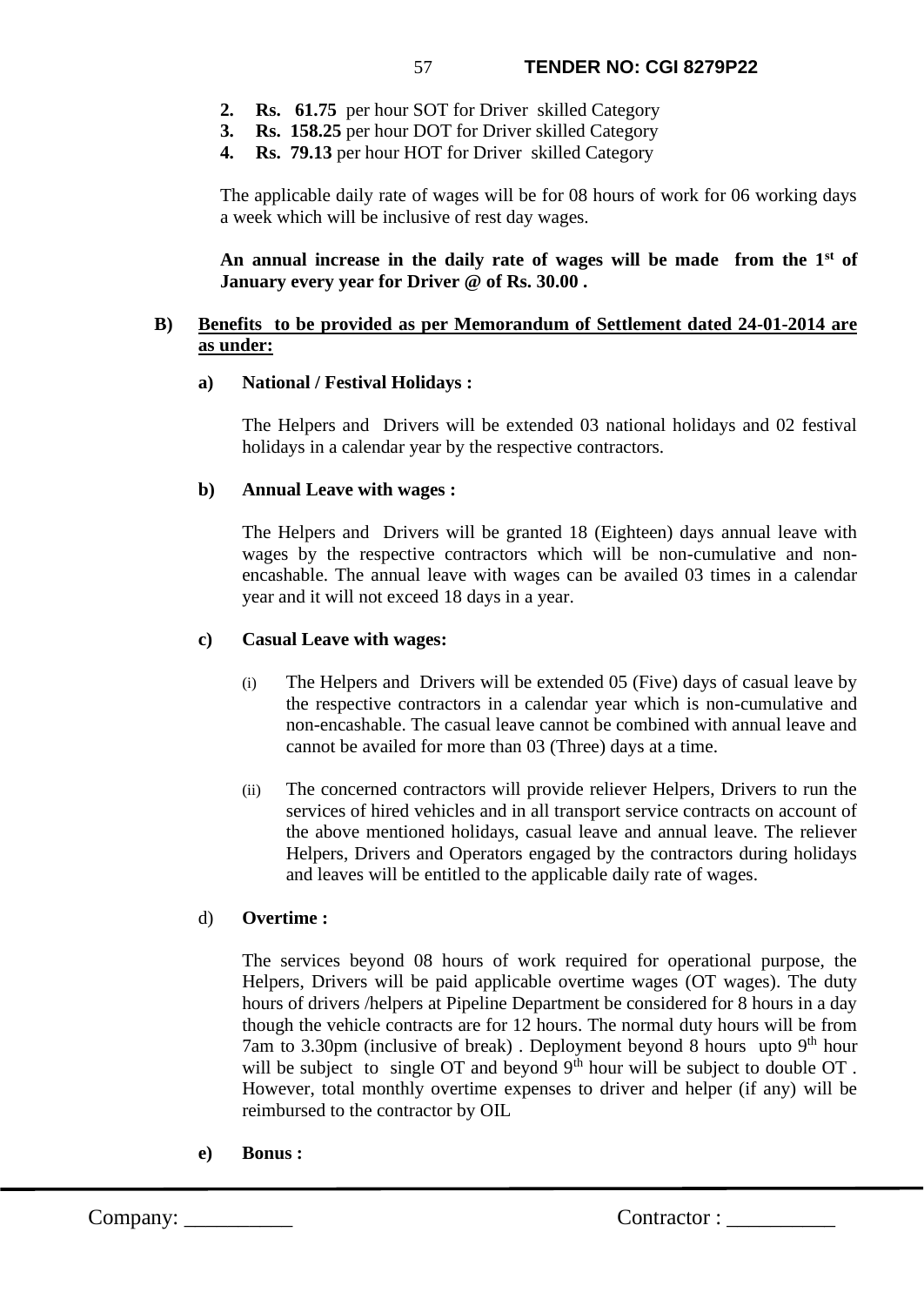2. **Rs. 61.75** per hour SOT for Driver skilled Category
3. **Rs. 158.25** per hour DOT for Driver skilled Category
4. **Rs. 79.13** per hour HOT for Driver skilled Category

The applicable daily rate of wages will be for 08 hours of work for 06 working days a week which will be inclusive of rest day wages.

**An annual increase in the daily rate of wages will be made from the 1st of January every year for Driver @ of Rs. 30.00 .**

**B) <u>Benefits to be provided as per Memorandum of Settlement dated 24-01-2014 are as under:</u>**

**a) National / Festival Holidays :**

The Helpers and Drivers will be extended 03 national holidays and 02 festival holidays in a calendar year by the respective contractors.

**b) Annual Leave with wages :**

The Helpers and Drivers will be granted 18 (Eighteen) days annual leave with wages by the respective contractors which will be non-cumulative and non-encashable. The annual leave with wages can be availed 03 times in a calendar year and it will not exceed 18 days in a year.

**c) Casual Leave with wages:**

(i) The Helpers and Drivers will be extended 05 (Five) days of casual leave by the respective contractors in a calendar year which is non-cumulative and non-encashable. The casual leave cannot be combined with annual leave and cannot be availed for more than 03 (Three) days at a time.

(ii) The concerned contractors will provide reliever Helpers, Drivers to run the services of hired vehicles and in all transport service contracts on account of the above mentioned holidays, casual leave and annual leave. The reliever Helpers, Drivers and Operators engaged by the contractors during holidays and leaves will be entitled to the applicable daily rate of wages.

d) **Overtime :**

The services beyond 08 hours of work required for operational purpose, the Helpers, Drivers will be paid applicable overtime wages (OT wages). The duty hours of drivers /helpers at Pipeline Department be considered for 8 hours in a day though the vehicle contracts are for 12 hours. The normal duty hours will be from 7am to 3.30pm (inclusive of break) . Deployment beyond 8 hours upto 9th hour will be subject to single OT and beyond 9th hour will be subject to double OT . However, total monthly overtime expenses to driver and helper (if any) will be reimbursed to the contractor by OIL

**e) Bonus :**

Company: __________ Contractor : __________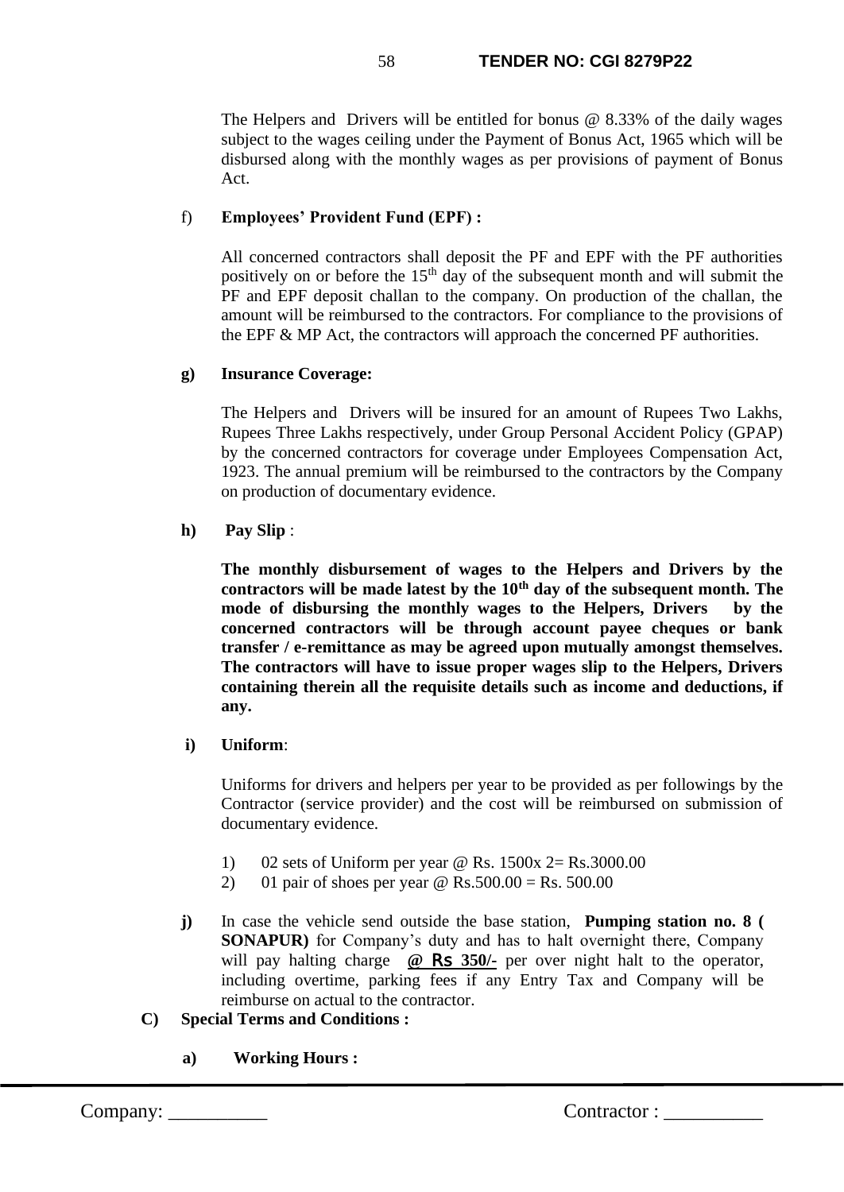The Helpers and  Drivers will be entitled for bonus @ 8.33% of the daily wages subject to the wages ceiling under the Payment of Bonus Act, 1965 which will be disbursed along with the monthly wages as per provisions of payment of Bonus Act.

f) **Employees' Provident Fund (EPF) :**

All concerned contractors shall deposit the PF and EPF with the PF authorities positively on or before the 15th day of the subsequent month and will submit the PF and EPF deposit challan to the company. On production of the challan, the amount will be reimbursed to the contractors. For compliance to the provisions of the EPF & MP Act, the contractors will approach the concerned PF authorities.

**g) Insurance Coverage:**

The Helpers and  Drivers will be insured for an amount of Rupees Two Lakhs, Rupees Three Lakhs respectively, under Group Personal Accident Policy (GPAP) by the concerned contractors for coverage under Employees Compensation Act, 1923. The annual premium will be reimbursed to the contractors by the Company on production of documentary evidence.

**h) Pay Slip** :

**The monthly disbursement of wages to the Helpers and Drivers by the contractors will be made latest by the 10th day of the subsequent month. The mode of disbursing the monthly wages to the Helpers, Drivers  by the concerned contractors will be through account payee cheques or bank transfer / e-remittance as may be agreed upon mutually amongst themselves. The contractors will have to issue proper wages slip to the Helpers, Drivers containing therein all the requisite details such as income and deductions, if any.**

**i) Uniform**:

Uniforms for drivers and helpers per year to be provided as per followings by the Contractor (service provider) and the cost will be reimbursed on submission of documentary evidence.

1) 02 sets of Uniform per year @ Rs. 1500x 2= Rs.3000.00
2) 01 pair of shoes per year @ Rs.500.00 = Rs. 500.00

**j)** In case the vehicle send outside the base station, **Pumping station no. 8 ( SONAPUR)** for Company's duty and has to halt overnight there, Company will pay halting charge **@ Rs 350/-** per over night halt to the operator, including overtime, parking fees if any Entry Tax and Company will be reimburse on actual to the contractor.

**C) Special Terms and Conditions :**

**a) Working Hours :**

Company: __________ Contractor : __________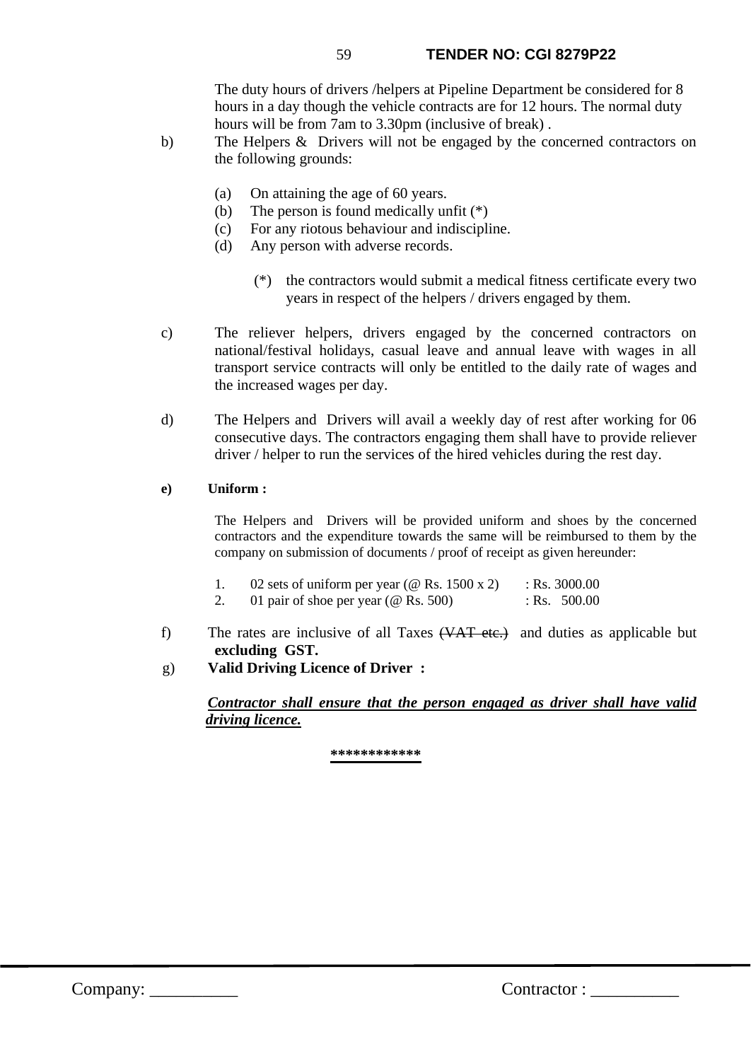The duty hours of drivers /helpers at Pipeline Department be considered for 8 hours in a day though the vehicle contracts are for 12 hours. The normal duty hours will be from 7am to 3.30pm (inclusive of break) .

b) The Helpers & Drivers will not be engaged by the concerned contractors on the following grounds:

   (a) On attaining the age of 60 years.
   (b) The person is found medically unfit (*)
   (c) For any riotous behaviour and indiscipline.
   (d) Any person with adverse records.

   (*) the contractors would submit a medical fitness certificate every two years in respect of the helpers / drivers engaged by them.

c) The reliever helpers, drivers engaged by the concerned contractors on national/festival holidays, casual leave and annual leave with wages in all transport service contracts will only be entitled to the daily rate of wages and the increased wages per day.

d) The Helpers and Drivers will avail a weekly day of rest after working for 06 consecutive days. The contractors engaging them shall have to provide reliever driver / helper to run the services of the hired vehicles during the rest day.

**e) Uniform :**

The Helpers and Drivers will be provided uniform and shoes by the concerned contractors and the expenditure towards the same will be reimbursed to them by the company on submission of documents / proof of receipt as given hereunder:

1. 02 sets of uniform per year (@ Rs. 1500 x 2) : Rs. 3000.00
2. 01 pair of shoe per year (@ Rs. 500) : Rs. 500.00

f) The rates are inclusive of all Taxes ~~(VAT etc.)~~ and duties as applicable but **excluding GST.**

g) **Valid Driving Licence of Driver :**

***<u>Contractor shall ensure that the person engaged as driver shall have valid driving licence.</u>***

************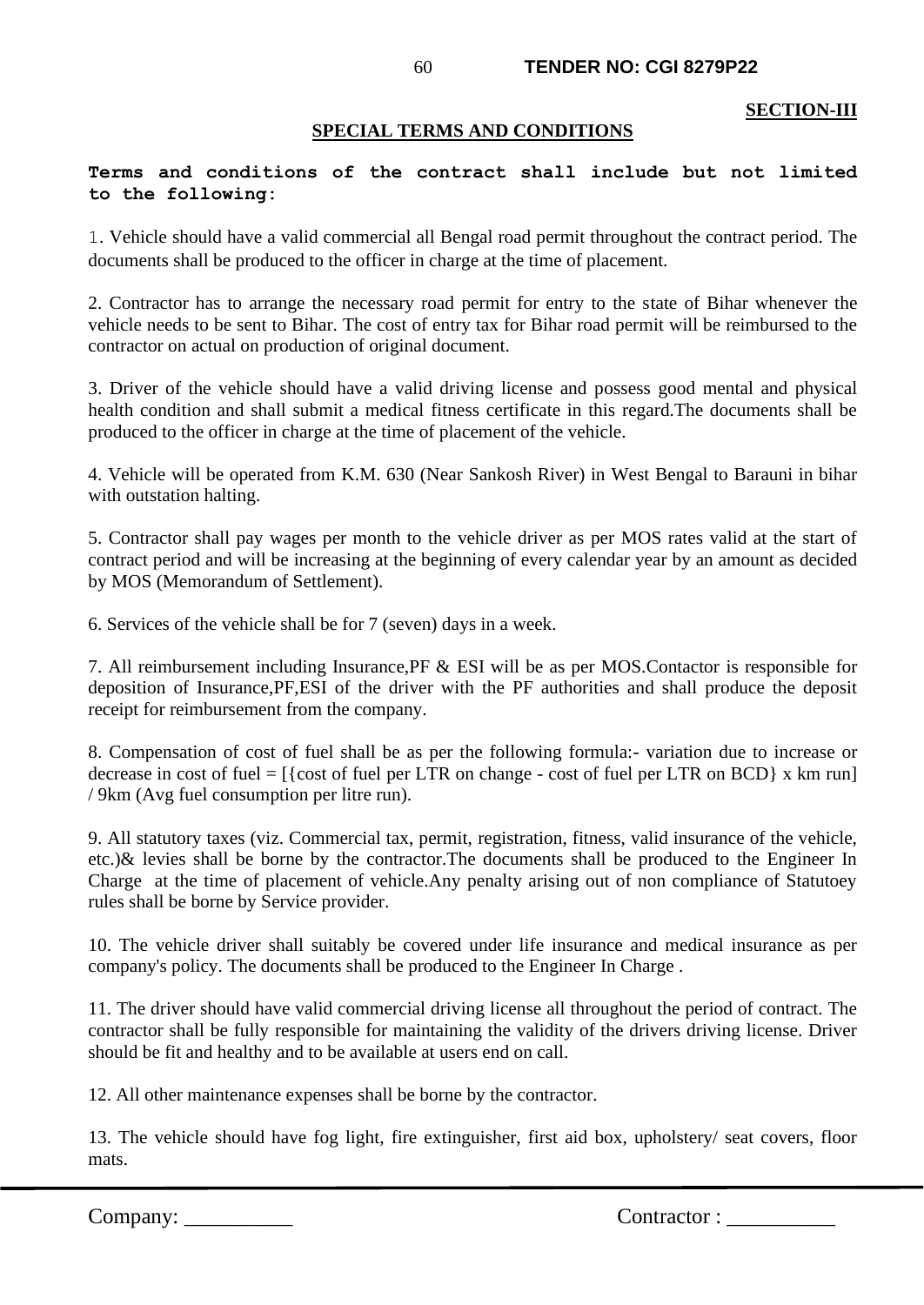**SECTION-III**

## SPECIAL TERMS AND CONDITIONS

**Terms and conditions of the contract shall include but not limited to the following:**

1. Vehicle should have a valid commercial all Bengal road permit throughout the contract period. The documents shall be produced to the officer in charge at the time of placement.

2. Contractor has to arrange the necessary road permit for entry to the state of Bihar whenever the vehicle needs to be sent to Bihar. The cost of entry tax for Bihar road permit will be reimbursed to the contractor on actual on production of original document.

3. Driver of the vehicle should have a valid driving license and possess good mental and physical health condition and shall submit a medical fitness certificate in this regard.The documents shall be produced to the officer in charge at the time of placement of the vehicle.

4. Vehicle will be operated from K.M. 630 (Near Sankosh River) in West Bengal to Barauni in bihar with outstation halting.

5. Contractor shall pay wages per month to the vehicle driver as per MOS rates valid at the start of contract period and will be increasing at the beginning of every calendar year by an amount as decided by MOS (Memorandum of Settlement).

6. Services of the vehicle shall be for 7 (seven) days in a week.

7. All reimbursement including Insurance,PF & ESI will be as per MOS.Contactor is responsible for deposition of Insurance,PF,ESI of the driver with the PF authorities and shall produce the deposit receipt for reimbursement from the company.

8. Compensation of cost of fuel shall be as per the following formula:- variation due to increase or decrease in cost of fuel = [{cost of fuel per LTR on change - cost of fuel per LTR on BCD} x km run] / 9km (Avg fuel consumption per litre run).

9. All statutory taxes (viz. Commercial tax, permit, registration, fitness, valid insurance of the vehicle, etc.)& levies shall be borne by the contractor.The documents shall be produced to the Engineer In Charge at the time of placement of vehicle.Any penalty arising out of non compliance of Statutoey rules shall be borne by Service provider.

10. The vehicle driver shall suitably be covered under life insurance and medical insurance as per company's policy. The documents shall be produced to the Engineer In Charge .

11. The driver should have valid commercial driving license all throughout the period of contract. The contractor shall be fully responsible for maintaining the validity of the drivers driving license. Driver should be fit and healthy and to be available at users end on call.

12. All other maintenance expenses shall be borne by the contractor.

13. The vehicle should have fog light, fire extinguisher, first aid box, upholstery/ seat covers, floor mats.

Company: __________ Contractor : __________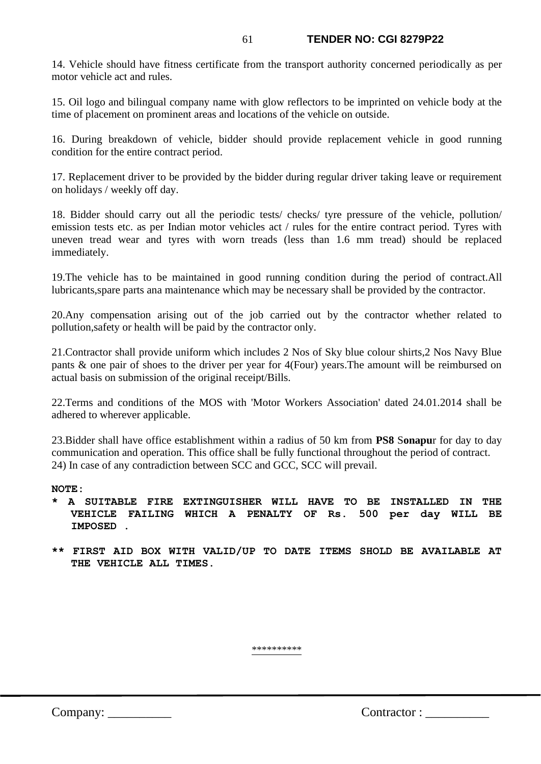14. Vehicle should have fitness certificate from the transport authority concerned periodically as per motor vehicle act and rules.

15. Oil logo and bilingual company name with glow reflectors to be imprinted on vehicle body at the time of placement on prominent areas and locations of the vehicle on outside.

16. During breakdown of vehicle, bidder should provide replacement vehicle in good running condition for the entire contract period.

17. Replacement driver to be provided by the bidder during regular driver taking leave or requirement on holidays / weekly off day.

18. Bidder should carry out all the periodic tests/ checks/ tyre pressure of the vehicle, pollution/ emission tests etc. as per Indian motor vehicles act / rules for the entire contract period. Tyres with uneven tread wear and tyres with worn treads (less than 1.6 mm tread) should be replaced immediately.

19.The vehicle has to be maintained in good running condition during the period of contract.All lubricants,spare parts ana maintenance which may be necessary shall be provided by the contractor.

20.Any compensation arising out of the job carried out by the contractor whether related to pollution,safety or health will be paid by the contractor only.

21.Contractor shall provide uniform which includes 2 Nos of Sky blue colour shirts,2 Nos Navy Blue pants & one pair of shoes to the driver per year for 4(Four) years.The amount will be reimbursed on actual basis on submission of the original receipt/Bills.

22.Terms and conditions of the MOS with 'Motor Workers Association' dated 24.01.2014 shall be adhered to wherever applicable.

23.Bidder shall have office establishment within a radius of 50 km from **PS8** S**onapu**r for day to day communication and operation. This office shall be fully functional throughout the period of contract.
24) In case of any contradiction between SCC and GCC, SCC will prevail.

**NOTE:**

**\* A SUITABLE FIRE EXTINGUISHER WILL HAVE TO BE INSTALLED IN THE VEHICLE FAILING WHICH A PENALTY OF Rs. 500 per day WILL BE IMPOSED .**

**\*\* FIRST AID BOX WITH VALID/UP TO DATE ITEMS SHOLD BE AVAILABLE AT THE VEHICLE ALL TIMES.**

**********

Company: __________ Contractor : __________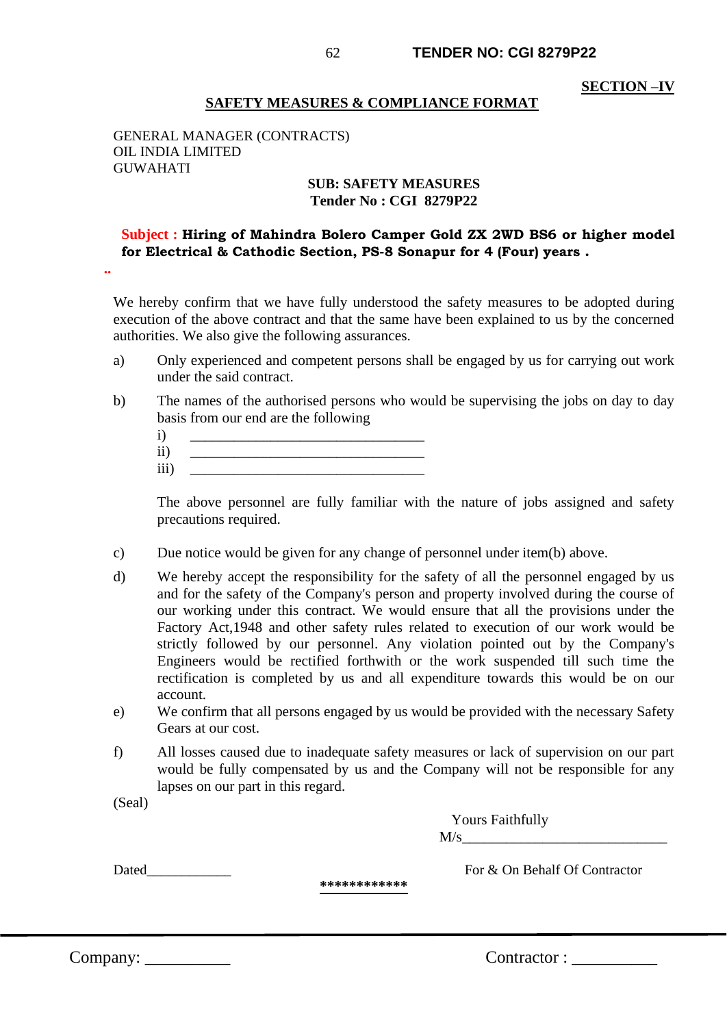**SECTION –IV**

## SAFETY MEASURES & COMPLIANCE FORMAT

GENERAL MANAGER (CONTRACTS)
OIL INDIA LIMITED
GUWAHATI

**SUB: SAFETY MEASURES**
**Tender No : CGI 8279P22**

**Subject : Hiring of Mahindra Bolero Camper Gold ZX 2WD BS6 or higher model for Electrical & Cathodic Section, PS-8 Sonapur for 4 (Four) years .**

..

We hereby confirm that we have fully understood the safety measures to be adopted during execution of the above contract and that the same have been explained to us by the concerned authorities. We also give the following assurances.

a) Only experienced and competent persons shall be engaged by us for carrying out work under the said contract.

b) The names of the authorised persons who would be supervising the jobs on day to day basis from our end are the following

   i) ________________________________
   ii) ________________________________
   iii) ________________________________

   The above personnel are fully familiar with the nature of jobs assigned and safety precautions required.

c) Due notice would be given for any change of personnel under item(b) above.

d) We hereby accept the responsibility for the safety of all the personnel engaged by us and for the safety of the Company's person and property involved during the course of our working under this contract. We would ensure that all the provisions under the Factory Act,1948 and other safety rules related to execution of our work would be strictly followed by our personnel. Any violation pointed out by the Company's Engineers would be rectified forthwith or the work suspended till such time the rectification is completed by us and all expenditure towards this would be on our account.

e) We confirm that all persons engaged by us would be provided with the necessary Safety Gears at our cost.

f) All losses caused due to inadequate safety measures or lack of supervision on our part would be fully compensated by us and the Company will not be responsible for any lapses on our part in this regard.

(Seal)

Yours Faithfully
M/s____________________________

Dated____________ For & On Behalf Of Contractor

************

Company: __________ Contractor : __________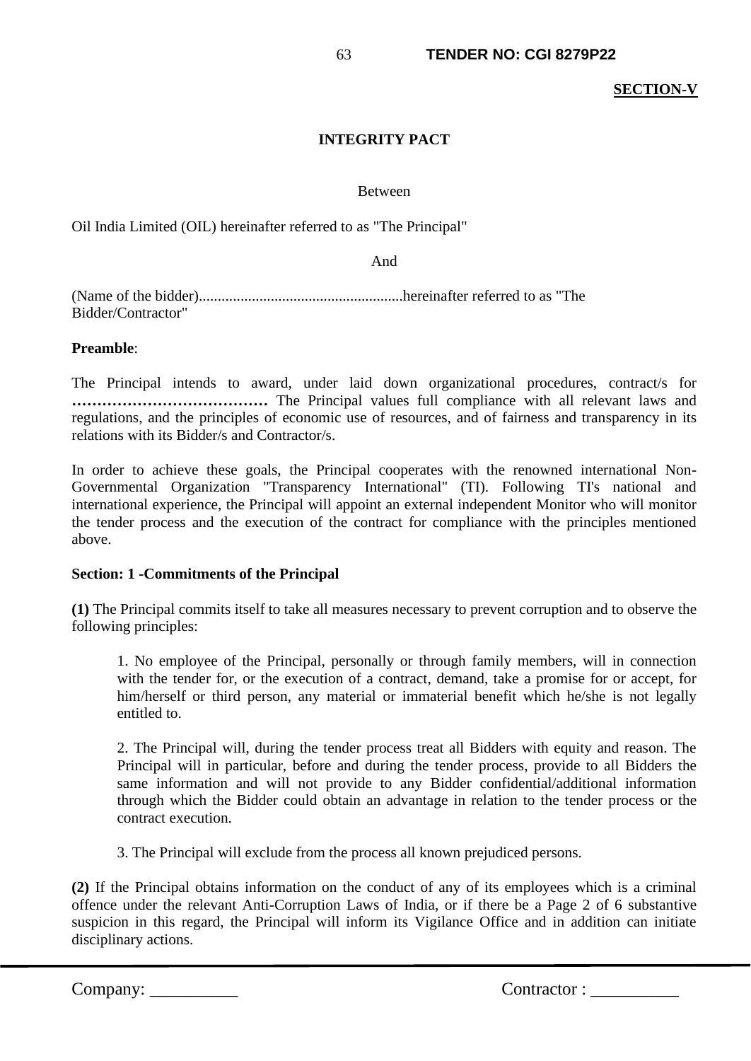**SECTION-V**

# INTEGRITY PACT

Between

Oil India Limited (OIL) hereinafter referred to as "The Principal"

And

(Name of the bidder)......................................................hereinafter referred to as "The Bidder/Contractor"

**Preamble**:

The Principal intends to award, under laid down organizational procedures, contract/s for **…………………………………** The Principal values full compliance with all relevant laws and regulations, and the principles of economic use of resources, and of fairness and transparency in its relations with its Bidder/s and Contractor/s.

In order to achieve these goals, the Principal cooperates with the renowned international Non-Governmental Organization "Transparency International" (TI). Following TI's national and international experience, the Principal will appoint an external independent Monitor who will monitor the tender process and the execution of the contract for compliance with the principles mentioned above.

**Section: 1 -Commitments of the Principal**

**(1)** The Principal commits itself to take all measures necessary to prevent corruption and to observe the following principles:

1. No employee of the Principal, personally or through family members, will in connection with the tender for, or the execution of a contract, demand, take a promise for or accept, for him/herself or third person, any material or immaterial benefit which he/she is not legally entitled to.

2. The Principal will, during the tender process treat all Bidders with equity and reason. The Principal will in particular, before and during the tender process, provide to all Bidders the same information and will not provide to any Bidder confidential/additional information through which the Bidder could obtain an advantage in relation to the tender process or the contract execution.

3. The Principal will exclude from the process all known prejudiced persons.

**(2)** If the Principal obtains information on the conduct of any of its employees which is a criminal offence under the relevant Anti-Corruption Laws of India, or if there be a Page 2 of 6 substantive suspicion in this regard, the Principal will inform its Vigilance Office and in addition can initiate disciplinary actions.

Company: __________ Contractor : __________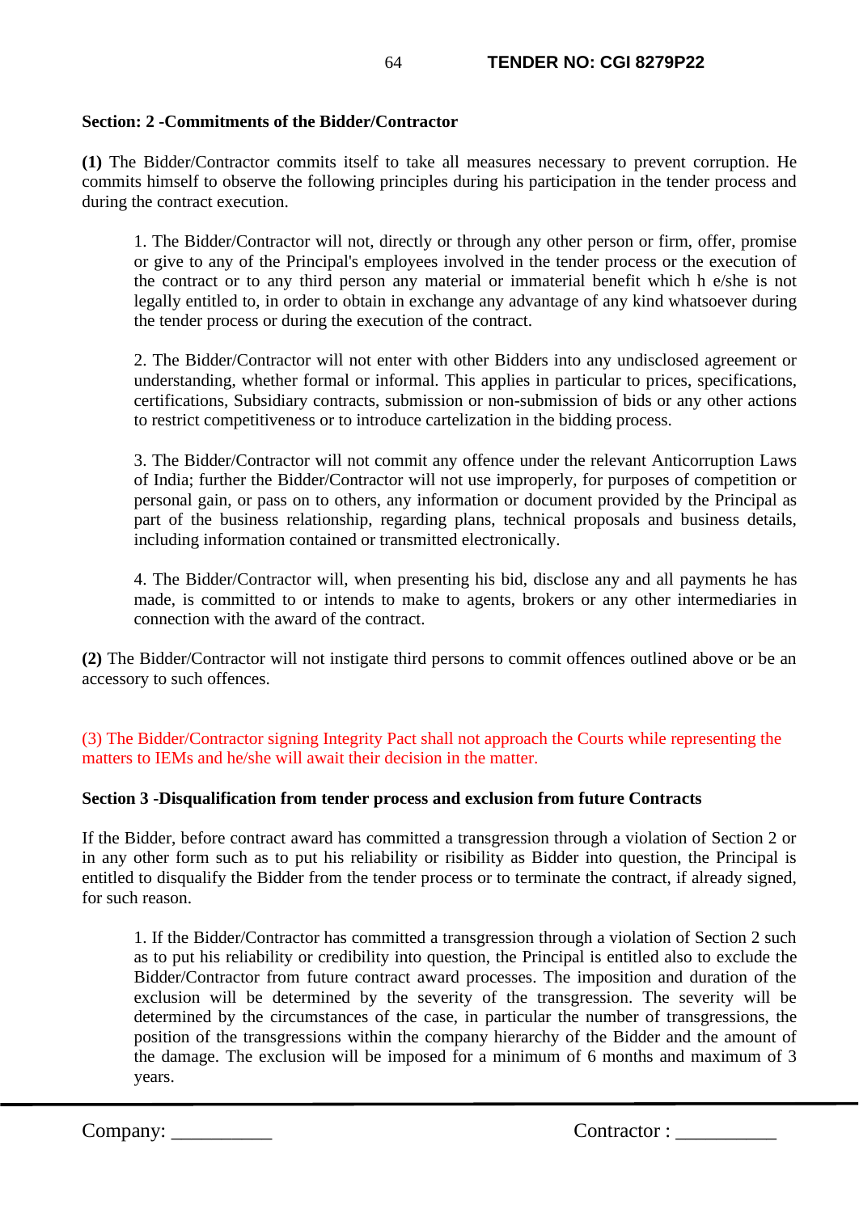**Section: 2 -Commitments of the Bidder/Contractor**

**(1)** The Bidder/Contractor commits itself to take all measures necessary to prevent corruption. He commits himself to observe the following principles during his participation in the tender process and during the contract execution.

1. The Bidder/Contractor will not, directly or through any other person or firm, offer, promise or give to any of the Principal's employees involved in the tender process or the execution of the contract or to any third person any material or immaterial benefit which h e/she is not legally entitled to, in order to obtain in exchange any advantage of any kind whatsoever during the tender process or during the execution of the contract.

2. The Bidder/Contractor will not enter with other Bidders into any undisclosed agreement or understanding, whether formal or informal. This applies in particular to prices, specifications, certifications, Subsidiary contracts, submission or non-submission of bids or any other actions to restrict competitiveness or to introduce cartelization in the bidding process.

3. The Bidder/Contractor will not commit any offence under the relevant Anticorruption Laws of India; further the Bidder/Contractor will not use improperly, for purposes of competition or personal gain, or pass on to others, any information or document provided by the Principal as part of the business relationship, regarding plans, technical proposals and business details, including information contained or transmitted electronically.

4. The Bidder/Contractor will, when presenting his bid, disclose any and all payments he has made, is committed to or intends to make to agents, brokers or any other intermediaries in connection with the award of the contract.

**(2)** The Bidder/Contractor will not instigate third persons to commit offences outlined above or be an accessory to such offences.

(3) The Bidder/Contractor signing Integrity Pact shall not approach the Courts while representing the matters to IEMs and he/she will await their decision in the matter.

**Section 3 -Disqualification from tender process and exclusion from future Contracts**

If the Bidder, before contract award has committed a transgression through a violation of Section 2 or in any other form such as to put his reliability or risibility as Bidder into question, the Principal is entitled to disqualify the Bidder from the tender process or to terminate the contract, if already signed, for such reason.

1. If the Bidder/Contractor has committed a transgression through a violation of Section 2 such as to put his reliability or credibility into question, the Principal is entitled also to exclude the Bidder/Contractor from future contract award processes. The imposition and duration of the exclusion will be determined by the severity of the transgression. The severity will be determined by the circumstances of the case, in particular the number of transgressions, the position of the transgressions within the company hierarchy of the Bidder and the amount of the damage. The exclusion will be imposed for a minimum of 6 months and maximum of 3 years.

Company: __________ Contractor : __________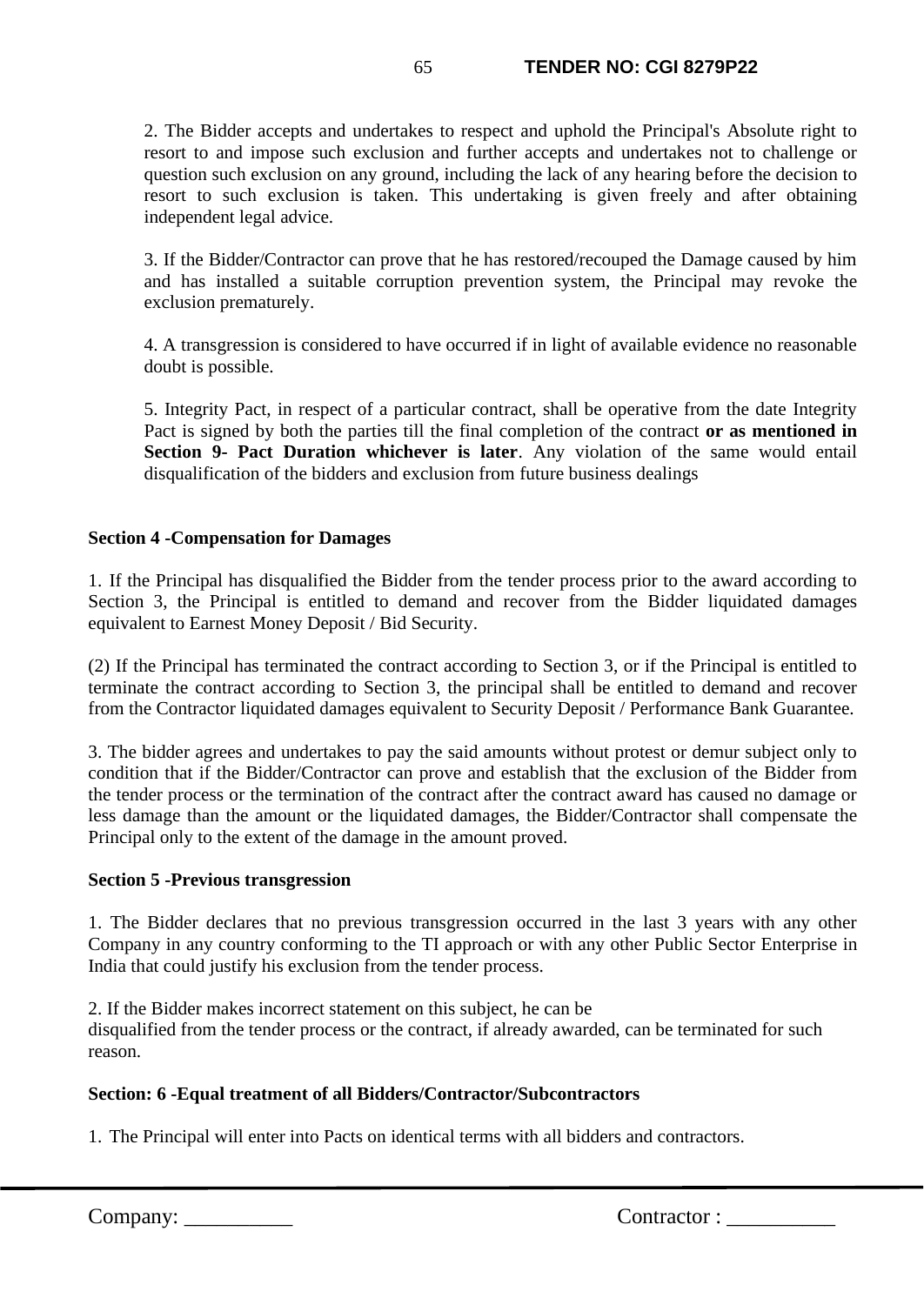2. The Bidder accepts and undertakes to respect and uphold the Principal's Absolute right to resort to and impose such exclusion and further accepts and undertakes not to challenge or question such exclusion on any ground, including the lack of any hearing before the decision to resort to such exclusion is taken. This undertaking is given freely and after obtaining independent legal advice.

3. If the Bidder/Contractor can prove that he has restored/recouped the Damage caused by him and has installed a suitable corruption prevention system, the Principal may revoke the exclusion prematurely.

4. A transgression is considered to have occurred if in light of available evidence no reasonable doubt is possible.

5. Integrity Pact, in respect of a particular contract, shall be operative from the date Integrity Pact is signed by both the parties till the final completion of the contract **or as mentioned in Section 9- Pact Duration whichever is later**. Any violation of the same would entail disqualification of the bidders and exclusion from future business dealings

**Section 4 -Compensation for Damages**

1. If the Principal has disqualified the Bidder from the tender process prior to the award according to Section 3, the Principal is entitled to demand and recover from the Bidder liquidated damages equivalent to Earnest Money Deposit / Bid Security.

(2) If the Principal has terminated the contract according to Section 3, or if the Principal is entitled to terminate the contract according to Section 3, the principal shall be entitled to demand and recover from the Contractor liquidated damages equivalent to Security Deposit / Performance Bank Guarantee.

3. The bidder agrees and undertakes to pay the said amounts without protest or demur subject only to condition that if the Bidder/Contractor can prove and establish that the exclusion of the Bidder from the tender process or the termination of the contract after the contract award has caused no damage or less damage than the amount or the liquidated damages, the Bidder/Contractor shall compensate the Principal only to the extent of the damage in the amount proved.

**Section 5 -Previous transgression**

1. The Bidder declares that no previous transgression occurred in the last 3 years with any other Company in any country conforming to the TI approach or with any other Public Sector Enterprise in India that could justify his exclusion from the tender process.

2. If the Bidder makes incorrect statement on this subject, he can be disqualified from the tender process or the contract, if already awarded, can be terminated for such reason.

**Section: 6 -Equal treatment of all Bidders/Contractor/Subcontractors**

1. The Principal will enter into Pacts on identical terms with all bidders and contractors.

Company: __________ Contractor : __________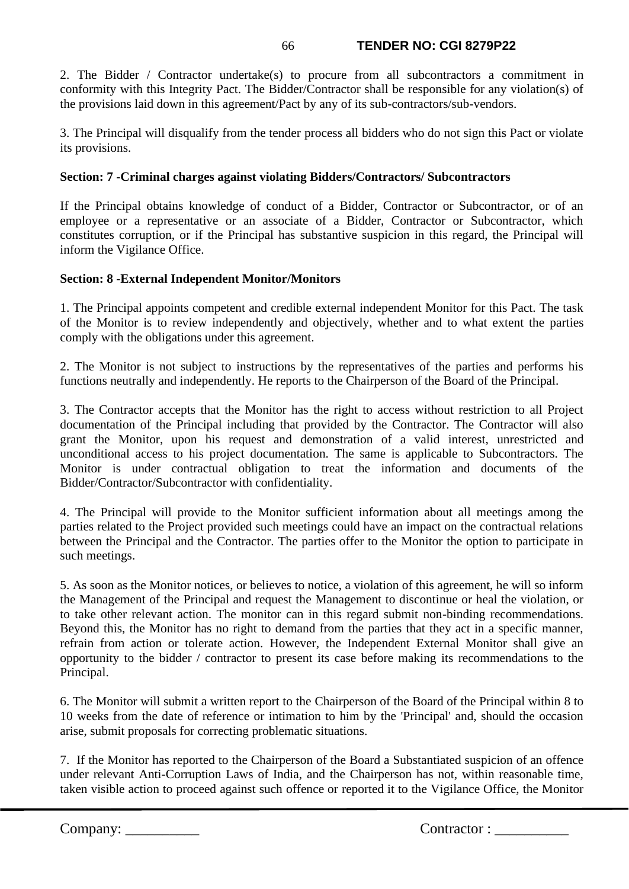2. The Bidder / Contractor undertake(s) to procure from all subcontractors a commitment in conformity with this Integrity Pact. The Bidder/Contractor shall be responsible for any violation(s) of the provisions laid down in this agreement/Pact by any of its sub-contractors/sub-vendors.

3. The Principal will disqualify from the tender process all bidders who do not sign this Pact or violate its provisions.

**Section: 7 -Criminal charges against violating Bidders/Contractors/ Subcontractors**

If the Principal obtains knowledge of conduct of a Bidder, Contractor or Subcontractor, or of an employee or a representative or an associate of a Bidder, Contractor or Subcontractor, which constitutes corruption, or if the Principal has substantive suspicion in this regard, the Principal will inform the Vigilance Office.

**Section: 8 -External Independent Monitor/Monitors**

1. The Principal appoints competent and credible external independent Monitor for this Pact. The task of the Monitor is to review independently and objectively, whether and to what extent the parties comply with the obligations under this agreement.

2. The Monitor is not subject to instructions by the representatives of the parties and performs his functions neutrally and independently. He reports to the Chairperson of the Board of the Principal.

3. The Contractor accepts that the Monitor has the right to access without restriction to all Project documentation of the Principal including that provided by the Contractor. The Contractor will also grant the Monitor, upon his request and demonstration of a valid interest, unrestricted and unconditional access to his project documentation. The same is applicable to Subcontractors. The Monitor is under contractual obligation to treat the information and documents of the Bidder/Contractor/Subcontractor with confidentiality.

4. The Principal will provide to the Monitor sufficient information about all meetings among the parties related to the Project provided such meetings could have an impact on the contractual relations between the Principal and the Contractor. The parties offer to the Monitor the option to participate in such meetings.

5. As soon as the Monitor notices, or believes to notice, a violation of this agreement, he will so inform the Management of the Principal and request the Management to discontinue or heal the violation, or to take other relevant action. The monitor can in this regard submit non-binding recommendations. Beyond this, the Monitor has no right to demand from the parties that they act in a specific manner, refrain from action or tolerate action. However, the Independent External Monitor shall give an opportunity to the bidder / contractor to present its case before making its recommendations to the Principal.

6. The Monitor will submit a written report to the Chairperson of the Board of the Principal within 8 to 10 weeks from the date of reference or intimation to him by the 'Principal' and, should the occasion arise, submit proposals for correcting problematic situations.

7. If the Monitor has reported to the Chairperson of the Board a Substantiated suspicion of an offence under relevant Anti-Corruption Laws of India, and the Chairperson has not, within reasonable time, taken visible action to proceed against such offence or reported it to the Vigilance Office, the Monitor

Company: __________ Contractor : __________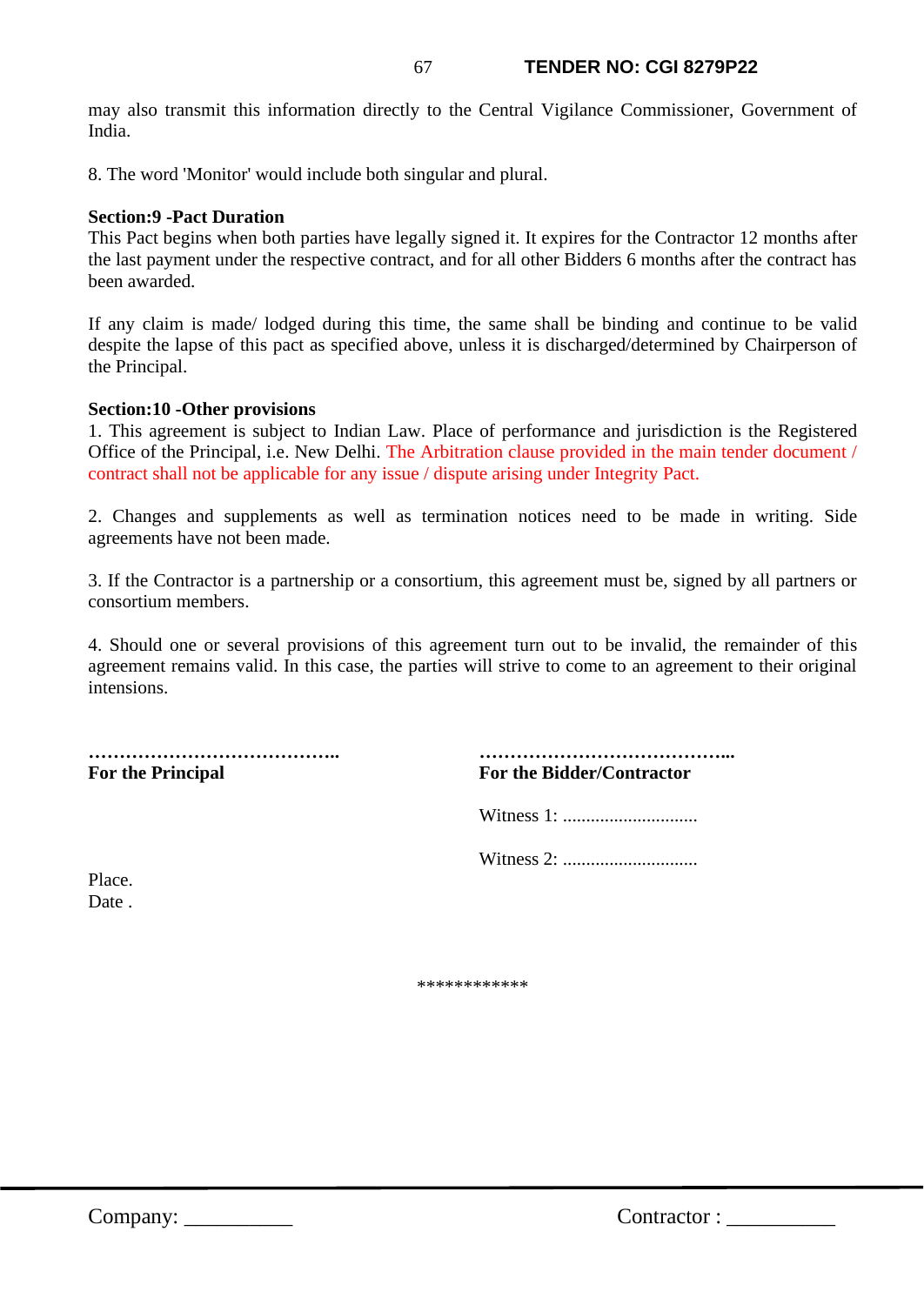may also transmit this information directly to the Central Vigilance Commissioner, Government of India.

8. The word 'Monitor' would include both singular and plural.

**Section:9 -Pact Duration**

This Pact begins when both parties have legally signed it. It expires for the Contractor 12 months after the last payment under the respective contract, and for all other Bidders 6 months after the contract has been awarded.

If any claim is made/ lodged during this time, the same shall be binding and continue to be valid despite the lapse of this pact as specified above, unless it is discharged/determined by Chairperson of the Principal.

**Section:10 -Other provisions**

1. This agreement is subject to Indian Law. Place of performance and jurisdiction is the Registered Office of the Principal, i.e. New Delhi. The Arbitration clause provided in the main tender document / contract shall not be applicable for any issue / dispute arising under Integrity Pact.

2. Changes and supplements as well as termination notices need to be made in writing. Side agreements have not been made.

3. If the Contractor is a partnership or a consortium, this agreement must be, signed by all partners or consortium members.

4. Should one or several provisions of this agreement turn out to be invalid, the remainder of this agreement remains valid. In this case, the parties will strive to come to an agreement to their original intensions.

…………………………………..
**For the Principal**

…………………………………...
**For the Bidder/Contractor**

Witness 1: .............................

Witness 2: .............................

Place.
Date .

************

Company: __________ Contractor : __________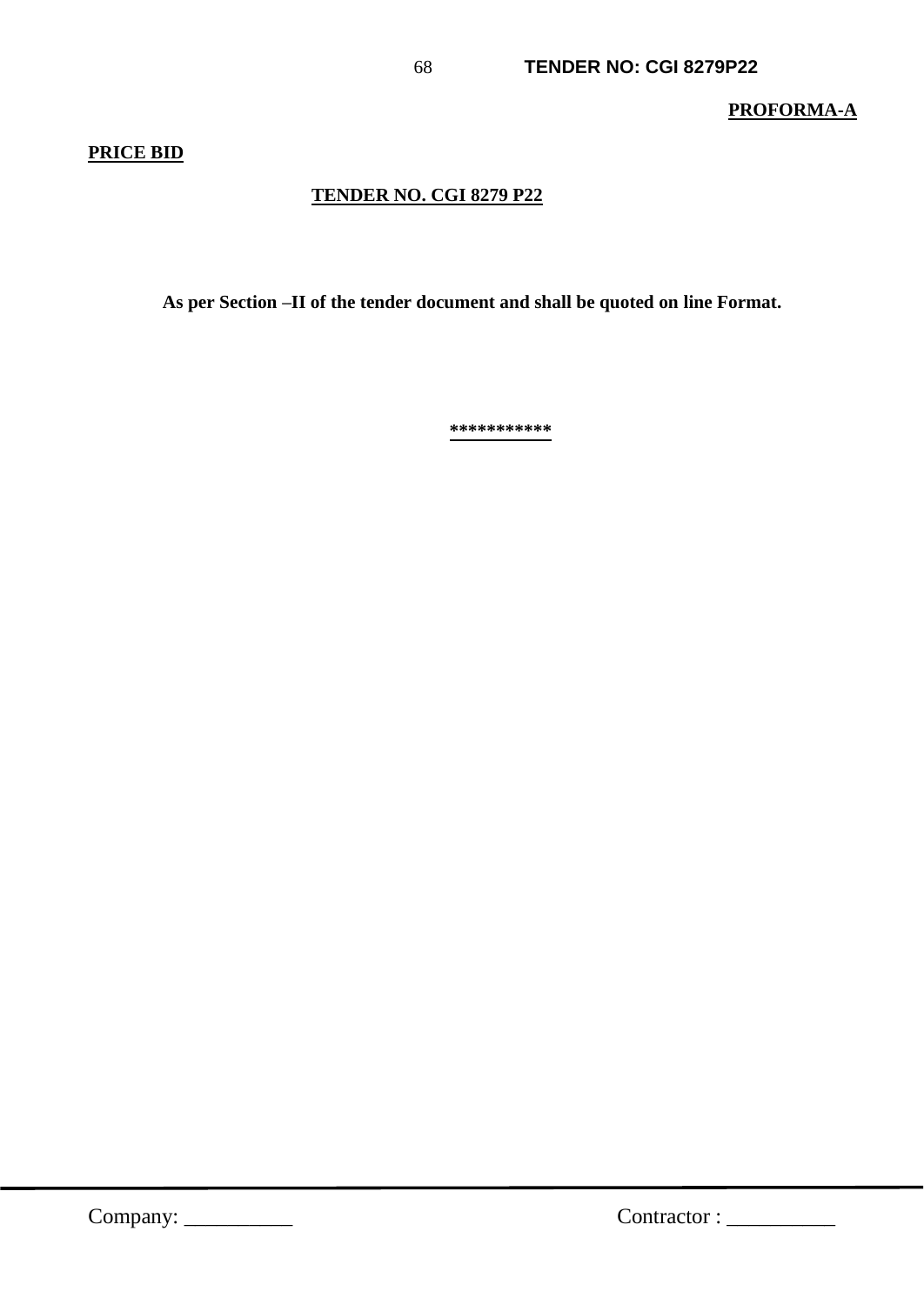**PROFORMA-A**

**PRICE BID**

**TENDER NO. CGI 8279 P22**

**As per Section –II of the tender document and shall be quoted on line Format.**

***********

Company: __________ Contractor : __________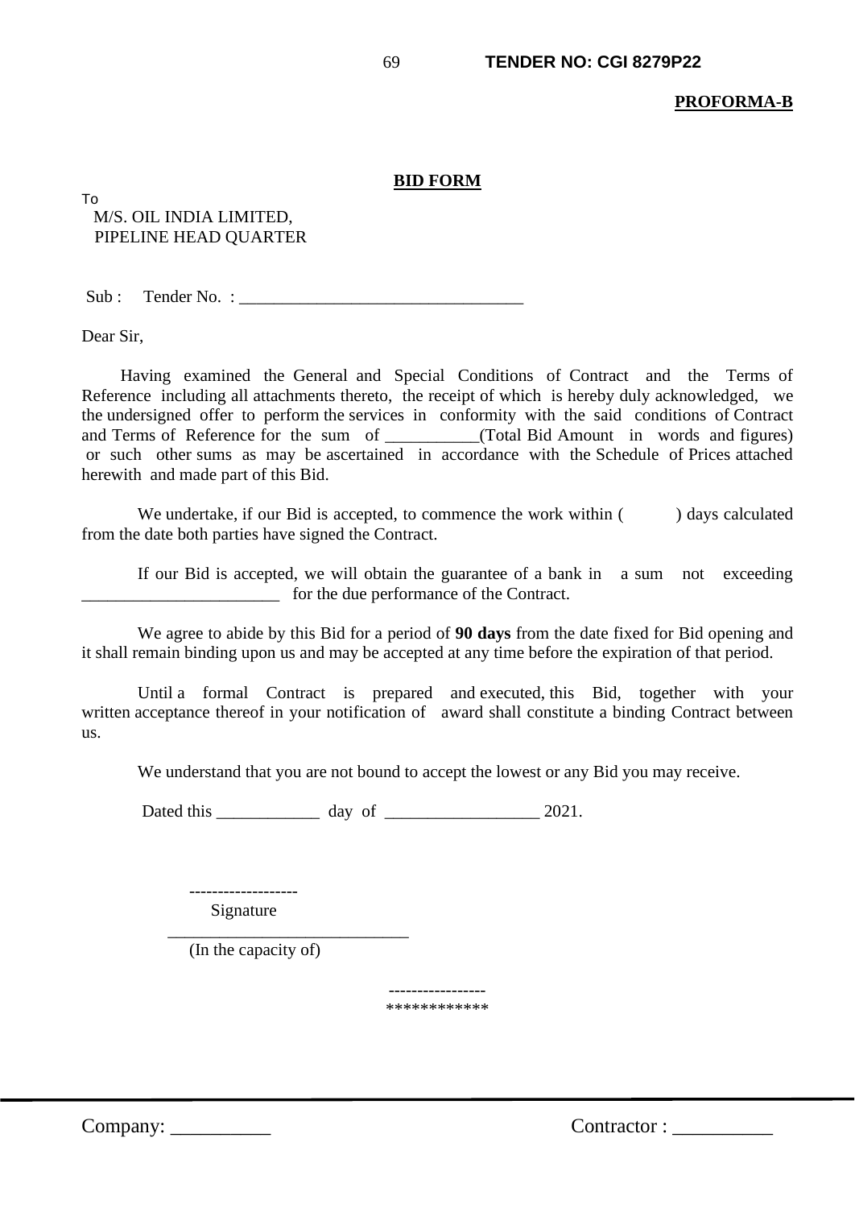**PROFORMA-B**

## BID FORM

To

M/S. OIL INDIA LIMITED,
PIPELINE HEAD QUARTER

Sub : Tender No. : _________________________________

Dear Sir,

Having examined the General and Special Conditions of Contract and the Terms of Reference including all attachments thereto, the receipt of which is hereby duly acknowledged, we the undersigned offer to perform the services in conformity with the said conditions of Contract and Terms of Reference for the sum of ___________(Total Bid Amount in words and figures) or such other sums as may be ascertained in accordance with the Schedule of Prices attached herewith and made part of this Bid.

We undertake, if our Bid is accepted, to commence the work within (        ) days calculated from the date both parties have signed the Contract.

If our Bid is accepted, we will obtain the guarantee of a bank in a sum not exceeding _______________________ for the due performance of the Contract.

We agree to abide by this Bid for a period of **90 days** from the date fixed for Bid opening and it shall remain binding upon us and may be accepted at any time before the expiration of that period.

Until a formal Contract is prepared and executed, this Bid, together with your written acceptance thereof in your notification of award shall constitute a binding Contract between us.

We understand that you are not bound to accept the lowest or any Bid you may receive.

Dated this ____________ day of __________________ 2021.

-------------------
Signature

_____________________________
(In the capacity of)

-----------------
************

Company: __________ Contractor : __________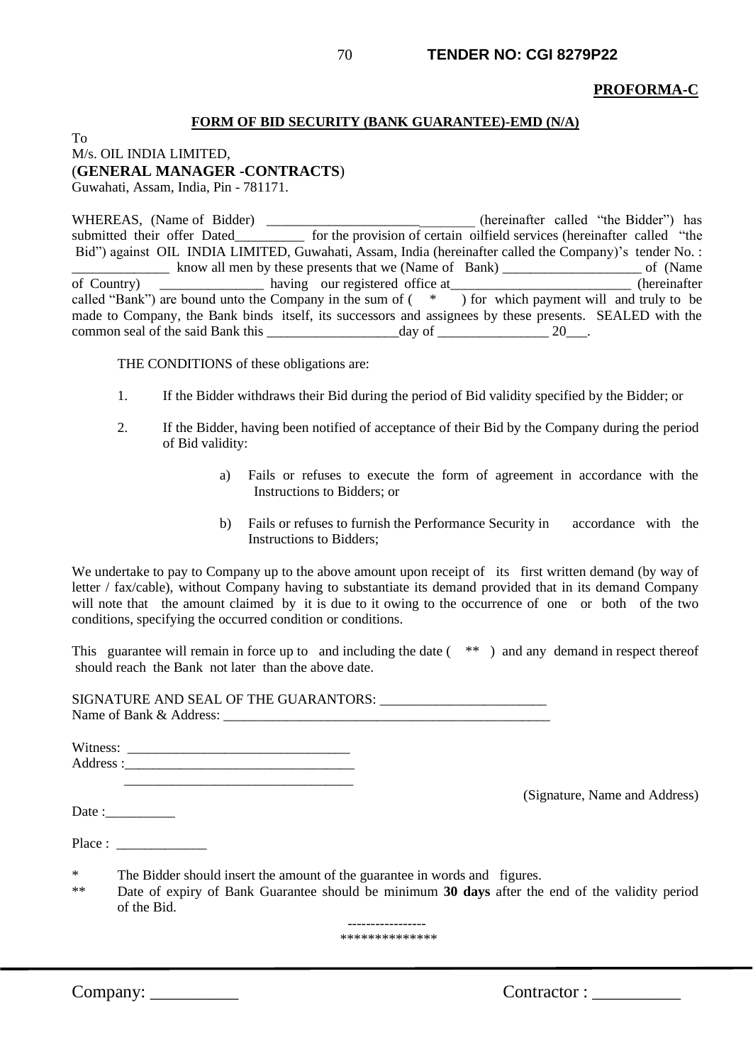**PROFORMA-C**

**FORM OF BID SECURITY (BANK GUARANTEE)-EMD (N/A)**

To
M/s. OIL INDIA LIMITED,
(**GENERAL MANAGER -CONTRACTS**)
Guwahati, Assam, India, Pin - 781171.

WHEREAS, (Name of Bidder) ______________________________ (hereinafter called "the Bidder") has submitted their offer Dated__________ for the provision of certain oilfield services (hereinafter called "the Bid") against OIL INDIA LIMITED, Guwahati, Assam, India (hereinafter called the Company)'s tender No. : ______________ know all men by these presents that we (Name of Bank) ____________________ of (Name of Country) _______________ having our registered office at__________________________ (hereinafter called "Bank") are bound unto the Company in the sum of ( * ) for which payment will and truly to be made to Company, the Bank binds itself, its successors and assignees by these presents. SEALED with the common seal of the said Bank this ___________________day of ________________ 20___.

THE CONDITIONS of these obligations are:

1. If the Bidder withdraws their Bid during the period of Bid validity specified by the Bidder; or

2. If the Bidder, having been notified of acceptance of their Bid by the Company during the period of Bid validity:

   a) Fails or refuses to execute the form of agreement in accordance with the Instructions to Bidders; or

   b) Fails or refuses to furnish the Performance Security in accordance with the Instructions to Bidders;

We undertake to pay to Company up to the above amount upon receipt of its first written demand (by way of letter / fax/cable), without Company having to substantiate its demand provided that in its demand Company will note that the amount claimed by it is due to it owing to the occurrence of one or both of the two conditions, specifying the occurred condition or conditions.

This guarantee will remain in force up to and including the date ( ** ) and any demand in respect thereof should reach the Bank not later than the above date.

SIGNATURE AND SEAL OF THE GUARANTORS: _______________________
Name of Bank & Address: ______________________________________________

Witness: _______________________________
Address :_________________________________
_________________________________

(Signature, Name and Address)

Date :__________

Place : _____________

\* The Bidder should insert the amount of the guarantee in words and figures.

\** Date of expiry of Bank Guarantee should be minimum **30 days** after the end of the validity period of the Bid.

-----------------
**************

Company: __________ Contractor : __________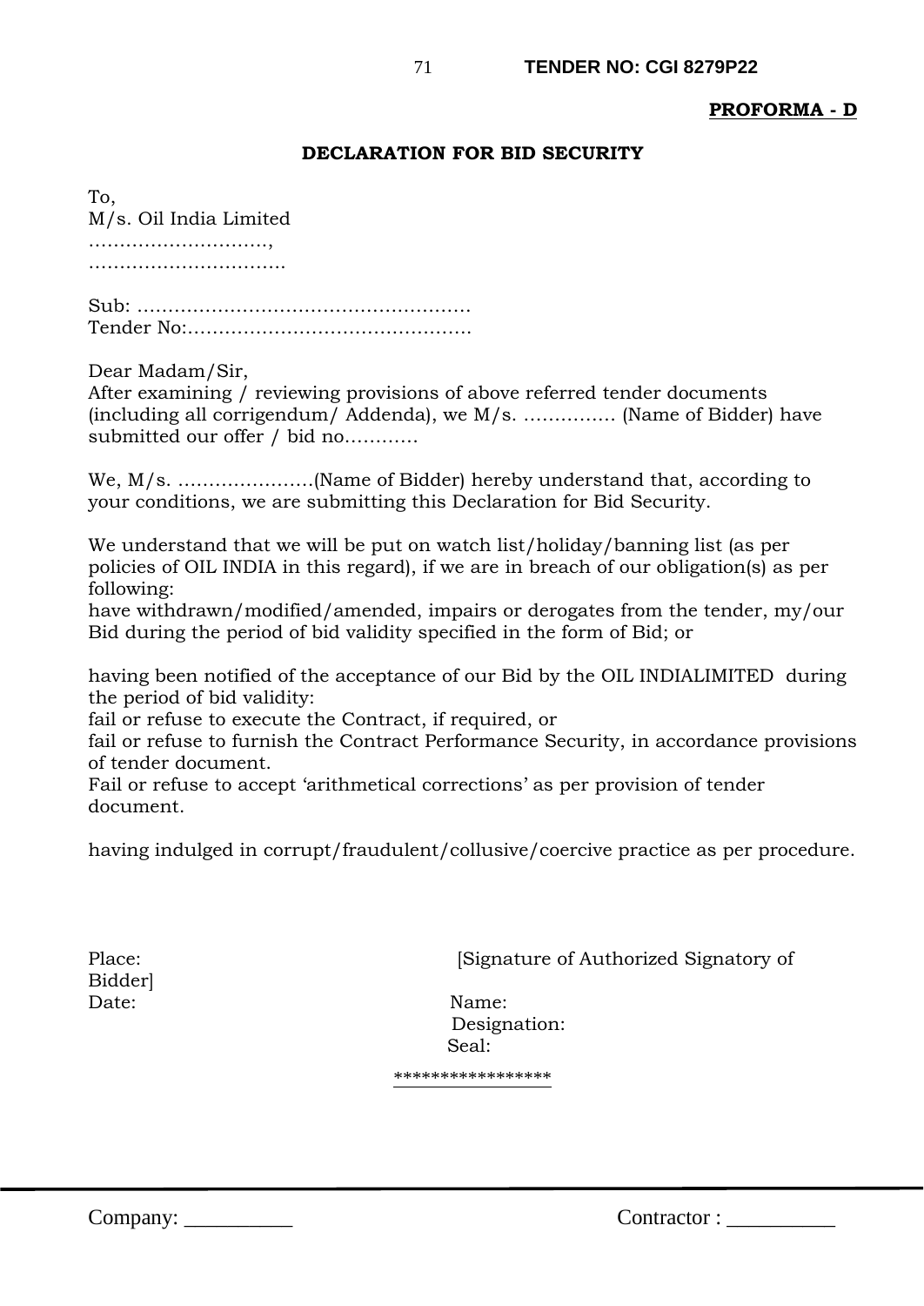**PROFORMA - D**

**DECLARATION FOR BID SECURITY**

To,
M/s. Oil India Limited
…………………………,
…………………………….

Sub: ……………………………………………….
Tender No:……………………………………….

Dear Madam/Sir,
After examining / reviewing provisions of above referred tender documents (including all corrigendum/ Addenda), we M/s. …………… (Name of Bidder) have submitted our offer / bid no…………

We, M/s. ………………….(Name of Bidder) hereby understand that, according to your conditions, we are submitting this Declaration for Bid Security.

We understand that we will be put on watch list/holiday/banning list (as per policies of OIL INDIA in this regard), if we are in breach of our obligation(s) as per following:
have withdrawn/modified/amended, impairs or derogates from the tender, my/our Bid during the period of bid validity specified in the form of Bid; or

having been notified of the acceptance of our Bid by the OIL INDIALIMITED during the period of bid validity:
fail or refuse to execute the Contract, if required, or
fail or refuse to furnish the Contract Performance Security, in accordance provisions of tender document.
Fail or refuse to accept 'arithmetical corrections' as per provision of tender document.

having indulged in corrupt/fraudulent/collusive/coercive practice as per procedure.

Place: [Signature of Authorized Signatory of Bidder]
Date:

Name:
Designation:
Seal:

*****************

Company: __________ Contractor : __________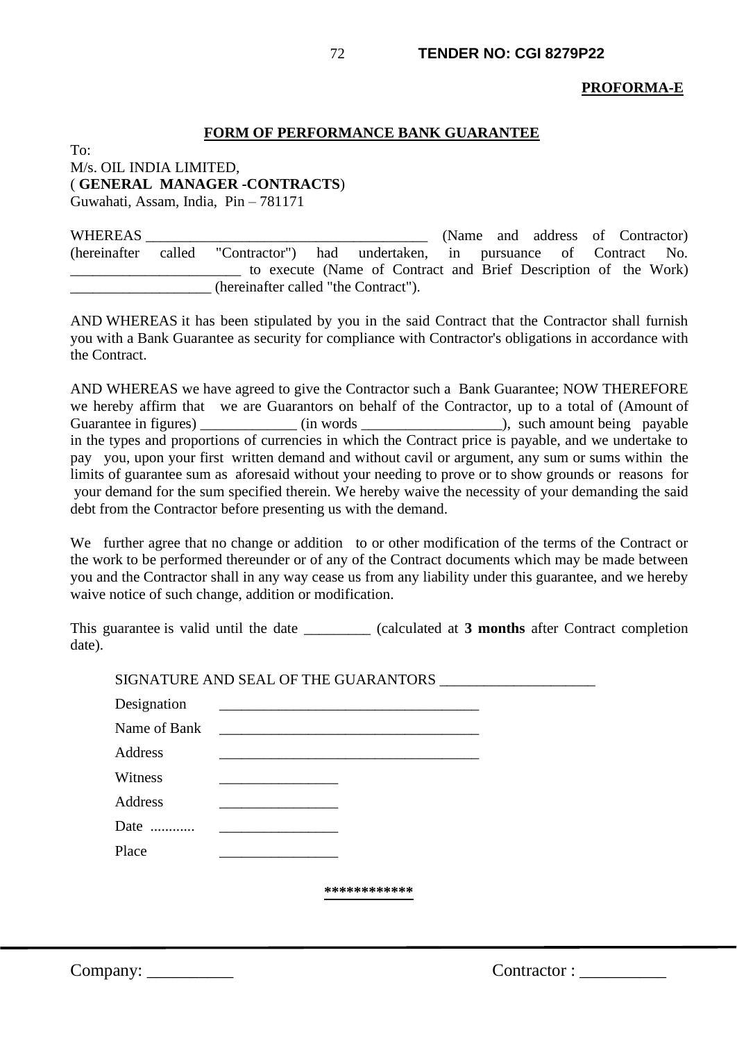**PROFORMA-E**

**FORM OF PERFORMANCE BANK GUARANTEE**

To:
M/s. OIL INDIA LIMITED,
( **GENERAL MANAGER -CONTRACTS**)
Guwahati, Assam, India, Pin – 781171

WHEREAS ______________________________________ (Name and address of Contractor) (hereinafter called "Contractor") had undertaken, in pursuance of Contract No. _______________________ to execute (Name of Contract and Brief Description of the Work) ___________________ (hereinafter called "the Contract").

AND WHEREAS it has been stipulated by you in the said Contract that the Contractor shall furnish you with a Bank Guarantee as security for compliance with Contractor's obligations in accordance with the Contract.

AND WHEREAS we have agreed to give the Contractor such a Bank Guarantee; NOW THEREFORE we hereby affirm that we are Guarantors on behalf of the Contractor, up to a total of (Amount of Guarantee in figures) _____________ (in words ___________________), such amount being payable in the types and proportions of currencies in which the Contract price is payable, and we undertake to pay you, upon your first written demand and without cavil or argument, any sum or sums within the limits of guarantee sum as aforesaid without your needing to prove or to show grounds or reasons for your demand for the sum specified therein. We hereby waive the necessity of your demanding the said debt from the Contractor before presenting us with the demand.

We further agree that no change or addition to or other modification of the terms of the Contract or the work to be performed thereunder or of any of the Contract documents which may be made between you and the Contractor shall in any way cease us from any liability under this guarantee, and we hereby waive notice of such change, addition or modification.

This guarantee is valid until the date _________ (calculated at **3 months** after Contract completion date).

SIGNATURE AND SEAL OF THE GUARANTORS ____________________

Designation ___________________________________

Name of Bank ___________________________________

Address ___________________________________

Witness ________________

Address ________________

Date ............ ________________

Place ________________

************

Company: __________ Contractor : __________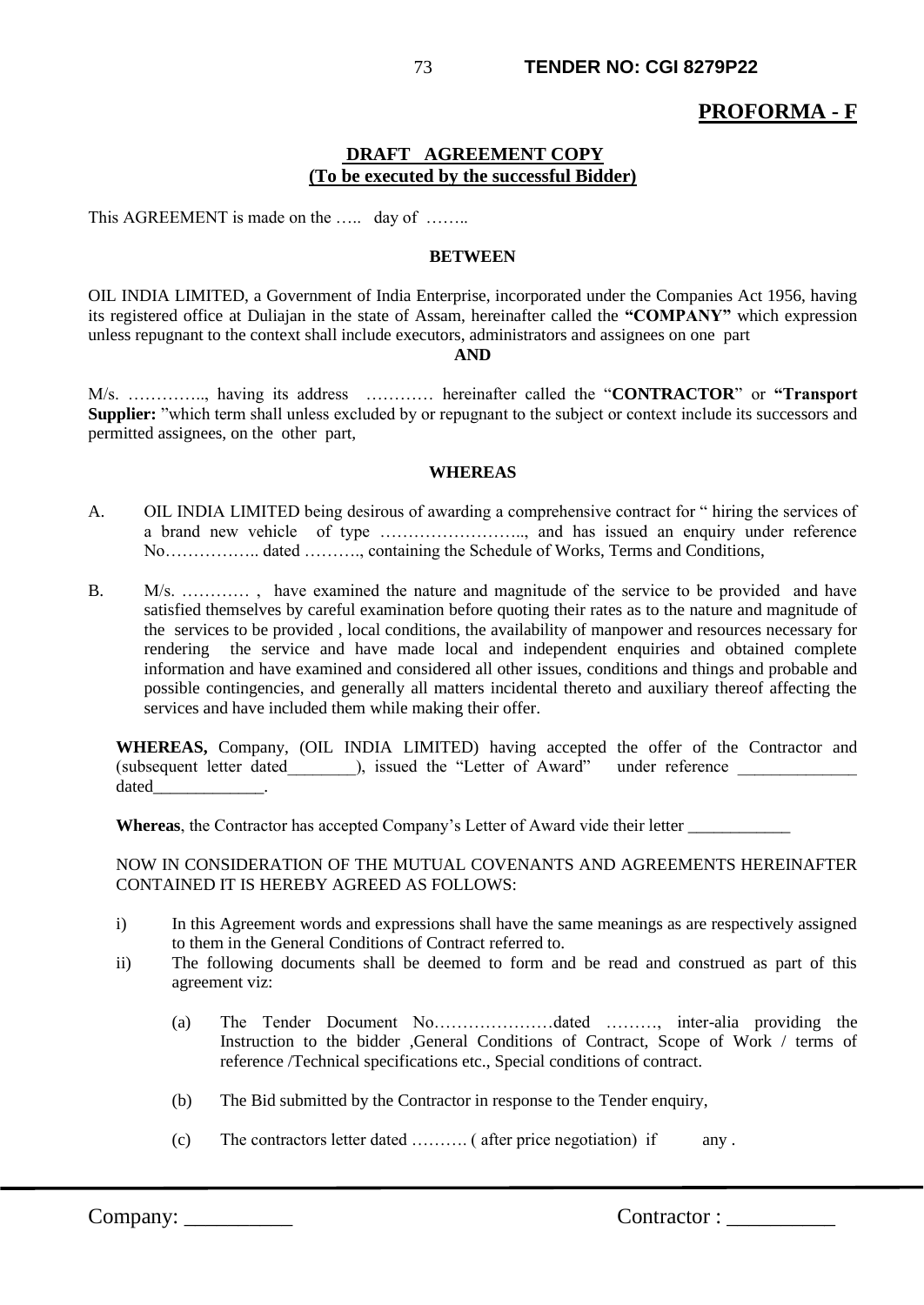**PROFORMA - F**

**DRAFT AGREEMENT COPY**
**(To be executed by the successful Bidder)**

This AGREEMENT is made on the ….. day of ……..

**BETWEEN**

OIL INDIA LIMITED, a Government of India Enterprise, incorporated under the Companies Act 1956, having its registered office at Duliajan in the state of Assam, hereinafter called the **"COMPANY"** which expression unless repugnant to the context shall include executors, administrators and assignees on one part

**AND**

M/s. ………….., having its address ………… hereinafter called the "**CONTRACTOR**" or **"Transport Supplier:** "which term shall unless excluded by or repugnant to the subject or context include its successors and permitted assignees, on the other part,

**WHEREAS**

A. OIL INDIA LIMITED being desirous of awarding a comprehensive contract for " hiring the services of a brand new vehicle of type …………………….., and has issued an enquiry under reference No…………….. dated ………., containing the Schedule of Works, Terms and Conditions,

B. M/s. ………… , have examined the nature and magnitude of the service to be provided and have satisfied themselves by careful examination before quoting their rates as to the nature and magnitude of the services to be provided , local conditions, the availability of manpower and resources necessary for rendering the service and have made local and independent enquiries and obtained complete information and have examined and considered all other issues, conditions and things and probable and possible contingencies, and generally all matters incidental thereto and auxiliary thereof affecting the services and have included them while making their offer.

**WHEREAS,** Company, (OIL INDIA LIMITED) having accepted the offer of the Contractor and (subsequent letter dated________), issued the "Letter of Award" under reference ______________ dated_____________.

**Whereas**, the Contractor has accepted Company's Letter of Award vide their letter ____________

NOW IN CONSIDERATION OF THE MUTUAL COVENANTS AND AGREEMENTS HEREINAFTER CONTAINED IT IS HEREBY AGREED AS FOLLOWS:

i) In this Agreement words and expressions shall have the same meanings as are respectively assigned to them in the General Conditions of Contract referred to.

ii) The following documents shall be deemed to form and be read and construed as part of this agreement viz:

   (a) The Tender Document No…………………dated ………, inter-alia providing the Instruction to the bidder ,General Conditions of Contract, Scope of Work / terms of reference /Technical specifications etc., Special conditions of contract.

   (b) The Bid submitted by the Contractor in response to the Tender enquiry,

   (c) The contractors letter dated ………. ( after price negotiation) if any .

Company: __________ Contractor : __________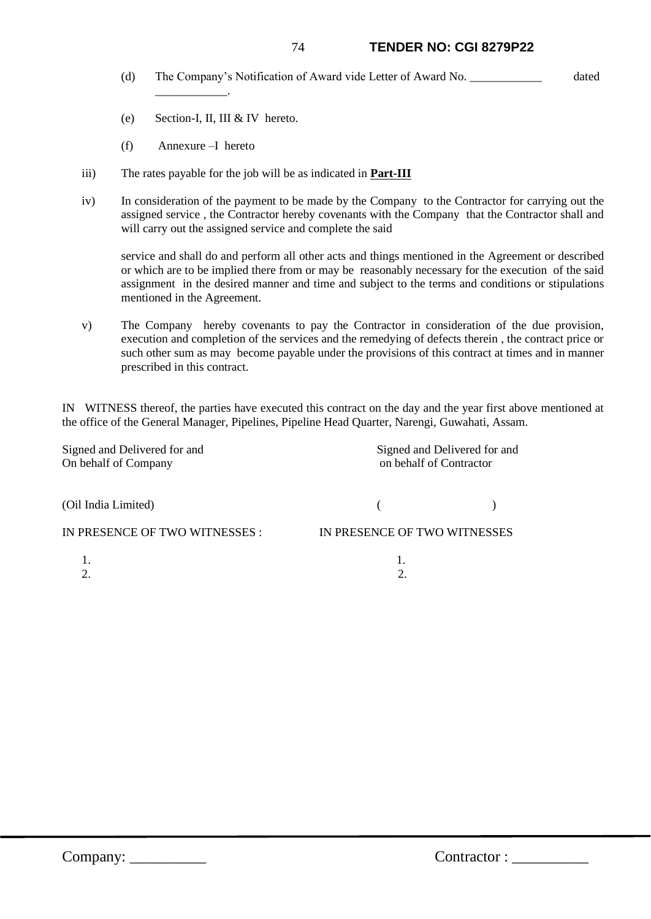(d) The Company's Notification of Award vide Letter of Award No. ____________ dated ____________.

(e) Section-I, II, III & IV hereto.

(f) Annexure –I hereto

iii) The rates payable for the job will be as indicated in **Part-III**

iv) In consideration of the payment to be made by the Company to the Contractor for carrying out the assigned service , the Contractor hereby covenants with the Company that the Contractor shall and will carry out the assigned service and complete the said

service and shall do and perform all other acts and things mentioned in the Agreement or described or which are to be implied there from or may be reasonably necessary for the execution of the said assignment in the desired manner and time and subject to the terms and conditions or stipulations mentioned in the Agreement.

v) The Company hereby covenants to pay the Contractor in consideration of the due provision, execution and completion of the services and the remedying of defects therein , the contract price or such other sum as may become payable under the provisions of this contract at times and in manner prescribed in this contract.

IN WITNESS thereof, the parties have executed this contract on the day and the year first above mentioned at the office of the General Manager, Pipelines, Pipeline Head Quarter, Narengi, Guwahati, Assam.

| Signed and Delivered for and On behalf of Company | Signed and Delivered for and on behalf of Contractor |
|---|---|
| (Oil India Limited) | (                    ) |
| IN PRESENCE OF TWO WITNESSES : | IN PRESENCE OF TWO WITNESSES |
| 1. | 1. |
| 2. | 2. |

Company: __________ Contractor : __________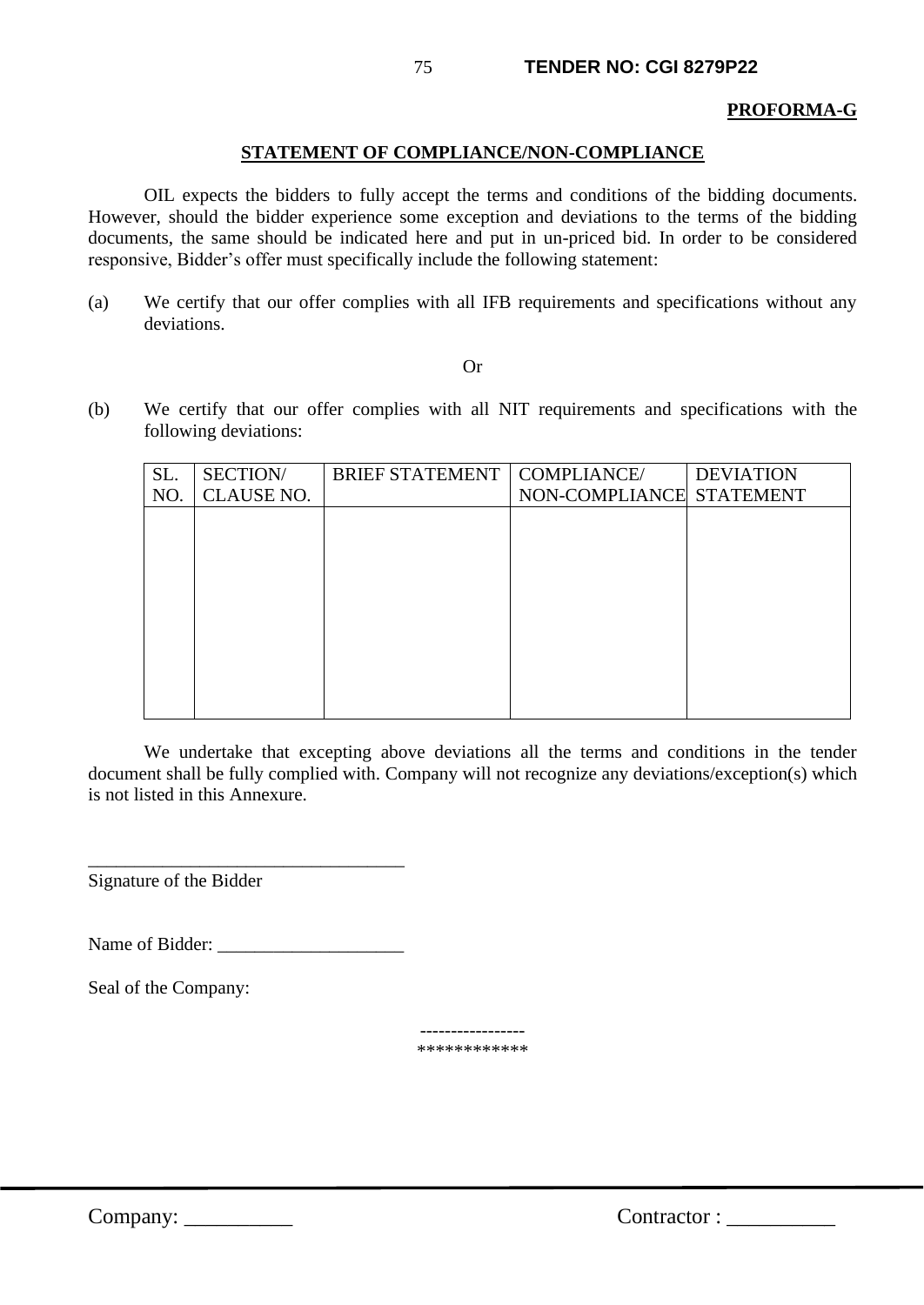**PROFORMA-G**

## STATEMENT OF COMPLIANCE/NON-COMPLIANCE

OIL expects the bidders to fully accept the terms and conditions of the bidding documents. However, should the bidder experience some exception and deviations to the terms of the bidding documents, the same should be indicated here and put in un-priced bid. In order to be considered responsive, Bidder's offer must specifically include the following statement:

(a) We certify that our offer complies with all IFB requirements and specifications without any deviations.

Or

(b) We certify that our offer complies with all NIT requirements and specifications with the following deviations:

| SL. NO. | SECTION/ CLAUSE NO. | BRIEF STATEMENT | COMPLIANCE/ NON-COMPLIANCE | DEVIATION STATEMENT |
|---|---|---|---|---|
| | | | | |

We undertake that excepting above deviations all the terms and conditions in the tender document shall be fully complied with. Company will not recognize any deviations/exception(s) which is not listed in this Annexure.

\_\_\_\_\_\_\_\_\_\_\_\_\_\_\_\_\_\_\_\_\_\_\_\_\_\_\_\_\_\_\_\_\_\_

Signature of the Bidder

Name of Bidder: \_\_\_\_\_\_\_\_\_\_\_\_\_\_\_\_\_\_\_\_

Seal of the Company:

-----------------

************

Company: \_\_\_\_\_\_\_\_\_\_ Contractor : \_\_\_\_\_\_\_\_\_\_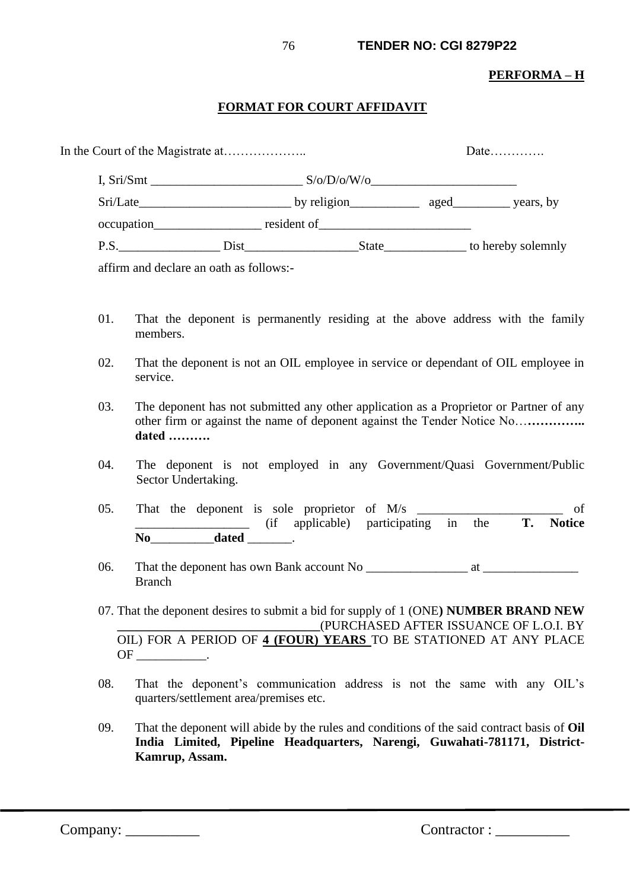**PERFORMA – H**

## FORMAT FOR COURT AFFIDAVIT

In the Court of the Magistrate at……………….. Date………….

I, Sri/Smt ________________________ S/o/D/o/W/o_______________________ Sri/Late________________________ by religion___________ aged_________ years, by occupation_________________ resident of________________________ P.S.________________ Dist__________________State_____________ to hereby solemnly affirm and declare an oath as follows:-

01. That the deponent is permanently residing at the above address with the family members.

02. That the deponent is not an OIL employee in service or dependant of OIL employee in service.

03. The deponent has not submitted any other application as a Proprietor or Partner of any other firm or against the name of deponent against the Tender Notice No…**………….. dated ……….**

04. The deponent is not employed in any Government/Quasi Government/Public Sector Undertaking.

05. That the deponent is sole proprietor of M/s _______________________ of __________________ (if applicable) participating in the **T. Notice No__________dated** _______.

06. That the deponent has own Bank account No ________________ at _______________ Branch

07. That the deponent desires to submit a bid for supply of 1 (ONE**) NUMBER BRAND NEW \_\_\_\_\_\_\_\_\_\_\_\_\_\_\_\_\_\_\_\_\_\_\_\_\_\_\_\_\_\_\_\_**(PURCHASED AFTER ISSUANCE OF L.O.I. BY OIL) FOR A PERIOD OF **4 (FOUR) YEARS** TO BE STATIONED AT ANY PLACE OF ___________.

08. That the deponent's communication address is not the same with any OIL's quarters/settlement area/premises etc.

09. That the deponent will abide by the rules and conditions of the said contract basis of **Oil India Limited, Pipeline Headquarters, Narengi, Guwahati-781171, District-Kamrup, Assam.**

Company: __________ Contractor : __________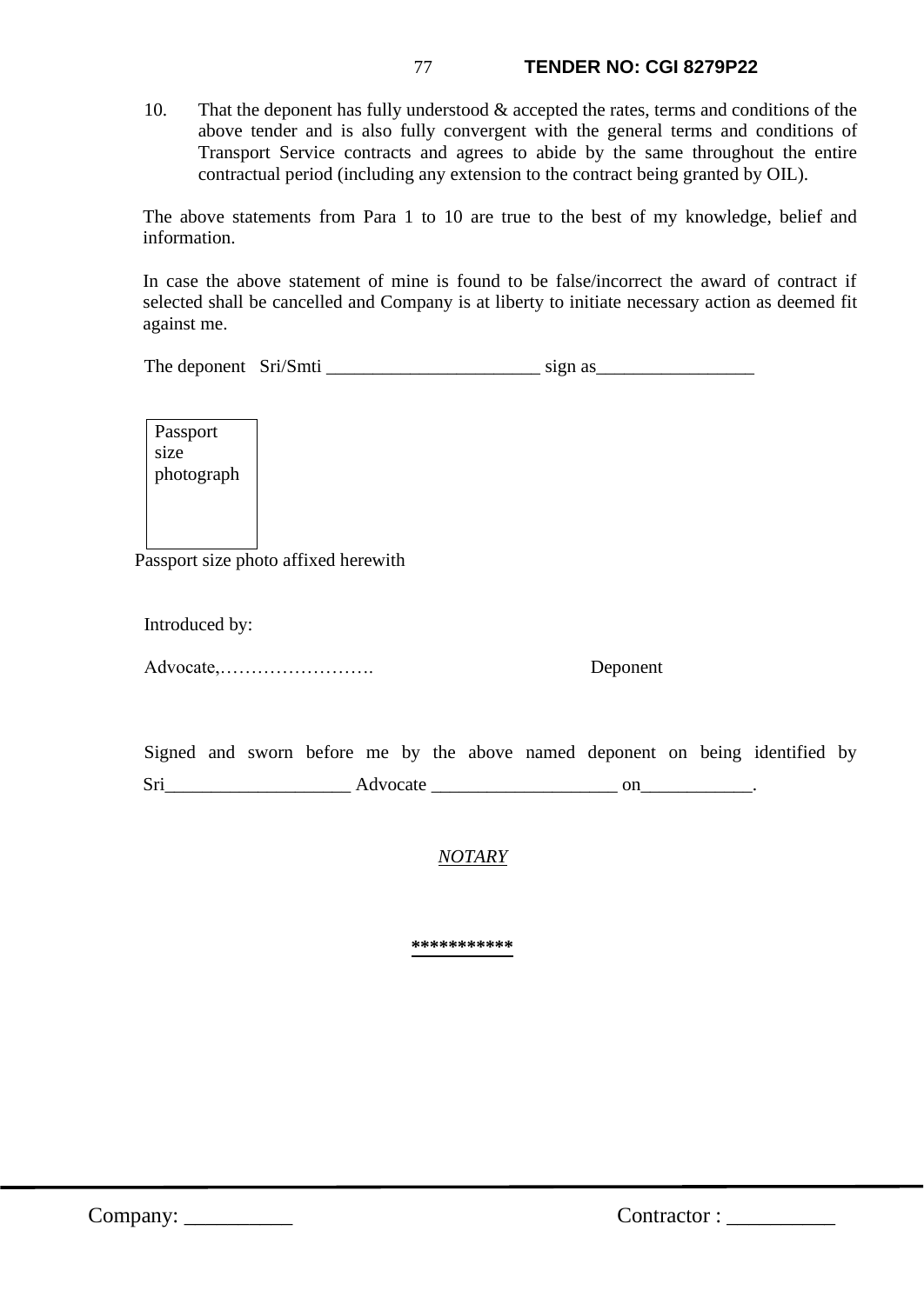10. That the deponent has fully understood & accepted the rates, terms and conditions of the above tender and is also fully convergent with the general terms and conditions of Transport Service contracts and agrees to abide by the same throughout the entire contractual period (including any extension to the contract being granted by OIL).

The above statements from Para 1 to 10 are true to the best of my knowledge, belief and information.

In case the above statement of mine is found to be false/incorrect the award of contract if selected shall be cancelled and Company is at liberty to initiate necessary action as deemed fit against me.

The deponent Sri/Smti _______________________ sign as_________________

| Passport size photograph |
|---|
| |

Passport size photo affixed herewith

Introduced by:

Advocate,……………………. Deponent

Signed and sworn before me by the above named deponent on being identified by Sri____________________ Advocate ____________________ on____________.

*NOTARY*

***********

Company: __________ Contractor : __________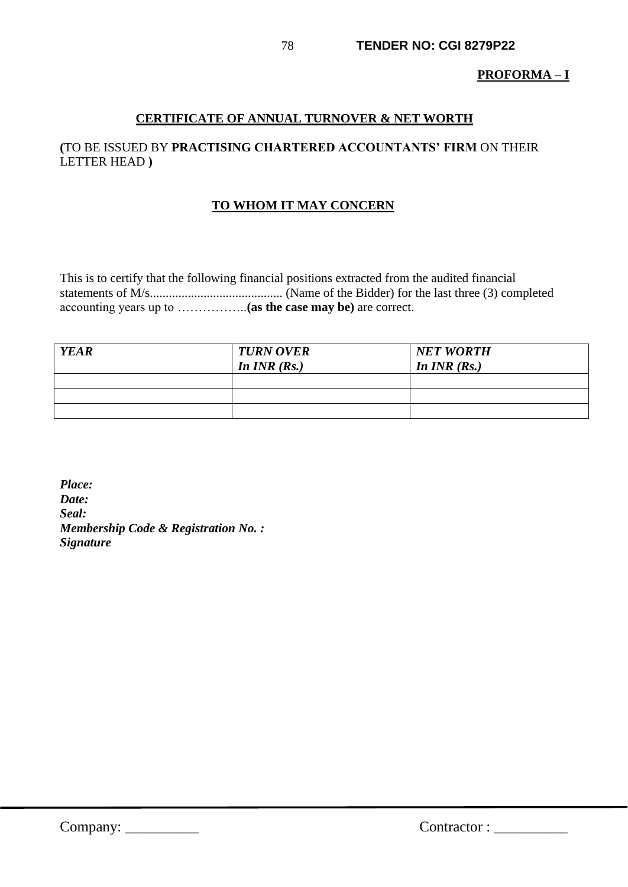**PROFORMA – I**

## CERTIFICATE OF ANNUAL TURNOVER & NET WORTH

**(**TO BE ISSUED BY **PRACTISING CHARTERED ACCOUNTANTS' FIRM** ON THEIR LETTER HEAD **)**

### TO WHOM IT MAY CONCERN

This is to certify that the following financial positions extracted from the audited financial statements of M/s......................................... (Name of the Bidder) for the last three (3) completed accounting years up to ……………..**(as the case may be)** are correct.

| ***YEAR*** | ***TURN OVER In INR (Rs.)*** | ***NET WORTH In INR (Rs.)*** |
|---|---|---|
| | | |
| | | |
| | | |

***Place:***
***Date:***
***Seal:***
***Membership Code & Registration No. :***
***Signature***

Company: __________ Contractor : __________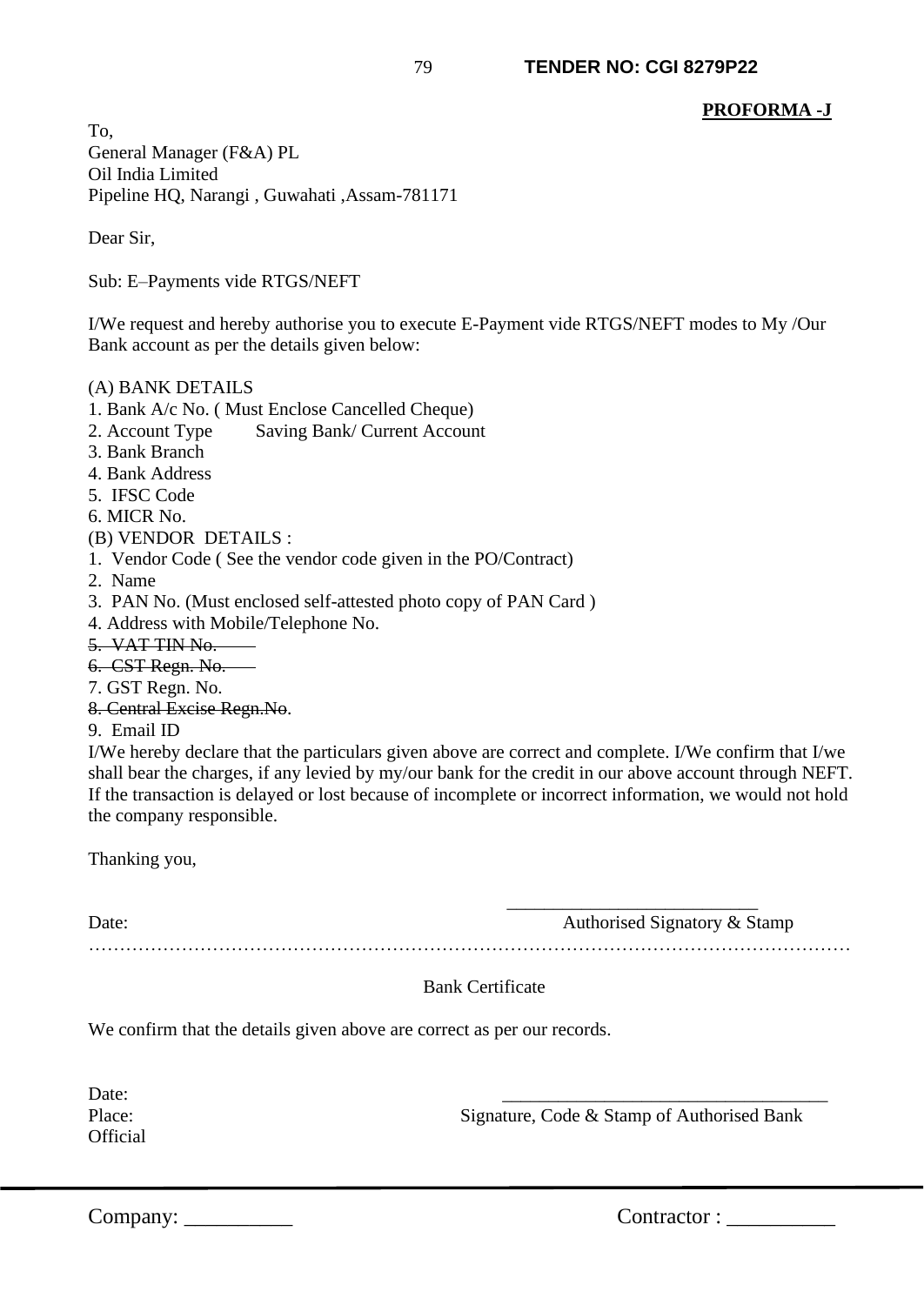**PROFORMA -J**

To,
General Manager (F&A) PL
Oil India Limited
Pipeline HQ, Narangi , Guwahati ,Assam-781171

Dear Sir,

Sub: E–Payments vide RTGS/NEFT

I/We request and hereby authorise you to execute E-Payment vide RTGS/NEFT modes to My /Our Bank account as per the details given below:

(A) BANK DETAILS
1. Bank A/c No. ( Must Enclose Cancelled Cheque)
2. Account Type     Saving Bank/ Current Account
3. Bank Branch
4. Bank Address
5. IFSC Code
6. MICR No.

(B) VENDOR DETAILS :
1. Vendor Code ( See the vendor code given in the PO/Contract)
2. Name
3. PAN No. (Must enclosed self-attested photo copy of PAN Card )
4. Address with Mobile/Telephone No.
5. ~~VAT TIN No.~~
6. ~~CST Regn. No.~~
7. GST Regn. No.
8. ~~Central Excise Regn.No~~.
9. Email ID

I/We hereby declare that the particulars given above are correct and complete. I/We confirm that I/we shall bear the charges, if any levied by my/our bank for the credit in our above account through NEFT. If the transaction is delayed or lost because of incomplete or incorrect information, we would not hold the company responsible.

Thanking you,

Date: ___________________________ Authorised Signatory & Stamp

…………………………………………………………………………………………………………

Bank Certificate

We confirm that the details given above are correct as per our records.

Date:
Place: ___________________________ Signature, Code & Stamp of Authorised Bank Official

Company: __________ Contractor : __________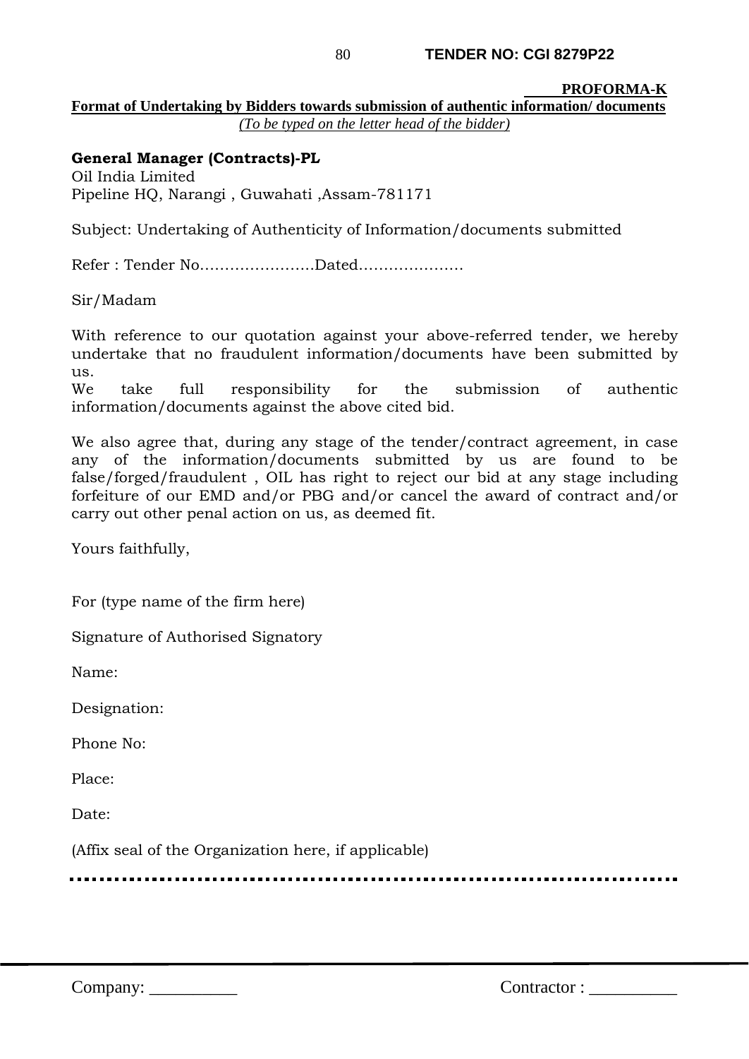**PROFORMA-K**

**Format of Undertaking by Bidders towards submission of authentic information/ documents**

*(To be typed on the letter head of the bidder)*

**General Manager (Contracts)-PL**
Oil India Limited
Pipeline HQ, Narangi , Guwahati ,Assam-781171

Subject: Undertaking of Authenticity of Information/documents submitted

Refer : Tender No.......................Dated.....................

Sir/Madam

With reference to our quotation against your above-referred tender, we hereby undertake that no fraudulent information/documents have been submitted by us.
We take full responsibility for the submission of authentic information/documents against the above cited bid.

We also agree that, during any stage of the tender/contract agreement, in case any of the information/documents submitted by us are found to be false/forged/fraudulent , OIL has right to reject our bid at any stage including forfeiture of our EMD and/or PBG and/or cancel the award of contract and/or carry out other penal action on us, as deemed fit.

Yours faithfully,

For (type name of the firm here)

Signature of Authorised Signatory

Name:

Designation:

Phone No:

Place:

Date:

(Affix seal of the Organization here, if applicable)

Company: __________ Contractor : __________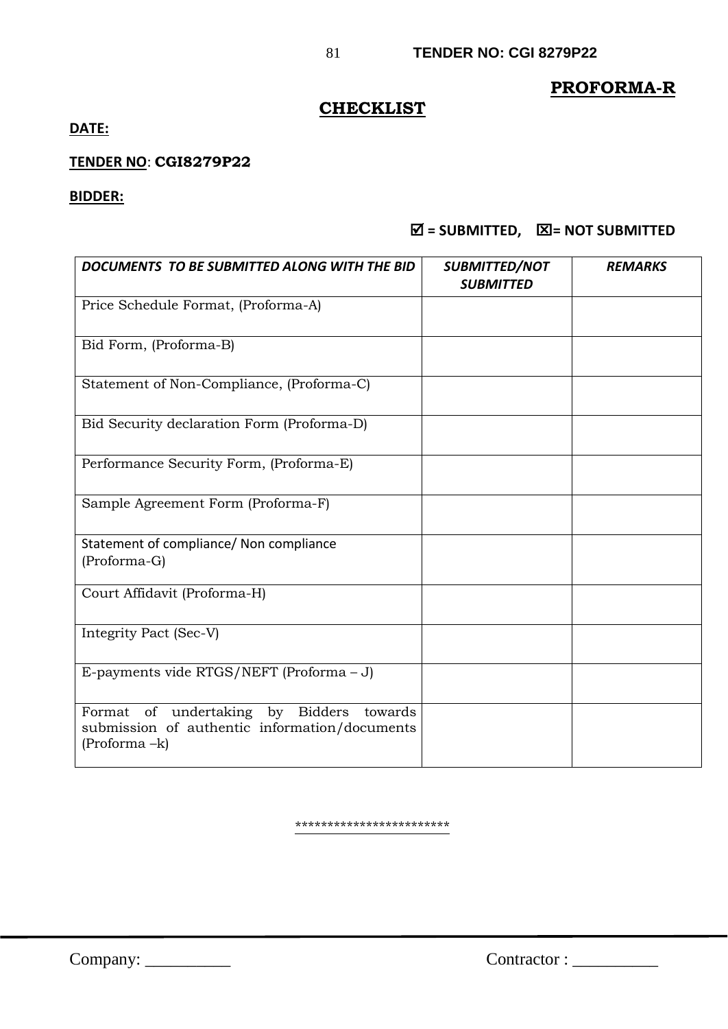**PROFORMA-R**

# CHECKLIST

**DATE:**

**TENDER NO**: **CGI8279P22**

**BIDDER:**

**☑ = SUBMITTED, ☒= NOT SUBMITTED**

| ***DOCUMENTS TO BE SUBMITTED ALONG WITH THE BID*** | ***SUBMITTED/NOT SUBMITTED*** | ***REMARKS*** |
|---|---|---|
| Price Schedule Format, (Proforma-A) | | |
| Bid Form, (Proforma-B) | | |
| Statement of Non-Compliance, (Proforma-C) | | |
| Bid Security declaration Form (Proforma-D) | | |
| Performance Security Form, (Proforma-E) | | |
| Sample Agreement Form (Proforma-F) | | |
| Statement of compliance/ Non compliance (Proforma-G) | | |
| Court Affidavit (Proforma-H) | | |
| Integrity Pact (Sec-V) | | |
| E-payments vide RTGS/NEFT (Proforma – J) | | |
| Format of undertaking by Bidders towards submission of authentic information/documents (Proforma –k) | | |

************************

Company: __________ Contractor : __________